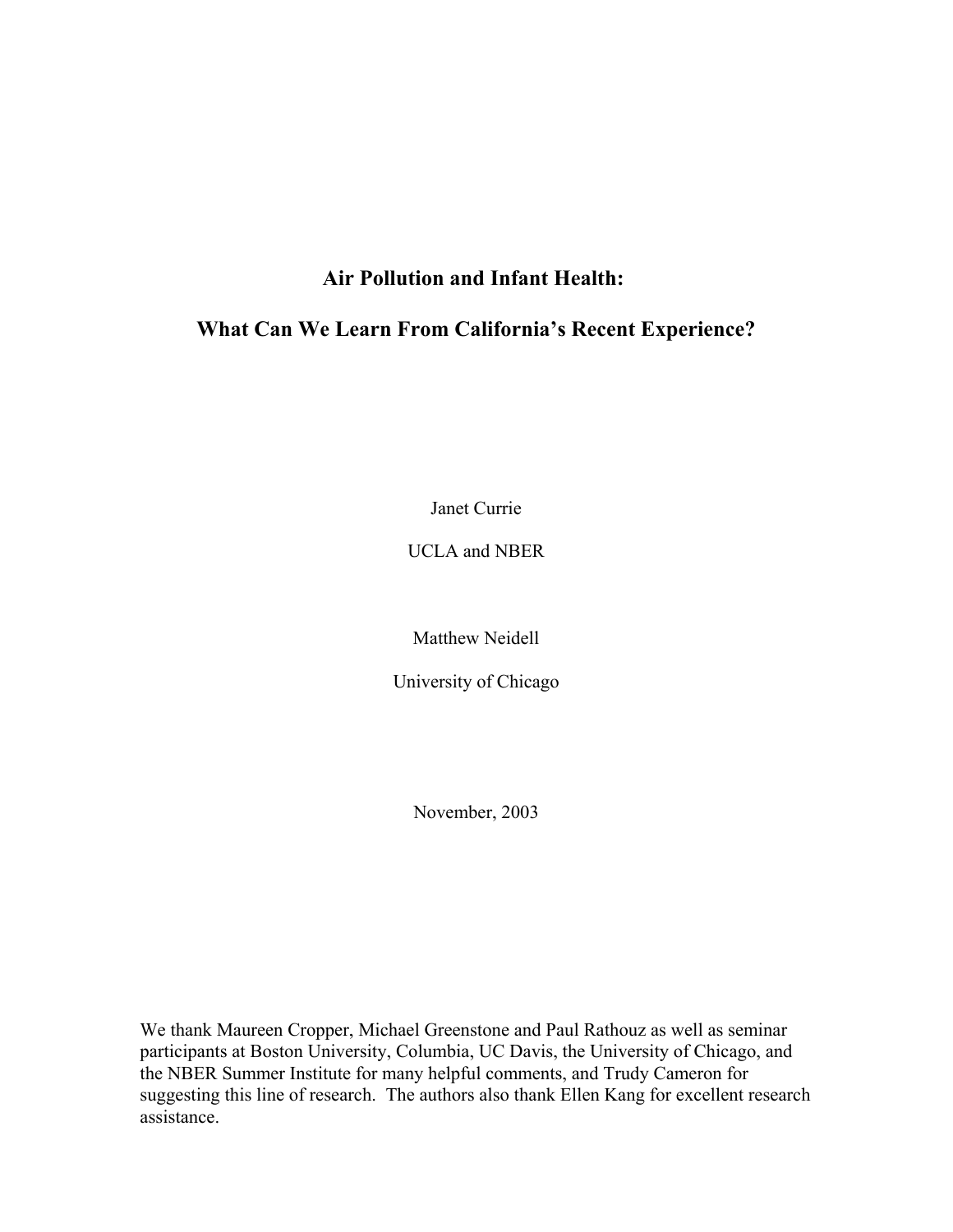# Air Pollution and Infant Health:

# What Can We Learn From California's Recent Experience?

Janet Currie

UCLA and NBER

Matthew Neidell

University of Chicago

November, 2003

We thank Maureen Cropper, Michael Greenstone and Paul Rathouz as well as seminar participants at Boston University, Columbia, UC Davis, the University of Chicago, and the NBER Summer Institute for many helpful comments, and Trudy Cameron for suggesting this line of research. The authors also thank Ellen Kang for excellent research assistance.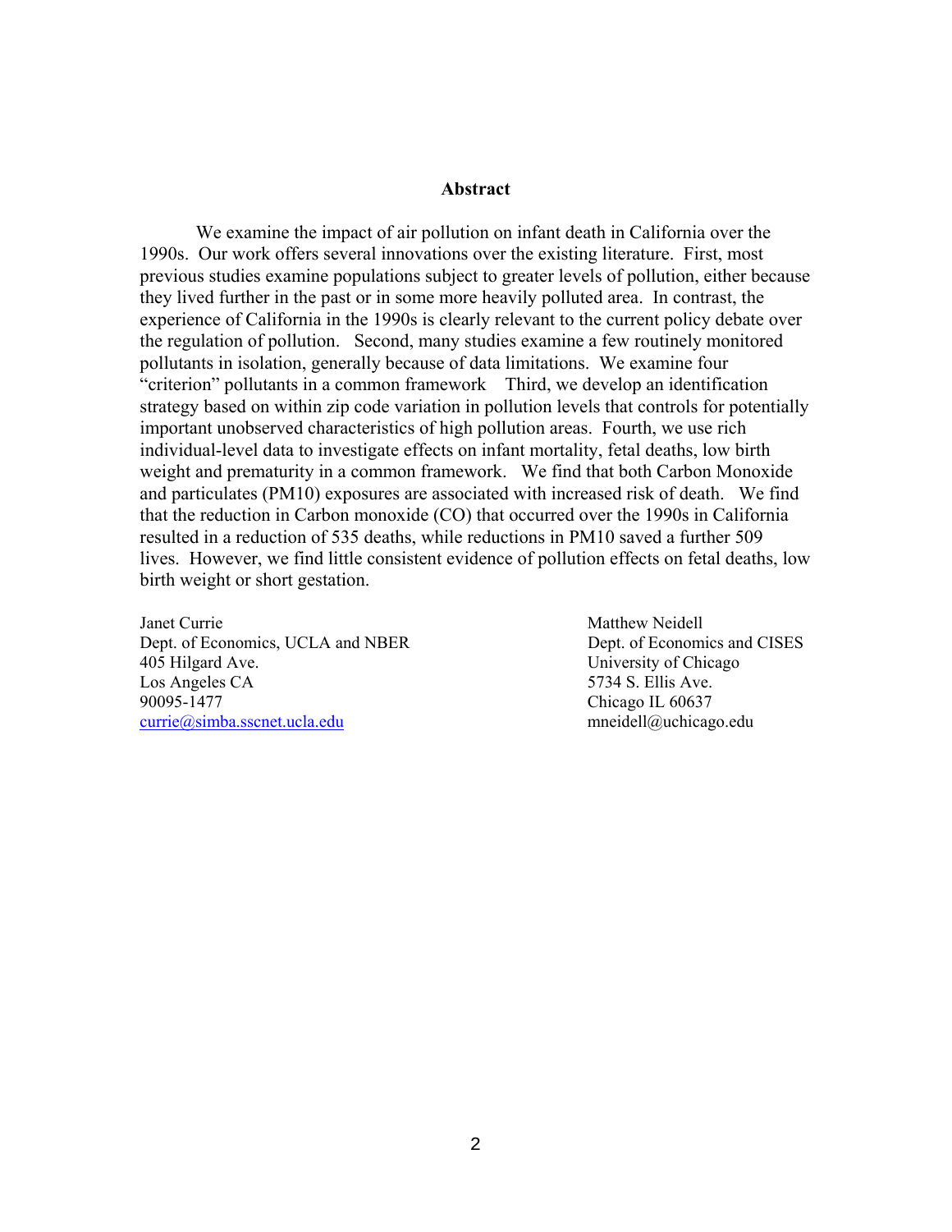## Abstract

We examine the impact of air pollution on infant death in California over the 1990s. Our work offers several innovations over the existing literature. First, most previous studies examine populations subject to greater levels of pollution, either because they lived further in the past or in some more heavily polluted area. In contrast, the experience of California in the 1990s is clearly relevant to the current policy debate over the regulation of pollution. Second, many studies examine a few routinely monitored pollutants in isolation, generally because of data limitations. We examine four "criterion" pollutants in a common framework Third, we develop an identification strategy based on within zip code variation in pollution levels that controls for potentially important unobserved characteristics of high pollution areas. Fourth, we use rich individual-level data to investigate effects on infant mortality, fetal deaths, low birth weight and prematurity in a common framework. We find that both Carbon Monoxide and particulates (PM10) exposures are associated with increased risk of death. We find that the reduction in Carbon monoxide (CO) that occurred over the 1990s in California resulted in a reduction of 535 deaths, while reductions in PM10 saved a further 509 lives. However, we find little consistent evidence of pollution effects on fetal deaths, low birth weight or short gestation.

Janet Currie
Dept. of Economics, UCLA and NBER
405 Hilgard Ave.
Los Angeles CA
90095-1477
currie@simba.sscnet.ucla.edu

Matthew Neidell
Dept. of Economics and CISES
University of Chicago
5734 S. Ellis Ave.
Chicago IL 60637
mneidell@uchicago.edu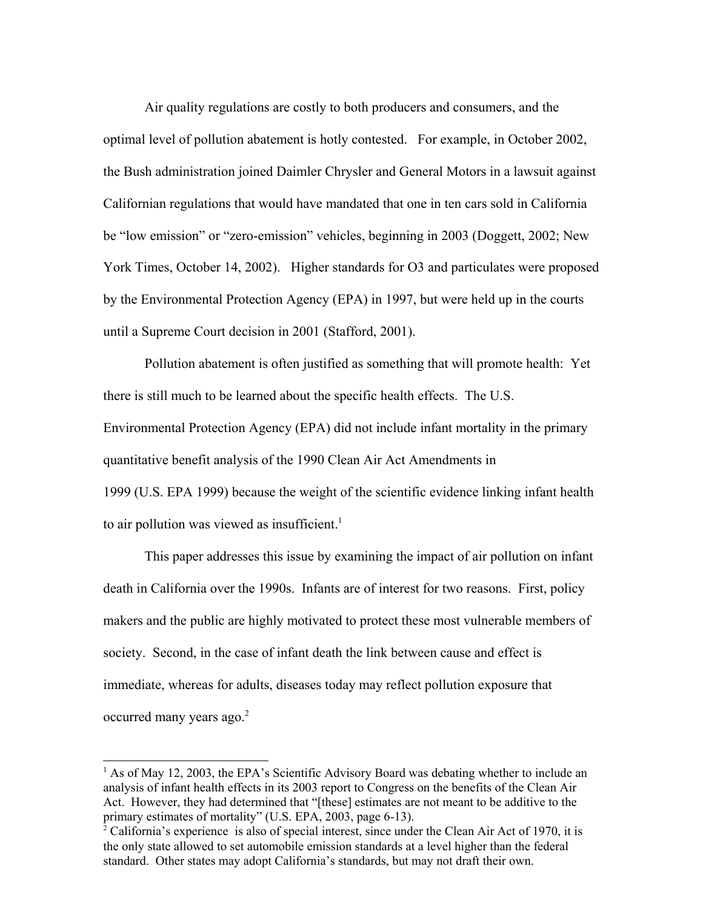Air quality regulations are costly to both producers and consumers, and the optimal level of pollution abatement is hotly contested. For example, in October 2002, the Bush administration joined Daimler Chrysler and General Motors in a lawsuit against Californian regulations that would have mandated that one in ten cars sold in California be "low emission" or "zero-emission" vehicles, beginning in 2003 (Doggett, 2002; New York Times, October 14, 2002). Higher standards for $O_3$ and particulates were proposed by the Environmental Protection Agency (EPA) in 1997, but were held up in the courts until a Supreme Court decision in 2001 (Stafford, 2001).

Pollution abatement is often justified as something that will promote health: Yet there is still much to be learned about the specific health effects. The U.S. Environmental Protection Agency (EPA) did not include infant mortality in the primary quantitative benefit analysis of the 1990 Clean Air Act Amendments in 1999 (U.S. EPA 1999) because the weight of the scientific evidence linking infant health to air pollution was viewed as insufficient.[1]

This paper addresses this issue by examining the impact of air pollution on infant death in California over the 1990s. Infants are of interest for two reasons. First, policy makers and the public are highly motivated to protect these most vulnerable members of society. Second, in the case of infant death the link between cause and effect is immediate, whereas for adults, diseases today may reflect pollution exposure that occurred many years ago.[2]

---

[1] As of May 12, 2003, the EPA's Scientific Advisory Board was debating whether to include an analysis of infant health effects in its 2003 report to Congress on the benefits of the Clean Air Act. However, they had determined that "[these] estimates are not meant to be additive to the primary estimates of mortality" (U.S. EPA, 2003, page 6-13).

[2] California's experience is also of special interest, since under the Clean Air Act of 1970, it is the only state allowed to set automobile emission standards at a level higher than the federal standard. Other states may adopt California's standards, but may not draft their own.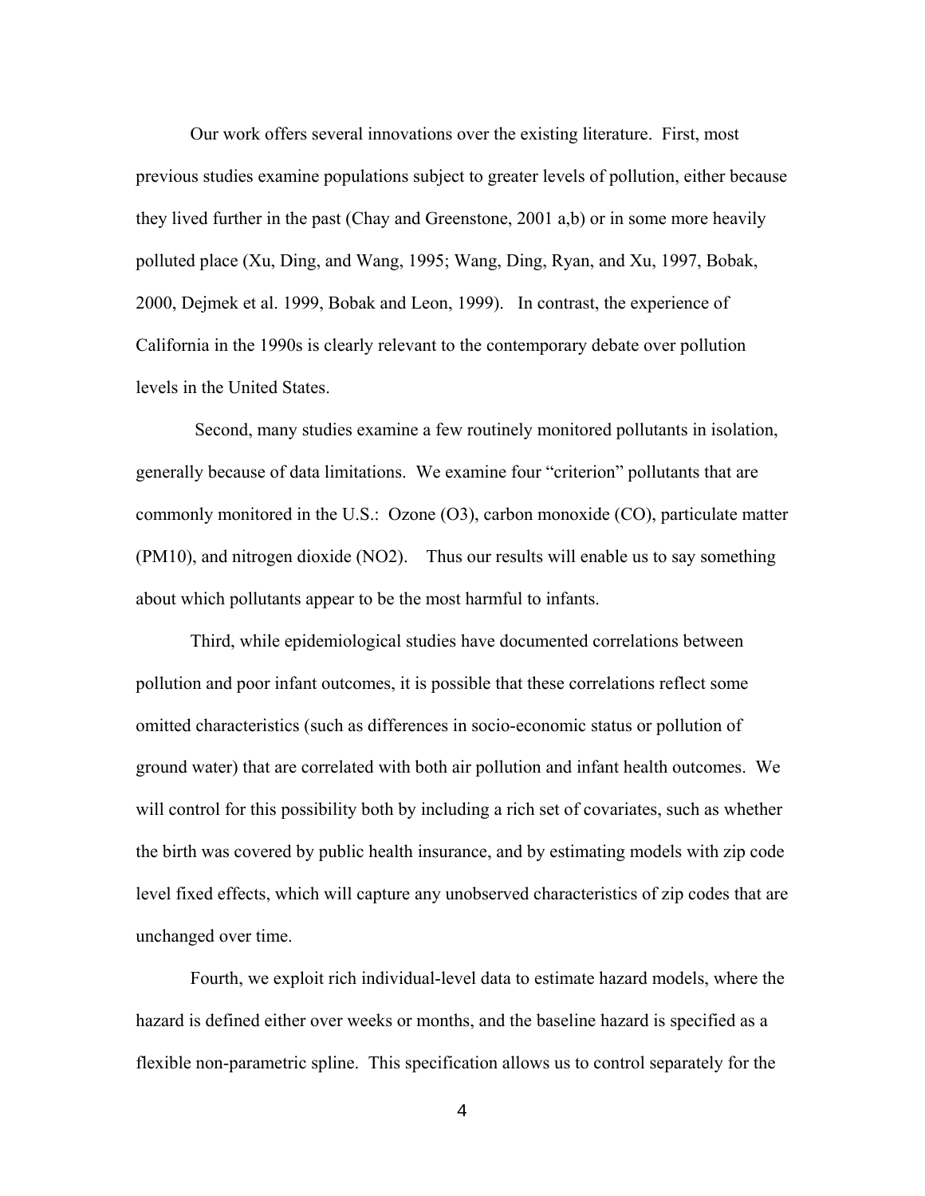Our work offers several innovations over the existing literature. First, most previous studies examine populations subject to greater levels of pollution, either because they lived further in the past (Chay and Greenstone, 2001 a,b) or in some more heavily polluted place (Xu, Ding, and Wang, 1995; Wang, Ding, Ryan, and Xu, 1997, Bobak, 2000, Dejmek et al. 1999, Bobak and Leon, 1999). In contrast, the experience of California in the 1990s is clearly relevant to the contemporary debate over pollution levels in the United States.

Second, many studies examine a few routinely monitored pollutants in isolation, generally because of data limitations. We examine four "criterion" pollutants that are commonly monitored in the U.S.: Ozone ($O_3$), carbon monoxide (CO), particulate matter ($PM_{10}$), and nitrogen dioxide ($NO_2$). Thus our results will enable us to say something about which pollutants appear to be the most harmful to infants.

Third, while epidemiological studies have documented correlations between pollution and poor infant outcomes, it is possible that these correlations reflect some omitted characteristics (such as differences in socio-economic status or pollution of ground water) that are correlated with both air pollution and infant health outcomes. We will control for this possibility both by including a rich set of covariates, such as whether the birth was covered by public health insurance, and by estimating models with zip code level fixed effects, which will capture any unobserved characteristics of zip codes that are unchanged over time.

Fourth, we exploit rich individual-level data to estimate hazard models, where the hazard is defined either over weeks or months, and the baseline hazard is specified as a flexible non-parametric spline. This specification allows us to control separately for the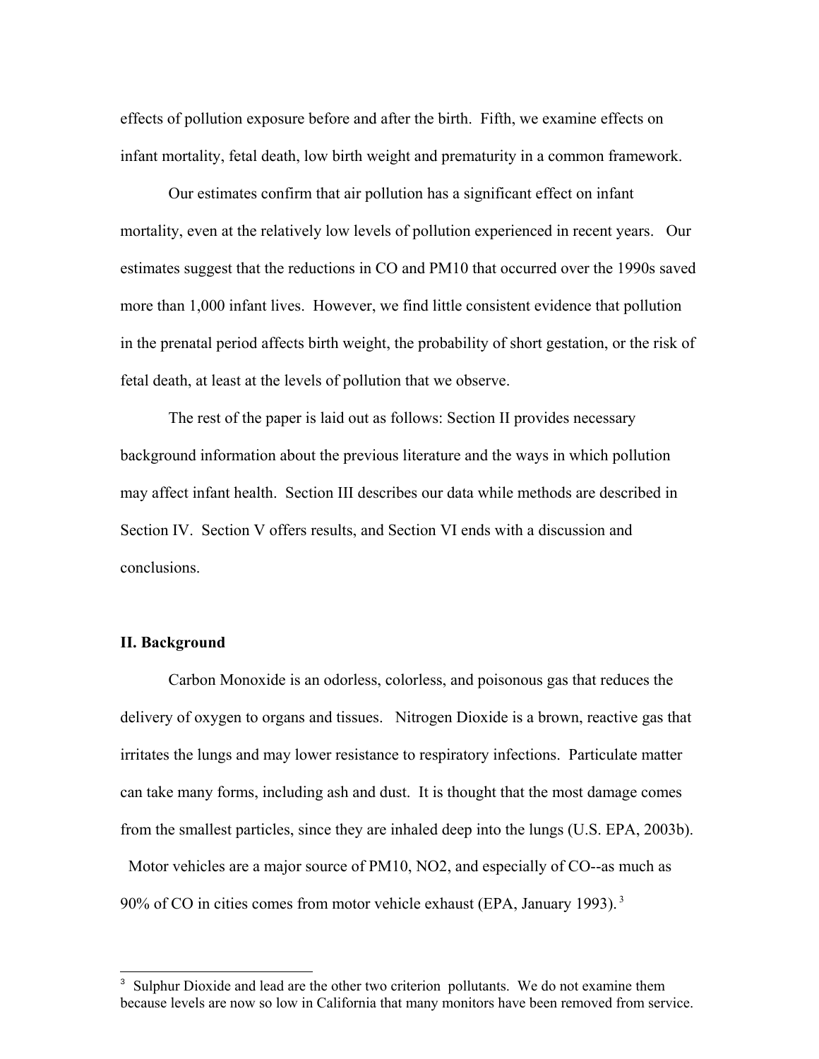effects of pollution exposure before and after the birth. Fifth, we examine effects on infant mortality, fetal death, low birth weight and prematurity in a common framework.

Our estimates confirm that air pollution has a significant effect on infant mortality, even at the relatively low levels of pollution experienced in recent years. Our estimates suggest that the reductions in CO and PM10 that occurred over the 1990s saved more than 1,000 infant lives. However, we find little consistent evidence that pollution in the prenatal period affects birth weight, the probability of short gestation, or the risk of fetal death, at least at the levels of pollution that we observe.

The rest of the paper is laid out as follows: Section II provides necessary background information about the previous literature and the ways in which pollution may affect infant health. Section III describes our data while methods are described in Section IV. Section V offers results, and Section VI ends with a discussion and conclusions.

## II. Background

Carbon Monoxide is an odorless, colorless, and poisonous gas that reduces the delivery of oxygen to organs and tissues. Nitrogen Dioxide is a brown, reactive gas that irritates the lungs and may lower resistance to respiratory infections. Particulate matter can take many forms, including ash and dust. It is thought that the most damage comes from the smallest particles, since they are inhaled deep into the lungs (U.S. EPA, 2003b). Motor vehicles are a major source of PM10, NO2, and especially of CO--as much as 90% of CO in cities comes from motor vehicle exhaust (EPA, January 1993).[3]

[3] Sulphur Dioxide and lead are the other two criterion pollutants. We do not examine them because levels are now so low in California that many monitors have been removed from service.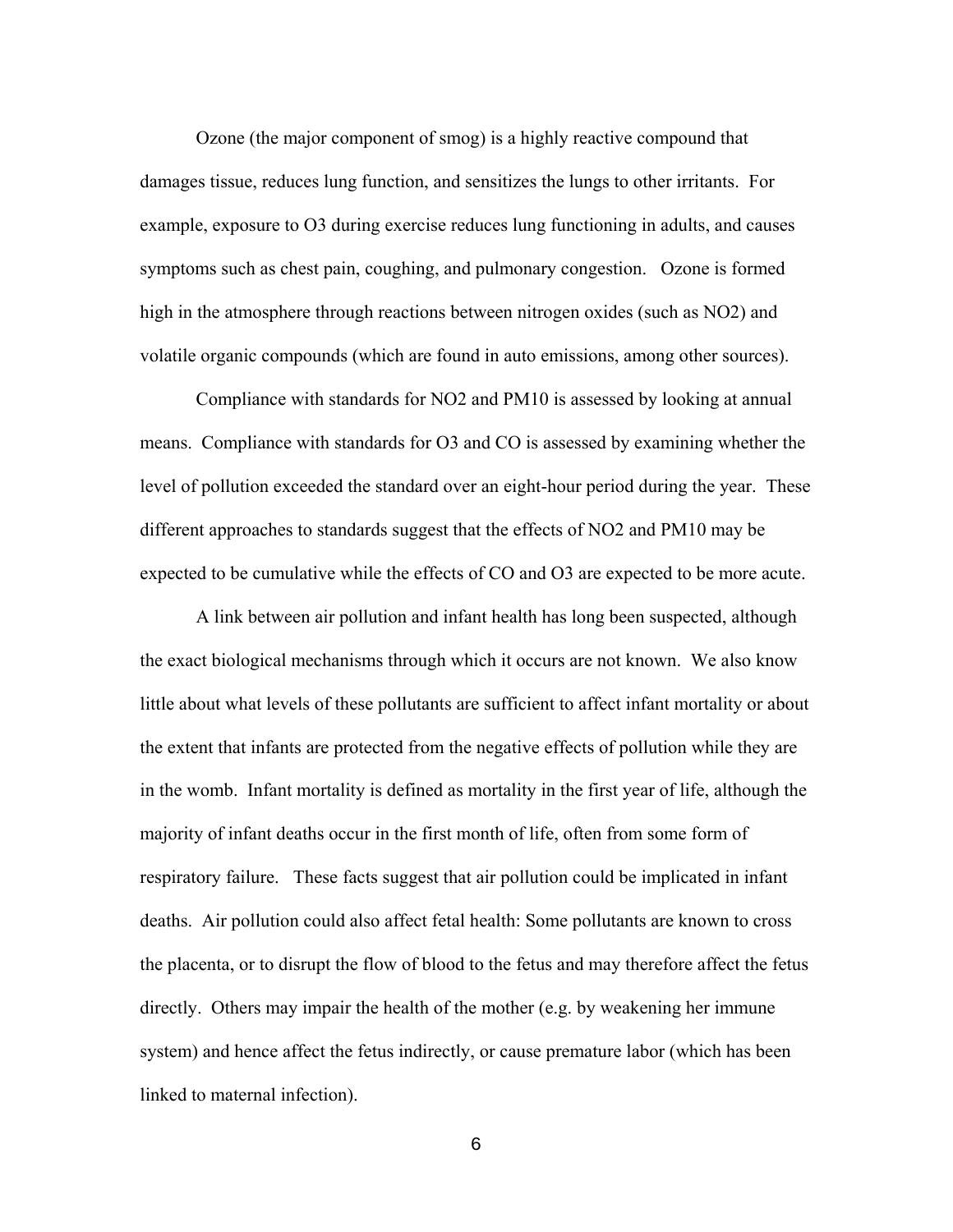Ozone (the major component of smog) is a highly reactive compound that damages tissue, reduces lung function, and sensitizes the lungs to other irritants. For example, exposure to $O_3$ during exercise reduces lung functioning in adults, and causes symptoms such as chest pain, coughing, and pulmonary congestion. Ozone is formed high in the atmosphere through reactions between nitrogen oxides (such as $NO_2$) and volatile organic compounds (which are found in auto emissions, among other sources).

Compliance with standards for $NO_2$ and $PM_{10}$ is assessed by looking at annual means. Compliance with standards for $O_3$ and CO is assessed by examining whether the level of pollution exceeded the standard over an eight-hour period during the year. These different approaches to standards suggest that the effects of $NO_2$ and $PM_{10}$ may be expected to be cumulative while the effects of CO and $O_3$ are expected to be more acute.

A link between air pollution and infant health has long been suspected, although the exact biological mechanisms through which it occurs are not known. We also know little about what levels of these pollutants are sufficient to affect infant mortality or about the extent that infants are protected from the negative effects of pollution while they are in the womb. Infant mortality is defined as mortality in the first year of life, although the majority of infant deaths occur in the first month of life, often from some form of respiratory failure. These facts suggest that air pollution could be implicated in infant deaths. Air pollution could also affect fetal health: Some pollutants are known to cross the placenta, or to disrupt the flow of blood to the fetus and may therefore affect the fetus directly. Others may impair the health of the mother (e.g. by weakening her immune system) and hence affect the fetus indirectly, or cause premature labor (which has been linked to maternal infection).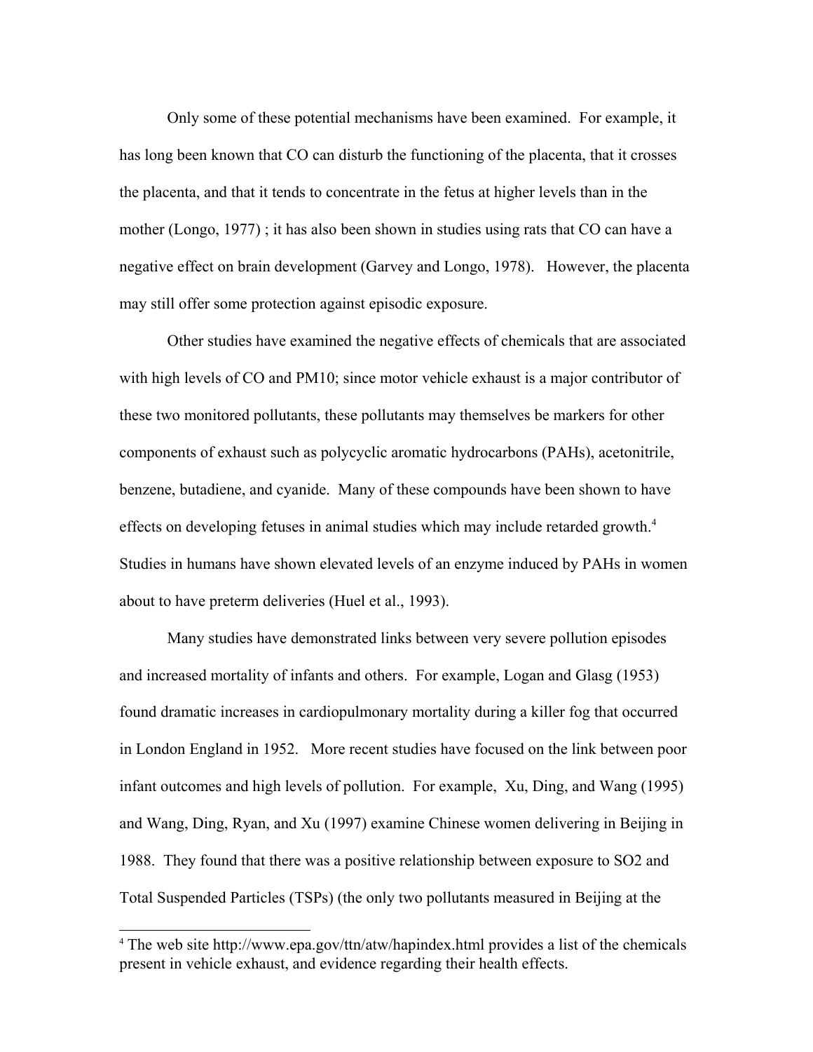Only some of these potential mechanisms have been examined. For example, it has long been known that CO can disturb the functioning of the placenta, that it crosses the placenta, and that it tends to concentrate in the fetus at higher levels than in the mother (Longo, 1977) ; it has also been shown in studies using rats that CO can have a negative effect on brain development (Garvey and Longo, 1978). However, the placenta may still offer some protection against episodic exposure.

Other studies have examined the negative effects of chemicals that are associated with high levels of CO and PM10; since motor vehicle exhaust is a major contributor of these two monitored pollutants, these pollutants may themselves be markers for other components of exhaust such as polycyclic aromatic hydrocarbons (PAHs), acetonitrile, benzene, butadiene, and cyanide. Many of these compounds have been shown to have effects on developing fetuses in animal studies which may include retarded growth.[4] Studies in humans have shown elevated levels of an enzyme induced by PAHs in women about to have preterm deliveries (Huel et al., 1993).

Many studies have demonstrated links between very severe pollution episodes and increased mortality of infants and others. For example, Logan and Glasg (1953) found dramatic increases in cardiopulmonary mortality during a killer fog that occurred in London England in 1952. More recent studies have focused on the link between poor infant outcomes and high levels of pollution. For example, Xu, Ding, and Wang (1995) and Wang, Ding, Ryan, and Xu (1997) examine Chinese women delivering in Beijing in 1988. They found that there was a positive relationship between exposure to SO2 and Total Suspended Particles (TSPs) (the only two pollutants measured in Beijing at the

[4] The web site http://www.epa.gov/ttn/atw/hapindex.html provides a list of the chemicals present in vehicle exhaust, and evidence regarding their health effects.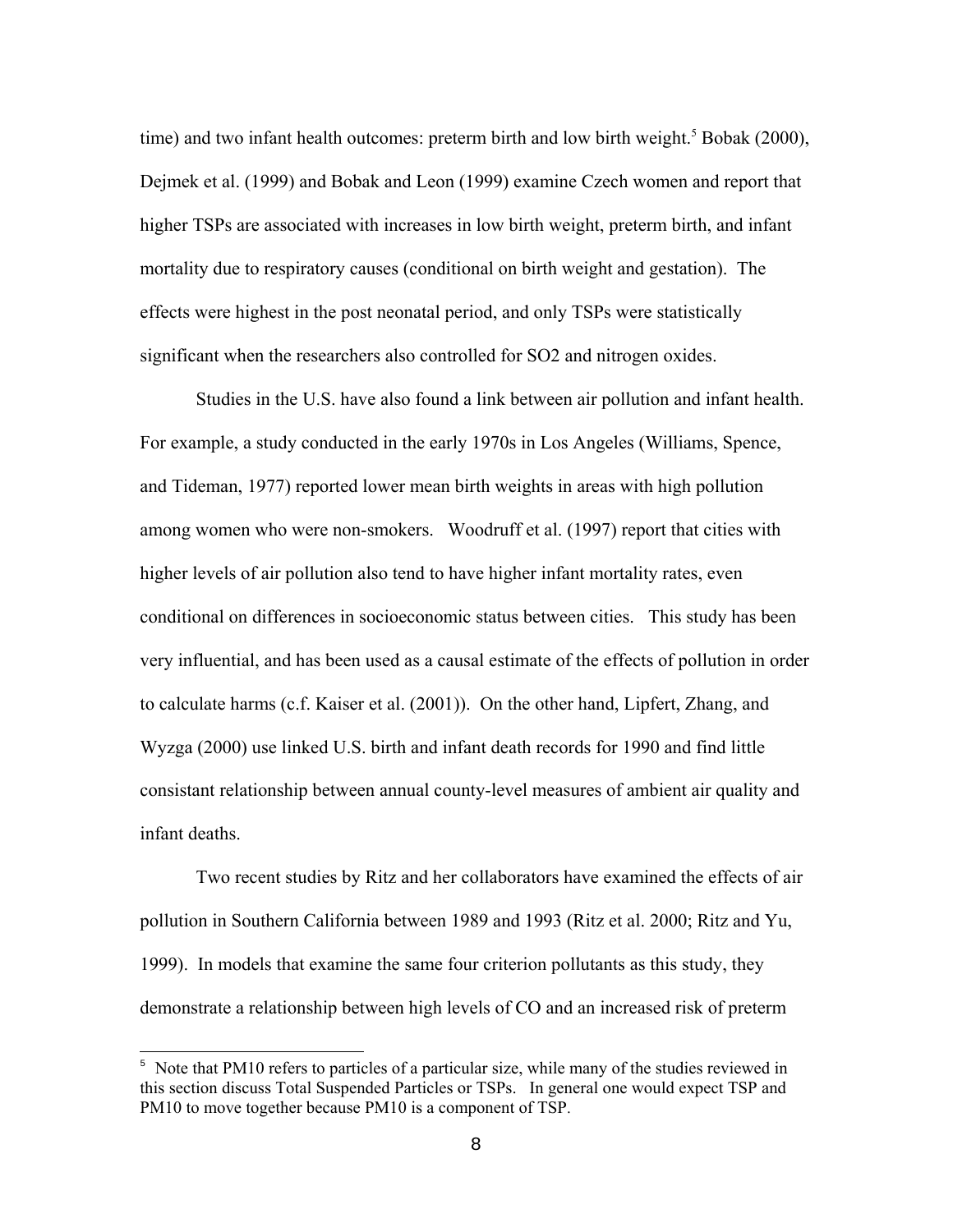time) and two infant health outcomes: preterm birth and low birth weight.[5] Bobak (2000), Dejmek et al. (1999) and Bobak and Leon (1999) examine Czech women and report that higher TSPs are associated with increases in low birth weight, preterm birth, and infant mortality due to respiratory causes (conditional on birth weight and gestation). The effects were highest in the post neonatal period, and only TSPs were statistically significant when the researchers also controlled for SO2 and nitrogen oxides.

Studies in the U.S. have also found a link between air pollution and infant health. For example, a study conducted in the early 1970s in Los Angeles (Williams, Spence, and Tideman, 1977) reported lower mean birth weights in areas with high pollution among women who were non-smokers. Woodruff et al. (1997) report that cities with higher levels of air pollution also tend to have higher infant mortality rates, even conditional on differences in socioeconomic status between cities. This study has been very influential, and has been used as a causal estimate of the effects of pollution in order to calculate harms (c.f. Kaiser et al. (2001)). On the other hand, Lipfert, Zhang, and Wyzga (2000) use linked U.S. birth and infant death records for 1990 and find little consistant relationship between annual county-level measures of ambient air quality and infant deaths.

Two recent studies by Ritz and her collaborators have examined the effects of air pollution in Southern California between 1989 and 1993 (Ritz et al. 2000; Ritz and Yu, 1999). In models that examine the same four criterion pollutants as this study, they demonstrate a relationship between high levels of CO and an increased risk of preterm

---

[5] Note that PM10 refers to particles of a particular size, while many of the studies reviewed in this section discuss Total Suspended Particles or TSPs. In general one would expect TSP and PM10 to move together because PM10 is a component of TSP.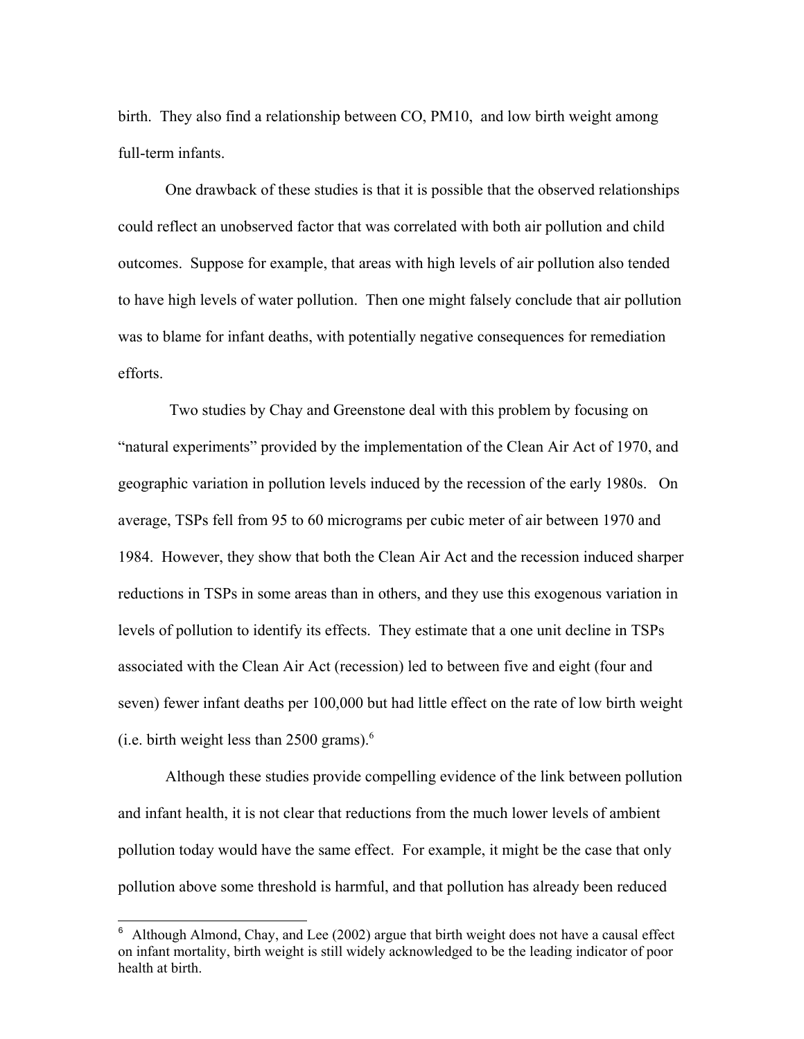birth. They also find a relationship between CO, PM10, and low birth weight among full-term infants.

One drawback of these studies is that it is possible that the observed relationships could reflect an unobserved factor that was correlated with both air pollution and child outcomes. Suppose for example, that areas with high levels of air pollution also tended to have high levels of water pollution. Then one might falsely conclude that air pollution was to blame for infant deaths, with potentially negative consequences for remediation efforts.

Two studies by Chay and Greenstone deal with this problem by focusing on "natural experiments" provided by the implementation of the Clean Air Act of 1970, and geographic variation in pollution levels induced by the recession of the early 1980s. On average, TSPs fell from 95 to 60 micrograms per cubic meter of air between 1970 and 1984. However, they show that both the Clean Air Act and the recession induced sharper reductions in TSPs in some areas than in others, and they use this exogenous variation in levels of pollution to identify its effects. They estimate that a one unit decline in TSPs associated with the Clean Air Act (recession) led to between five and eight (four and seven) fewer infant deaths per 100,000 but had little effect on the rate of low birth weight (i.e. birth weight less than 2500 grams).[6]

Although these studies provide compelling evidence of the link between pollution and infant health, it is not clear that reductions from the much lower levels of ambient pollution today would have the same effect. For example, it might be the case that only pollution above some threshold is harmful, and that pollution has already been reduced

---

[6] Although Almond, Chay, and Lee (2002) argue that birth weight does not have a causal effect on infant mortality, birth weight is still widely acknowledged to be the leading indicator of poor health at birth.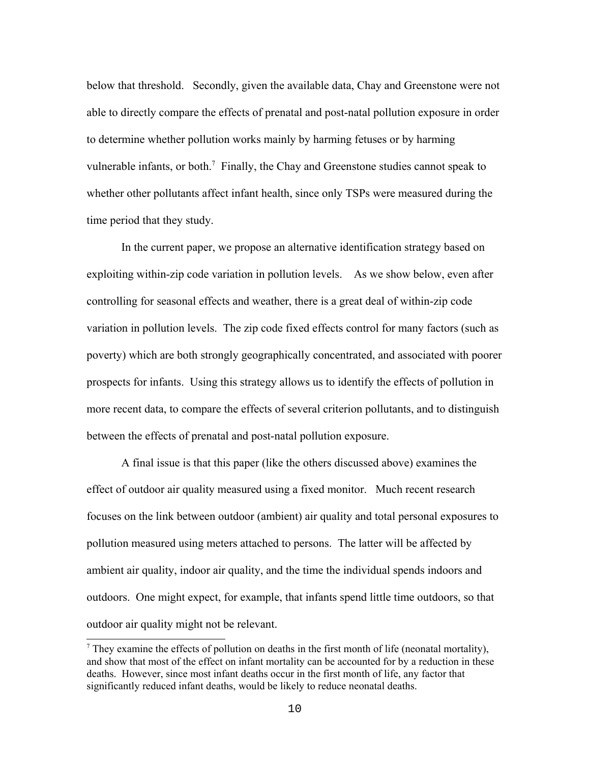below that threshold. Secondly, given the available data, Chay and Greenstone were not able to directly compare the effects of prenatal and post-natal pollution exposure in order to determine whether pollution works mainly by harming fetuses or by harming vulnerable infants, or both.[7] Finally, the Chay and Greenstone studies cannot speak to whether other pollutants affect infant health, since only TSPs were measured during the time period that they study.

In the current paper, we propose an alternative identification strategy based on exploiting within-zip code variation in pollution levels. As we show below, even after controlling for seasonal effects and weather, there is a great deal of within-zip code variation in pollution levels. The zip code fixed effects control for many factors (such as poverty) which are both strongly geographically concentrated, and associated with poorer prospects for infants. Using this strategy allows us to identify the effects of pollution in more recent data, to compare the effects of several criterion pollutants, and to distinguish between the effects of prenatal and post-natal pollution exposure.

A final issue is that this paper (like the others discussed above) examines the effect of outdoor air quality measured using a fixed monitor. Much recent research focuses on the link between outdoor (ambient) air quality and total personal exposures to pollution measured using meters attached to persons. The latter will be affected by ambient air quality, indoor air quality, and the time the individual spends indoors and outdoors. One might expect, for example, that infants spend little time outdoors, so that outdoor air quality might not be relevant.

---

[7] They examine the effects of pollution on deaths in the first month of life (neonatal mortality), and show that most of the effect on infant mortality can be accounted for by a reduction in these deaths. However, since most infant deaths occur in the first month of life, any factor that significantly reduced infant deaths, would be likely to reduce neonatal deaths.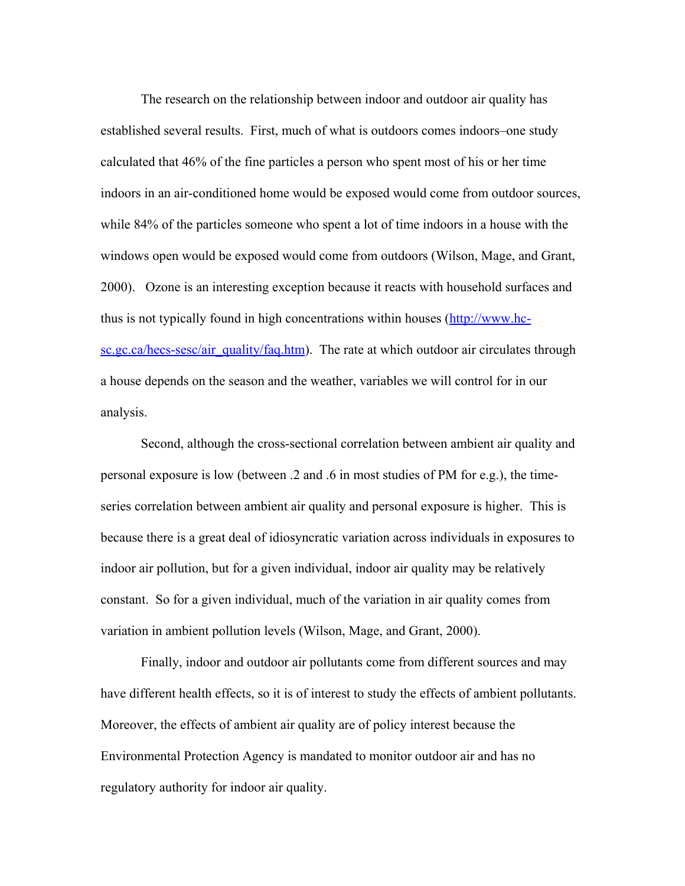The research on the relationship between indoor and outdoor air quality has established several results. First, much of what is outdoors comes indoors–one study calculated that 46% of the fine particles a person who spent most of his or her time indoors in an air-conditioned home would be exposed would come from outdoor sources, while 84% of the particles someone who spent a lot of time indoors in a house with the windows open would be exposed would come from outdoors (Wilson, Mage, and Grant, 2000). Ozone is an interesting exception because it reacts with household surfaces and thus is not typically found in high concentrations within houses (http://www.hc-sc.gc.ca/hecs-sesc/air_quality/faq.htm). The rate at which outdoor air circulates through a house depends on the season and the weather, variables we will control for in our analysis.

Second, although the cross-sectional correlation between ambient air quality and personal exposure is low (between .2 and .6 in most studies of PM for e.g.), the time-series correlation between ambient air quality and personal exposure is higher. This is because there is a great deal of idiosyncratic variation across individuals in exposures to indoor air pollution, but for a given individual, indoor air quality may be relatively constant. So for a given individual, much of the variation in air quality comes from variation in ambient pollution levels (Wilson, Mage, and Grant, 2000).

Finally, indoor and outdoor air pollutants come from different sources and may have different health effects, so it is of interest to study the effects of ambient pollutants. Moreover, the effects of ambient air quality are of policy interest because the Environmental Protection Agency is mandated to monitor outdoor air and has no regulatory authority for indoor air quality.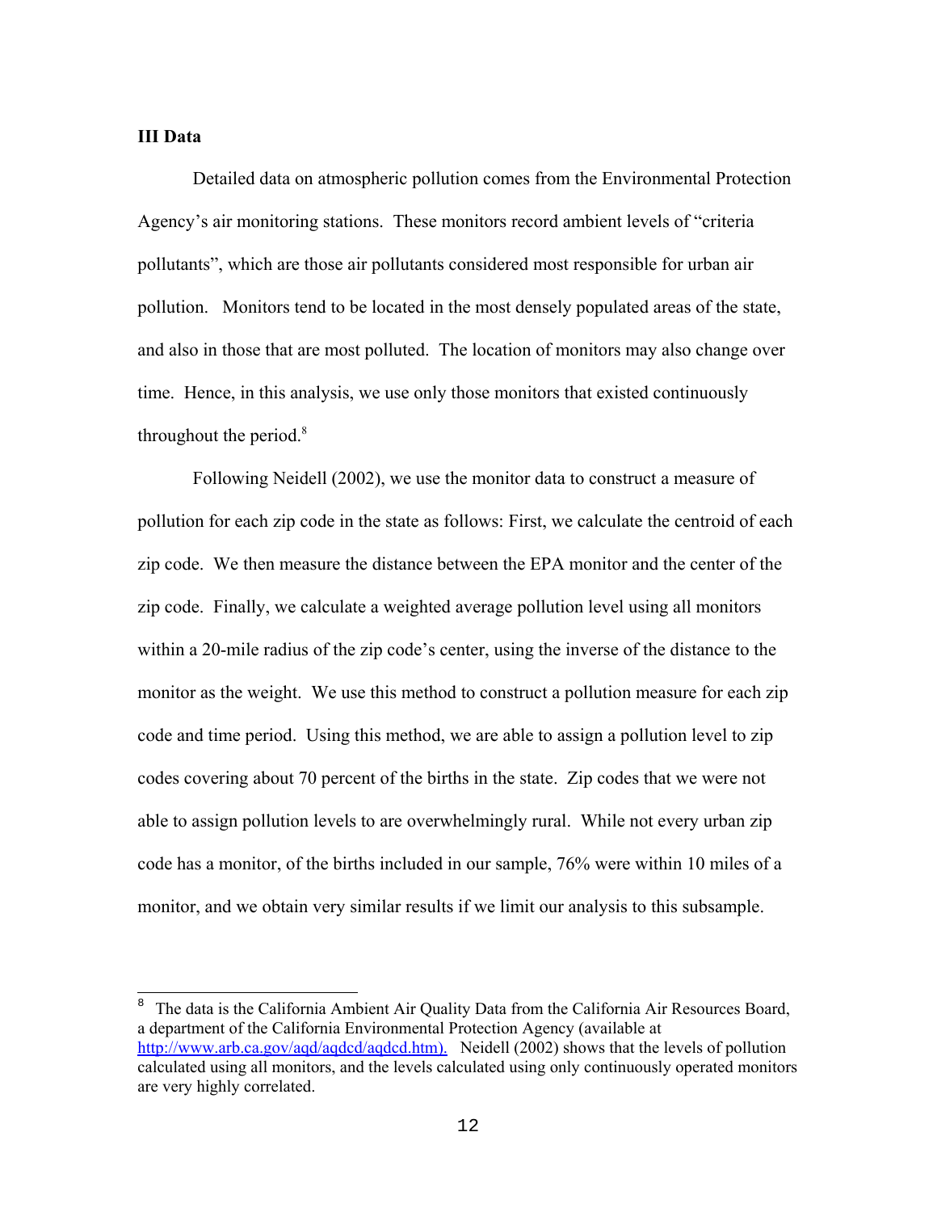## III Data

Detailed data on atmospheric pollution comes from the Environmental Protection Agency's air monitoring stations. These monitors record ambient levels of "criteria pollutants", which are those air pollutants considered most responsible for urban air pollution. Monitors tend to be located in the most densely populated areas of the state, and also in those that are most polluted. The location of monitors may also change over time. Hence, in this analysis, we use only those monitors that existed continuously throughout the period.[8]

Following Neidell (2002), we use the monitor data to construct a measure of pollution for each zip code in the state as follows: First, we calculate the centroid of each zip code. We then measure the distance between the EPA monitor and the center of the zip code. Finally, we calculate a weighted average pollution level using all monitors within a 20-mile radius of the zip code's center, using the inverse of the distance to the monitor as the weight. We use this method to construct a pollution measure for each zip code and time period. Using this method, we are able to assign a pollution level to zip codes covering about 70 percent of the births in the state. Zip codes that we were not able to assign pollution levels to are overwhelmingly rural. While not every urban zip code has a monitor, of the births included in our sample, 76% were within 10 miles of a monitor, and we obtain very similar results if we limit our analysis to this subsample.

---

[8] The data is the California Ambient Air Quality Data from the California Air Resources Board, a department of the California Environmental Protection Agency (available at http://www.arb.ca.gov/aqd/aqdcd/aqdcd.htm). Neidell (2002) shows that the levels of pollution calculated using all monitors, and the levels calculated using only continuously operated monitors are very highly correlated.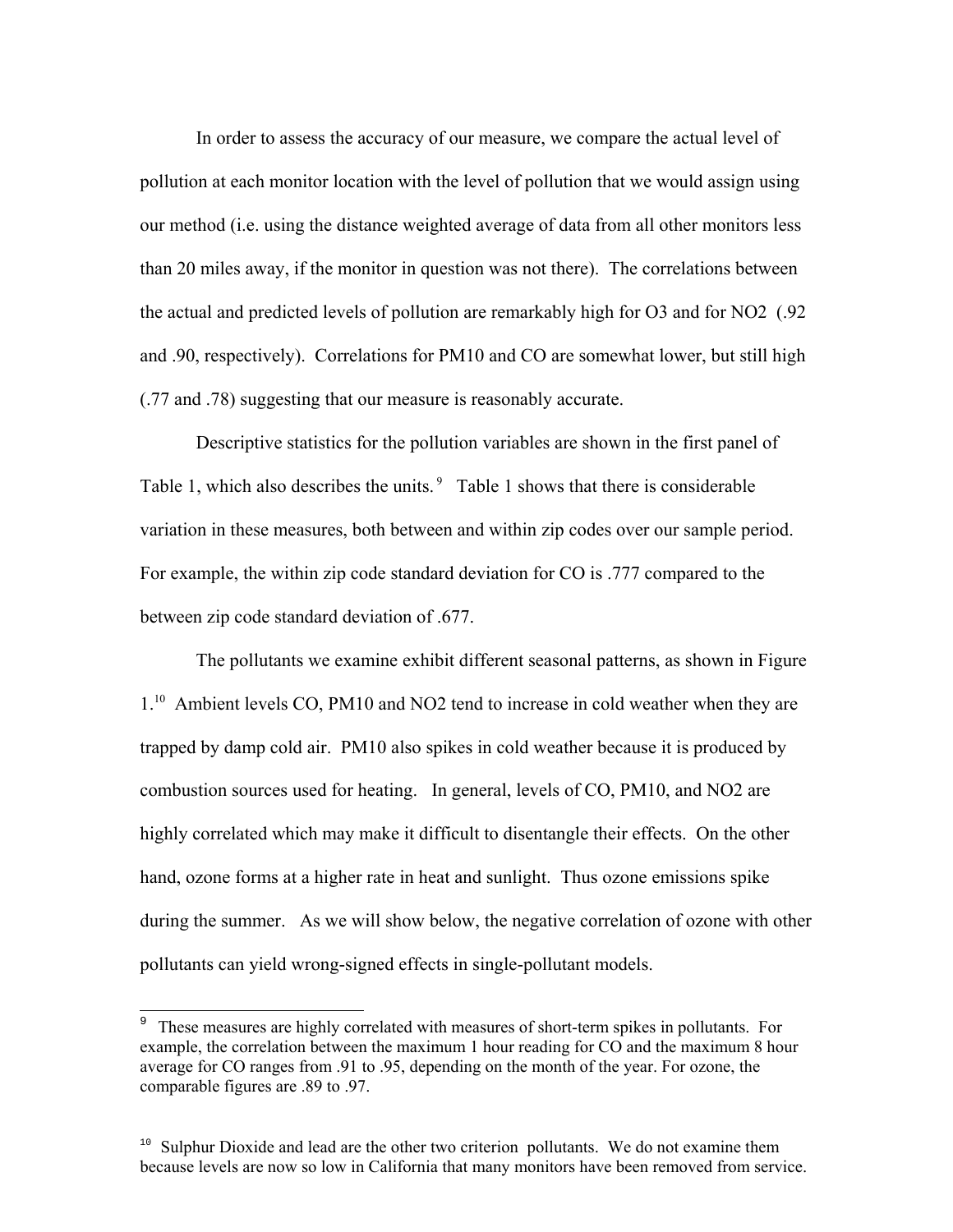In order to assess the accuracy of our measure, we compare the actual level of pollution at each monitor location with the level of pollution that we would assign using our method (i.e. using the distance weighted average of data from all other monitors less than 20 miles away, if the monitor in question was not there). The correlations between the actual and predicted levels of pollution are remarkably high for $O_3$ and for $NO_2$ (.92 and .90, respectively). Correlations for $PM_{10}$ and CO are somewhat lower, but still high (.77 and .78) suggesting that our measure is reasonably accurate.

Descriptive statistics for the pollution variables are shown in the first panel of Table 1, which also describes the units.[9] Table 1 shows that there is considerable variation in these measures, both between and within zip codes over our sample period. For example, the within zip code standard deviation for CO is .777 compared to the between zip code standard deviation of .677.

The pollutants we examine exhibit different seasonal patterns, as shown in Figure 1.[10] Ambient levels CO, $PM_{10}$ and $NO_2$ tend to increase in cold weather when they are trapped by damp cold air. $PM_{10}$ also spikes in cold weather because it is produced by combustion sources used for heating. In general, levels of CO, $PM_{10}$, and $NO_2$ are highly correlated which may make it difficult to disentangle their effects. On the other hand, ozone forms at a higher rate in heat and sunlight. Thus ozone emissions spike during the summer. As we will show below, the negative correlation of ozone with other pollutants can yield wrong-signed effects in single-pollutant models.

---

[9] These measures are highly correlated with measures of short-term spikes in pollutants. For example, the correlation between the maximum 1 hour reading for CO and the maximum 8 hour average for CO ranges from .91 to .95, depending on the month of the year. For ozone, the comparable figures are .89 to .97.

[10] Sulphur Dioxide and lead are the other two criterion pollutants. We do not examine them because levels are now so low in California that many monitors have been removed from service.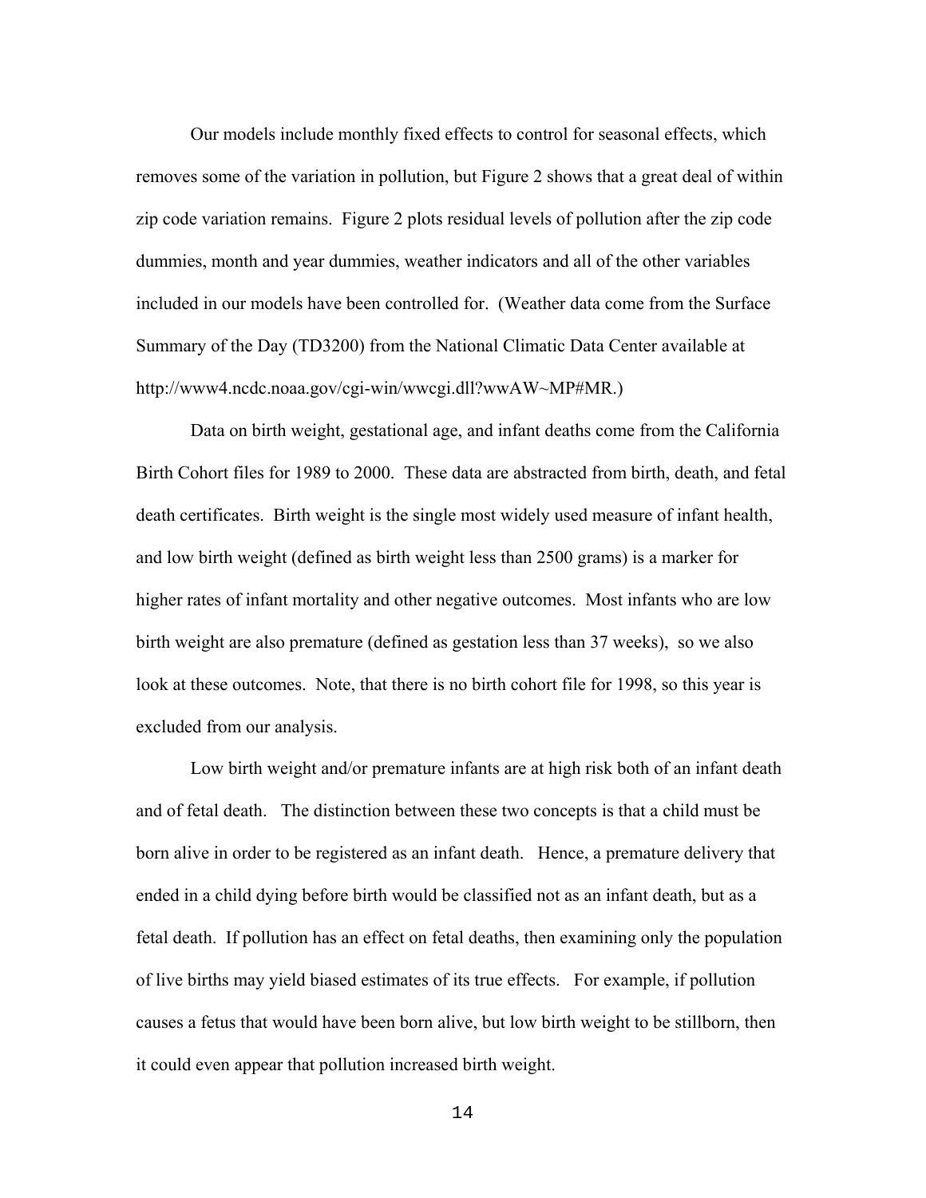Our models include monthly fixed effects to control for seasonal effects, which removes some of the variation in pollution, but Figure 2 shows that a great deal of within zip code variation remains. Figure 2 plots residual levels of pollution after the zip code dummies, month and year dummies, weather indicators and all of the other variables included in our models have been controlled for. (Weather data come from the Surface Summary of the Day (TD3200) from the National Climatic Data Center available at http://www4.ncdc.noaa.gov/cgi-win/wwcgi.dll?wwAW~MP#MR.)

Data on birth weight, gestational age, and infant deaths come from the California Birth Cohort files for 1989 to 2000. These data are abstracted from birth, death, and fetal death certificates. Birth weight is the single most widely used measure of infant health, and low birth weight (defined as birth weight less than 2500 grams) is a marker for higher rates of infant mortality and other negative outcomes. Most infants who are low birth weight are also premature (defined as gestation less than 37 weeks), so we also look at these outcomes. Note, that there is no birth cohort file for 1998, so this year is excluded from our analysis.

Low birth weight and/or premature infants are at high risk both of an infant death and of fetal death. The distinction between these two concepts is that a child must be born alive in order to be registered as an infant death. Hence, a premature delivery that ended in a child dying before birth would be classified not as an infant death, but as a fetal death. If pollution has an effect on fetal deaths, then examining only the population of live births may yield biased estimates of its true effects. For example, if pollution causes a fetus that would have been born alive, but low birth weight to be stillborn, then it could even appear that pollution increased birth weight.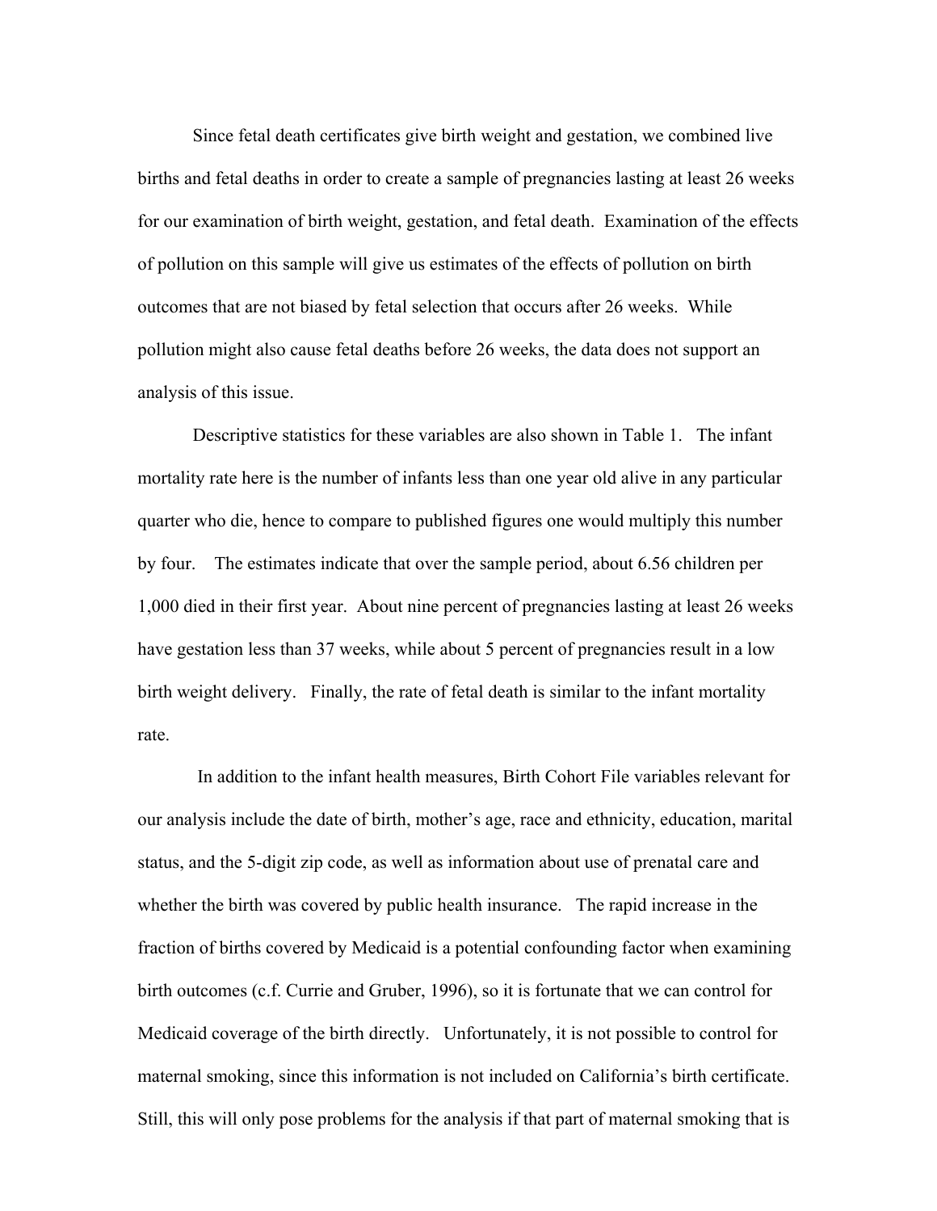Since fetal death certificates give birth weight and gestation, we combined live births and fetal deaths in order to create a sample of pregnancies lasting at least 26 weeks for our examination of birth weight, gestation, and fetal death. Examination of the effects of pollution on this sample will give us estimates of the effects of pollution on birth outcomes that are not biased by fetal selection that occurs after 26 weeks. While pollution might also cause fetal deaths before 26 weeks, the data does not support an analysis of this issue.

Descriptive statistics for these variables are also shown in Table 1. The infant mortality rate here is the number of infants less than one year old alive in any particular quarter who die, hence to compare to published figures one would multiply this number by four. The estimates indicate that over the sample period, about 6.56 children per 1,000 died in their first year. About nine percent of pregnancies lasting at least 26 weeks have gestation less than 37 weeks, while about 5 percent of pregnancies result in a low birth weight delivery. Finally, the rate of fetal death is similar to the infant mortality rate.

In addition to the infant health measures, Birth Cohort File variables relevant for our analysis include the date of birth, mother's age, race and ethnicity, education, marital status, and the 5-digit zip code, as well as information about use of prenatal care and whether the birth was covered by public health insurance. The rapid increase in the fraction of births covered by Medicaid is a potential confounding factor when examining birth outcomes (c.f. Currie and Gruber, 1996), so it is fortunate that we can control for Medicaid coverage of the birth directly. Unfortunately, it is not possible to control for maternal smoking, since this information is not included on California's birth certificate. Still, this will only pose problems for the analysis if that part of maternal smoking that is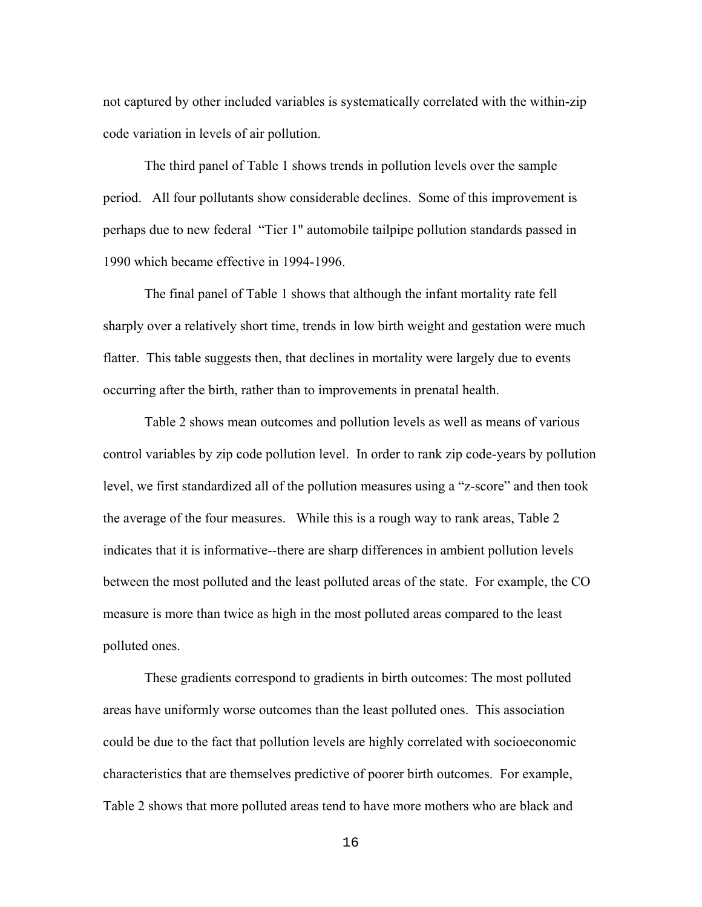not captured by other included variables is systematically correlated with the within-zip code variation in levels of air pollution.

The third panel of Table 1 shows trends in pollution levels over the sample period. All four pollutants show considerable declines. Some of this improvement is perhaps due to new federal "Tier 1" automobile tailpipe pollution standards passed in 1990 which became effective in 1994-1996.

The final panel of Table 1 shows that although the infant mortality rate fell sharply over a relatively short time, trends in low birth weight and gestation were much flatter. This table suggests then, that declines in mortality were largely due to events occurring after the birth, rather than to improvements in prenatal health.

Table 2 shows mean outcomes and pollution levels as well as means of various control variables by zip code pollution level. In order to rank zip code-years by pollution level, we first standardized all of the pollution measures using a "z-score" and then took the average of the four measures. While this is a rough way to rank areas, Table 2 indicates that it is informative--there are sharp differences in ambient pollution levels between the most polluted and the least polluted areas of the state. For example, the CO measure is more than twice as high in the most polluted areas compared to the least polluted ones.

These gradients correspond to gradients in birth outcomes: The most polluted areas have uniformly worse outcomes than the least polluted ones. This association could be due to the fact that pollution levels are highly correlated with socioeconomic characteristics that are themselves predictive of poorer birth outcomes. For example, Table 2 shows that more polluted areas tend to have more mothers who are black and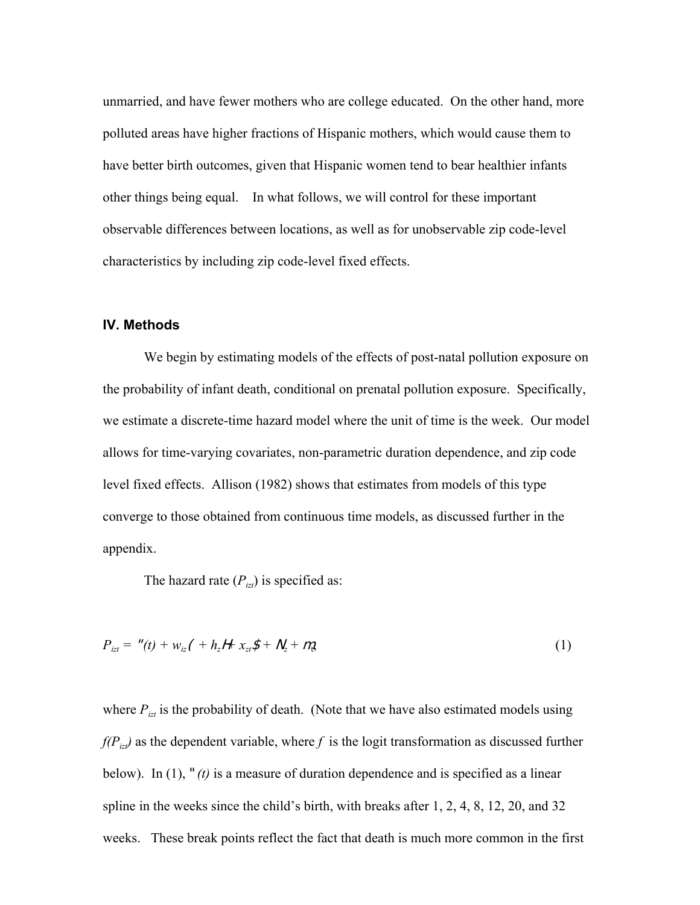unmarried, and have fewer mothers who are college educated. On the other hand, more polluted areas have higher fractions of Hispanic mothers, which would cause them to have better birth outcomes, given that Hispanic women tend to bear healthier infants other things being equal. In what follows, we will control for these important observable differences between locations, as well as for unobservable zip code-level characteristics by including zip code-level fixed effects.

## IV. Methods

We begin by estimating models of the effects of post-natal pollution exposure on the probability of infant death, conditional on prenatal pollution exposure. Specifically, we estimate a discrete-time hazard model where the unit of time is the week. Our model allows for time-varying covariates, non-parametric duration dependence, and zip code level fixed effects. Allison (1982) shows that estimates from models of this type converge to those obtained from continuous time models, as discussed further in the appendix.

The hazard rate ($P_{izt}$) is specified as:

$$P_{izt} = \alpha(t) + w_{iz}\gamma + h_z\theta + x_{zt}\beta + \phi_z + \varepsilon_{izt} \tag{1}$$

where $P_{izt}$ is the probability of death. (Note that we have also estimated models using $f(P_{izt})$ as the dependent variable, where $f$ is the logit transformation as discussed further below). In (1), $\alpha(t)$ is a measure of duration dependence and is specified as a linear spline in the weeks since the child's birth, with breaks after 1, 2, 4, 8, 12, 20, and 32 weeks. These break points reflect the fact that death is much more common in the first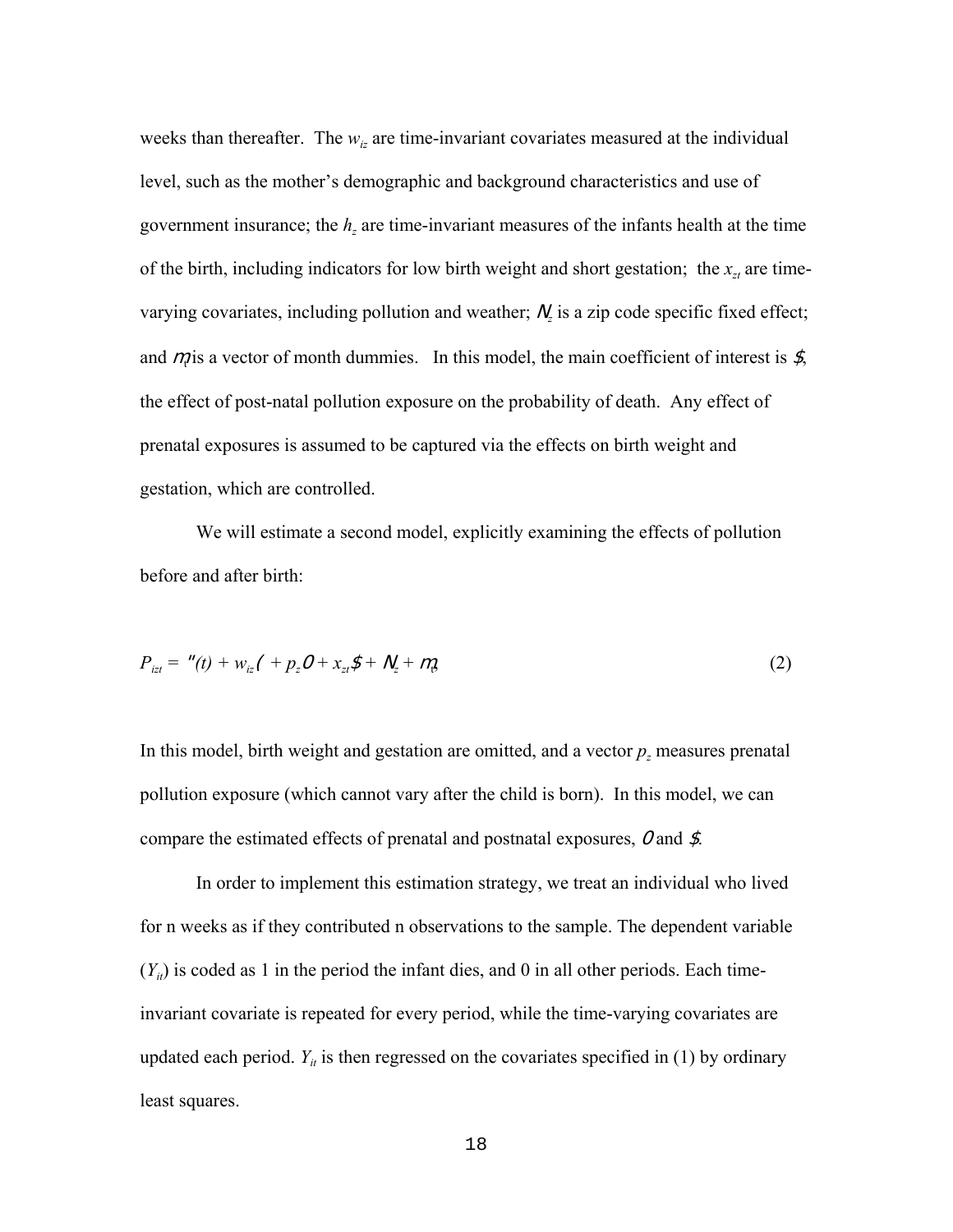weeks than thereafter. The $w_{iz}$ are time-invariant covariates measured at the individual level, such as the mother's demographic and background characteristics and use of government insurance; the $h_z$ are time-invariant measures of the infants health at the time of the birth, including indicators for low birth weight and short gestation; the $x_{zt}$ are time-varying covariates, including pollution and weather; $\phi_z$ is a zip code specific fixed effect; and $\eta_t$ is a vector of month dummies. In this model, the main coefficient of interest is $\beta$, the effect of post-natal pollution exposure on the probability of death. Any effect of prenatal exposures is assumed to be captured via the effects on birth weight and gestation, which are controlled.

We will estimate a second model, explicitly examining the effects of pollution before and after birth:

$$P_{izt} = \alpha(t) + w_{iz}\gamma + p_z\theta + x_{zt}\beta + \phi_z + \eta_t \tag{2}$$

In this model, birth weight and gestation are omitted, and a vector $p_z$ measures prenatal pollution exposure (which cannot vary after the child is born). In this model, we can compare the estimated effects of prenatal and postnatal exposures, $\theta$ and $\beta$.

In order to implement this estimation strategy, we treat an individual who lived for n weeks as if they contributed n observations to the sample. The dependent variable ($Y_{it}$) is coded as 1 in the period the infant dies, and 0 in all other periods. Each time-invariant covariate is repeated for every period, while the time-varying covariates are updated each period. $Y_{it}$ is then regressed on the covariates specified in (1) by ordinary least squares.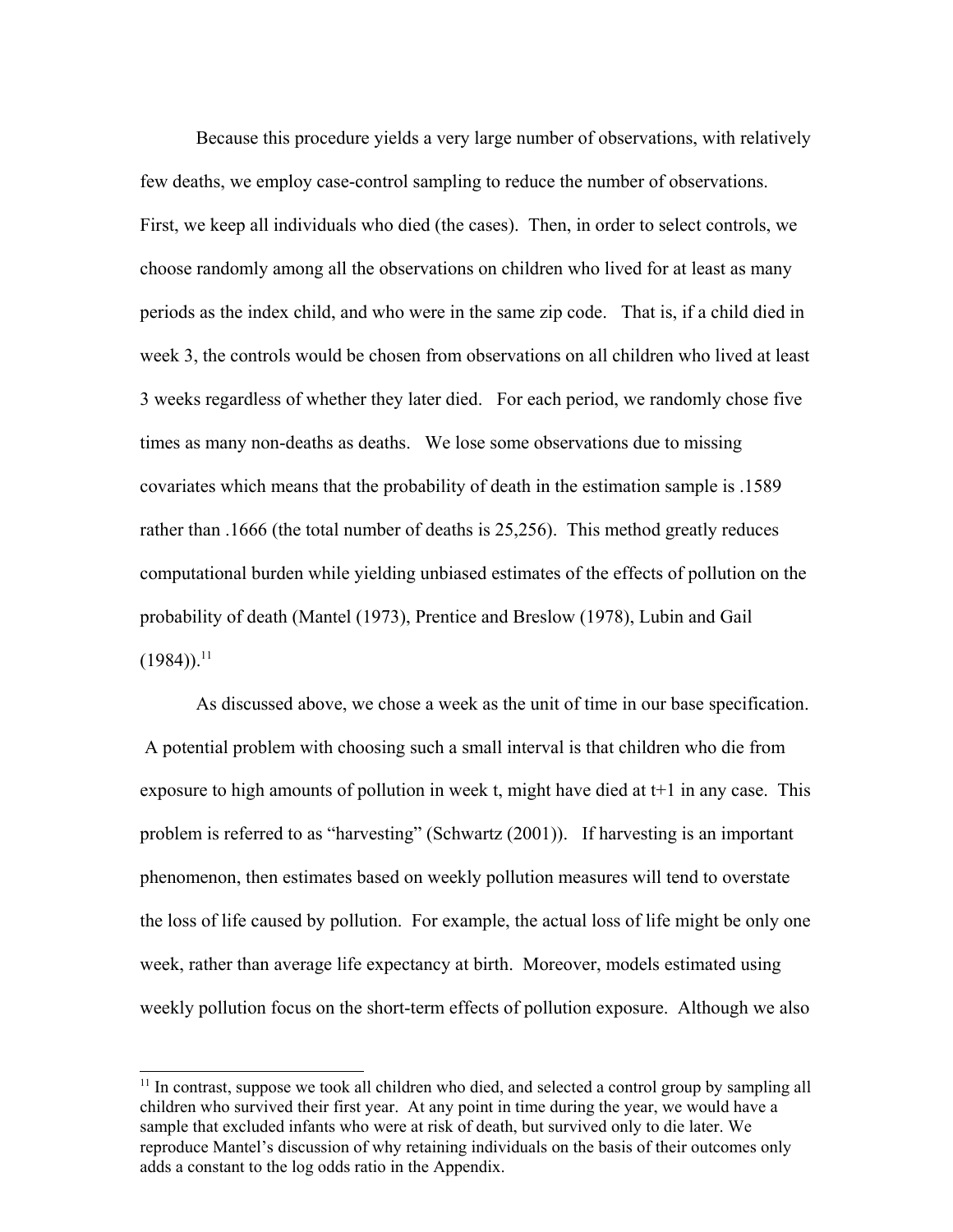Because this procedure yields a very large number of observations, with relatively few deaths, we employ case-control sampling to reduce the number of observations. First, we keep all individuals who died (the cases). Then, in order to select controls, we choose randomly among all the observations on children who lived for at least as many periods as the index child, and who were in the same zip code. That is, if a child died in week 3, the controls would be chosen from observations on all children who lived at least 3 weeks regardless of whether they later died. For each period, we randomly chose five times as many non-deaths as deaths. We lose some observations due to missing covariates which means that the probability of death in the estimation sample is .1589 rather than .1666 (the total number of deaths is 25,256). This method greatly reduces computational burden while yielding unbiased estimates of the effects of pollution on the probability of death (Mantel (1973), Prentice and Breslow (1978), Lubin and Gail (1984)).[11]

As discussed above, we chose a week as the unit of time in our base specification. A potential problem with choosing such a small interval is that children who die from exposure to high amounts of pollution in week t, might have died at t+1 in any case. This problem is referred to as "harvesting" (Schwartz (2001)). If harvesting is an important phenomenon, then estimates based on weekly pollution measures will tend to overstate the loss of life caused by pollution. For example, the actual loss of life might be only one week, rather than average life expectancy at birth. Moreover, models estimated using weekly pollution focus on the short-term effects of pollution exposure. Although we also

[11] In contrast, suppose we took all children who died, and selected a control group by sampling all children who survived their first year. At any point in time during the year, we would have a sample that excluded infants who were at risk of death, but survived only to die later. We reproduce Mantel's discussion of why retaining individuals on the basis of their outcomes only adds a constant to the log odds ratio in the Appendix.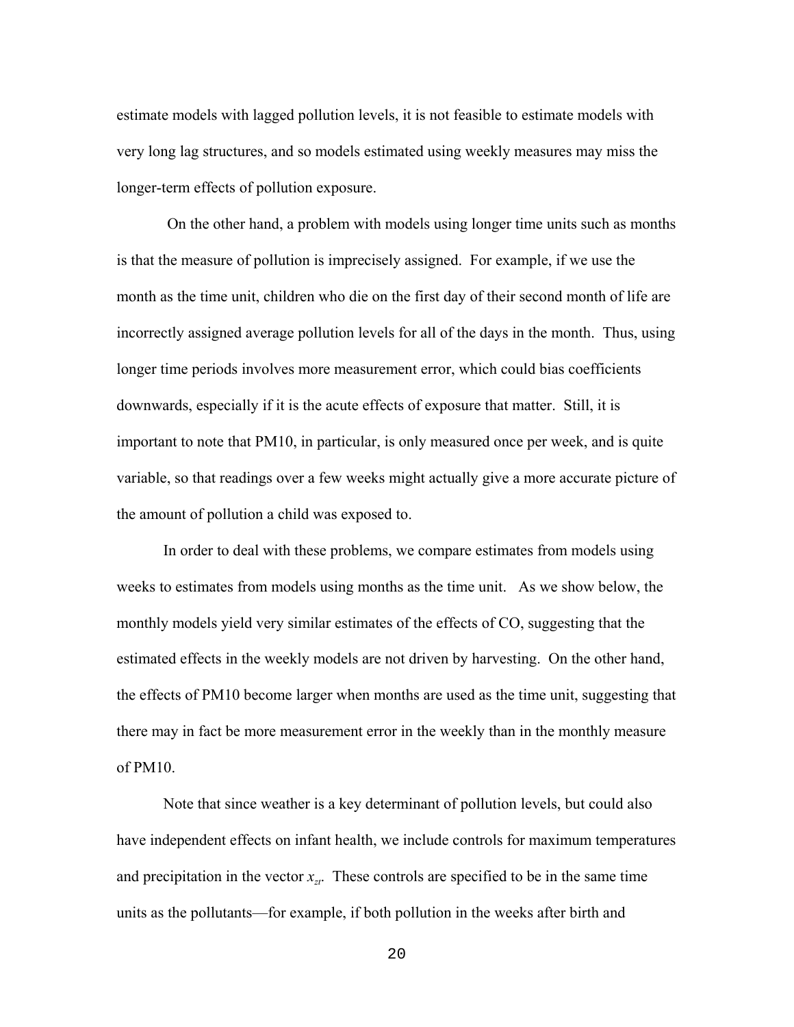estimate models with lagged pollution levels, it is not feasible to estimate models with very long lag structures, and so models estimated using weekly measures may miss the longer-term effects of pollution exposure.

On the other hand, a problem with models using longer time units such as months is that the measure of pollution is imprecisely assigned. For example, if we use the month as the time unit, children who die on the first day of their second month of life are incorrectly assigned average pollution levels for all of the days in the month. Thus, using longer time periods involves more measurement error, which could bias coefficients downwards, especially if it is the acute effects of exposure that matter. Still, it is important to note that PM10, in particular, is only measured once per week, and is quite variable, so that readings over a few weeks might actually give a more accurate picture of the amount of pollution a child was exposed to.

In order to deal with these problems, we compare estimates from models using weeks to estimates from models using months as the time unit. As we show below, the monthly models yield very similar estimates of the effects of CO, suggesting that the estimated effects in the weekly models are not driven by harvesting. On the other hand, the effects of PM10 become larger when months are used as the time unit, suggesting that there may in fact be more measurement error in the weekly than in the monthly measure of PM10.

Note that since weather is a key determinant of pollution levels, but could also have independent effects on infant health, we include controls for maximum temperatures and precipitation in the vector $x_{zt}$. These controls are specified to be in the same time units as the pollutants—for example, if both pollution in the weeks after birth and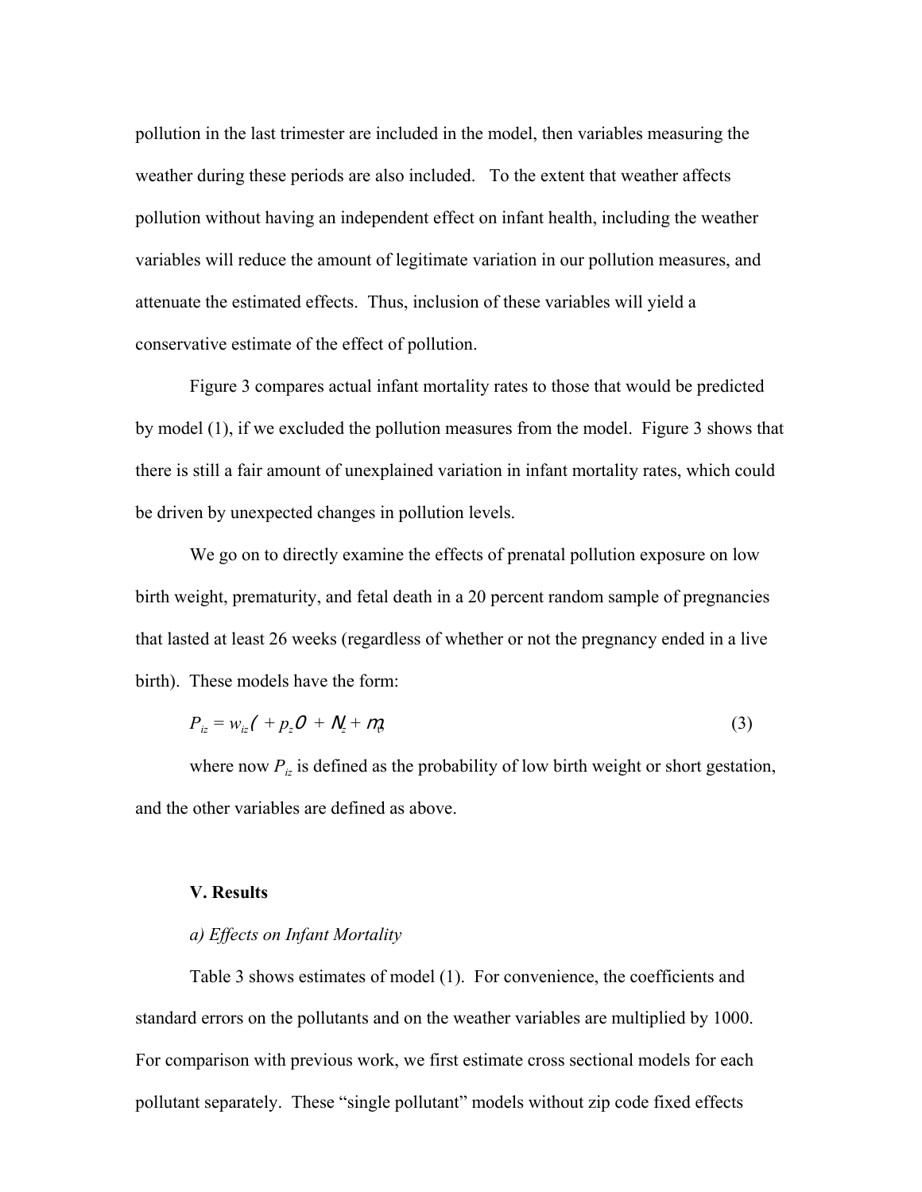pollution in the last trimester are included in the model, then variables measuring the weather during these periods are also included. To the extent that weather affects pollution without having an independent effect on infant health, including the weather variables will reduce the amount of legitimate variation in our pollution measures, and attenuate the estimated effects. Thus, inclusion of these variables will yield a conservative estimate of the effect of pollution.

Figure 3 compares actual infant mortality rates to those that would be predicted by model (1), if we excluded the pollution measures from the model. Figure 3 shows that there is still a fair amount of unexplained variation in infant mortality rates, which could be driven by unexpected changes in pollution levels.

We go on to directly examine the effects of prenatal pollution exposure on low birth weight, prematurity, and fetal death in a 20 percent random sample of pregnancies that lasted at least 26 weeks (regardless of whether or not the pregnancy ended in a live birth). These models have the form:

$$P_{iz} = w_{iz}( + p_z 0 + N_z + m_t \qquad (3)$$

where now $P_{iz}$ is defined as the probability of low birth weight or short gestation, and the other variables are defined as above.

### V. Results

*a) Effects on Infant Mortality*

Table 3 shows estimates of model (1). For convenience, the coefficients and standard errors on the pollutants and on the weather variables are multiplied by 1000. For comparison with previous work, we first estimate cross sectional models for each pollutant separately. These "single pollutant" models without zip code fixed effects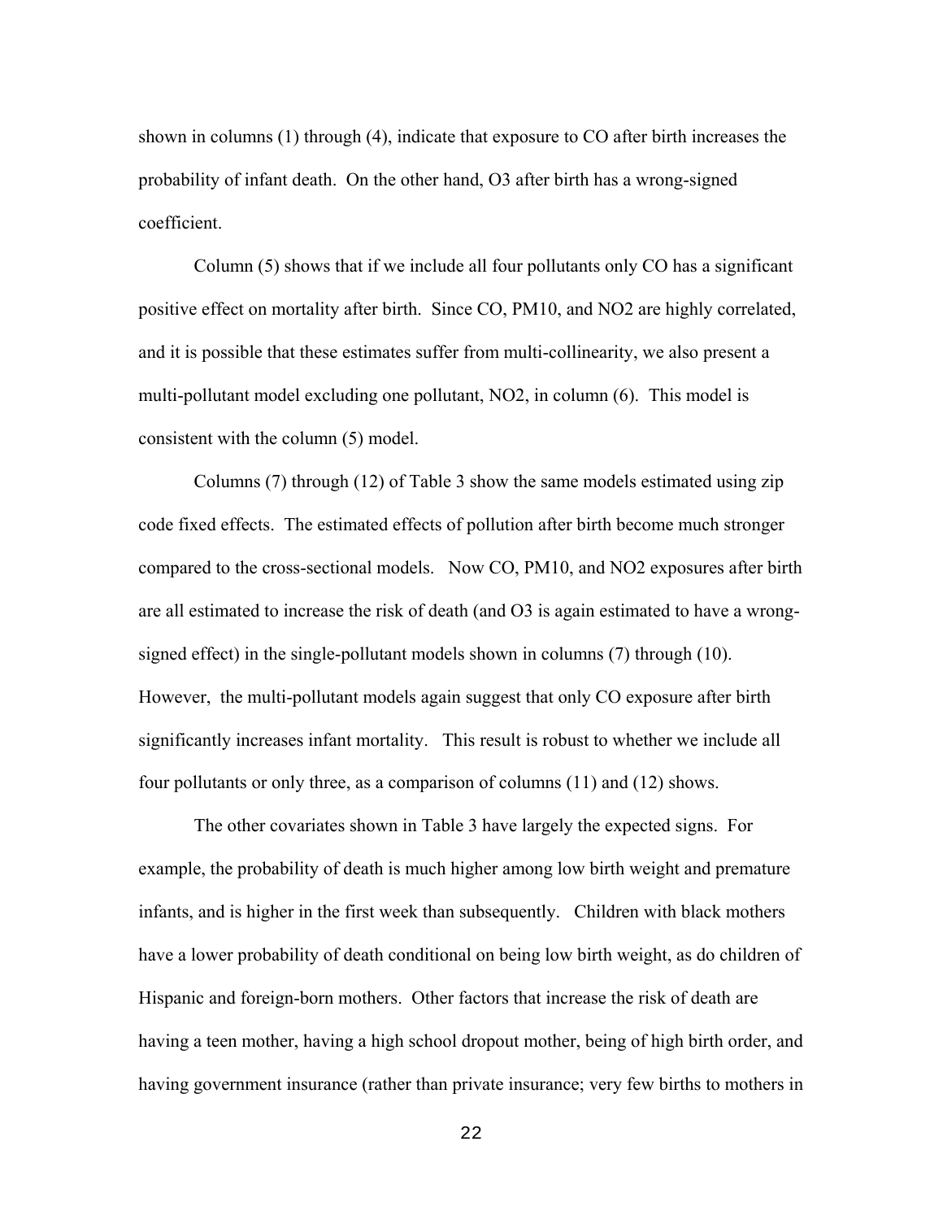shown in columns (1) through (4), indicate that exposure to CO after birth increases the probability of infant death. On the other hand, O3 after birth has a wrong-signed coefficient.

Column (5) shows that if we include all four pollutants only CO has a significant positive effect on mortality after birth. Since CO, PM10, and NO2 are highly correlated, and it is possible that these estimates suffer from multi-collinearity, we also present a multi-pollutant model excluding one pollutant, NO2, in column (6). This model is consistent with the column (5) model.

Columns (7) through (12) of Table 3 show the same models estimated using zip code fixed effects. The estimated effects of pollution after birth become much stronger compared to the cross-sectional models. Now CO, PM10, and NO2 exposures after birth are all estimated to increase the risk of death (and O3 is again estimated to have a wrong-signed effect) in the single-pollutant models shown in columns (7) through (10). However, the multi-pollutant models again suggest that only CO exposure after birth significantly increases infant mortality. This result is robust to whether we include all four pollutants or only three, as a comparison of columns (11) and (12) shows.

The other covariates shown in Table 3 have largely the expected signs. For example, the probability of death is much higher among low birth weight and premature infants, and is higher in the first week than subsequently. Children with black mothers have a lower probability of death conditional on being low birth weight, as do children of Hispanic and foreign-born mothers. Other factors that increase the risk of death are having a teen mother, having a high school dropout mother, being of high birth order, and having government insurance (rather than private insurance; very few births to mothers in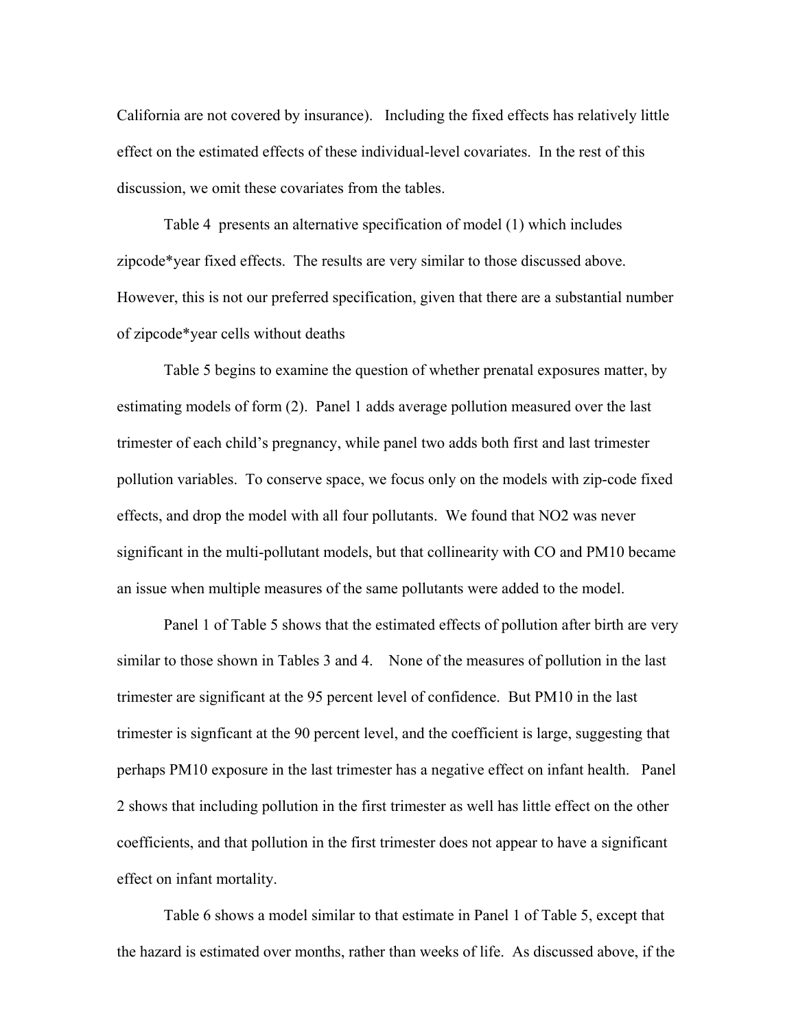California are not covered by insurance). Including the fixed effects has relatively little effect on the estimated effects of these individual-level covariates. In the rest of this discussion, we omit these covariates from the tables.

Table 4 presents an alternative specification of model (1) which includes zipcode*year fixed effects. The results are very similar to those discussed above. However, this is not our preferred specification, given that there are a substantial number of zipcode*year cells without deaths

Table 5 begins to examine the question of whether prenatal exposures matter, by estimating models of form (2). Panel 1 adds average pollution measured over the last trimester of each child's pregnancy, while panel two adds both first and last trimester pollution variables. To conserve space, we focus only on the models with zip-code fixed effects, and drop the model with all four pollutants. We found that NO2 was never significant in the multi-pollutant models, but that collinearity with CO and PM10 became an issue when multiple measures of the same pollutants were added to the model.

Panel 1 of Table 5 shows that the estimated effects of pollution after birth are very similar to those shown in Tables 3 and 4. None of the measures of pollution in the last trimester are significant at the 95 percent level of confidence. But PM10 in the last trimester is signficant at the 90 percent level, and the coefficient is large, suggesting that perhaps PM10 exposure in the last trimester has a negative effect on infant health. Panel 2 shows that including pollution in the first trimester as well has little effect on the other coefficients, and that pollution in the first trimester does not appear to have a significant effect on infant mortality.

Table 6 shows a model similar to that estimate in Panel 1 of Table 5, except that the hazard is estimated over months, rather than weeks of life. As discussed above, if the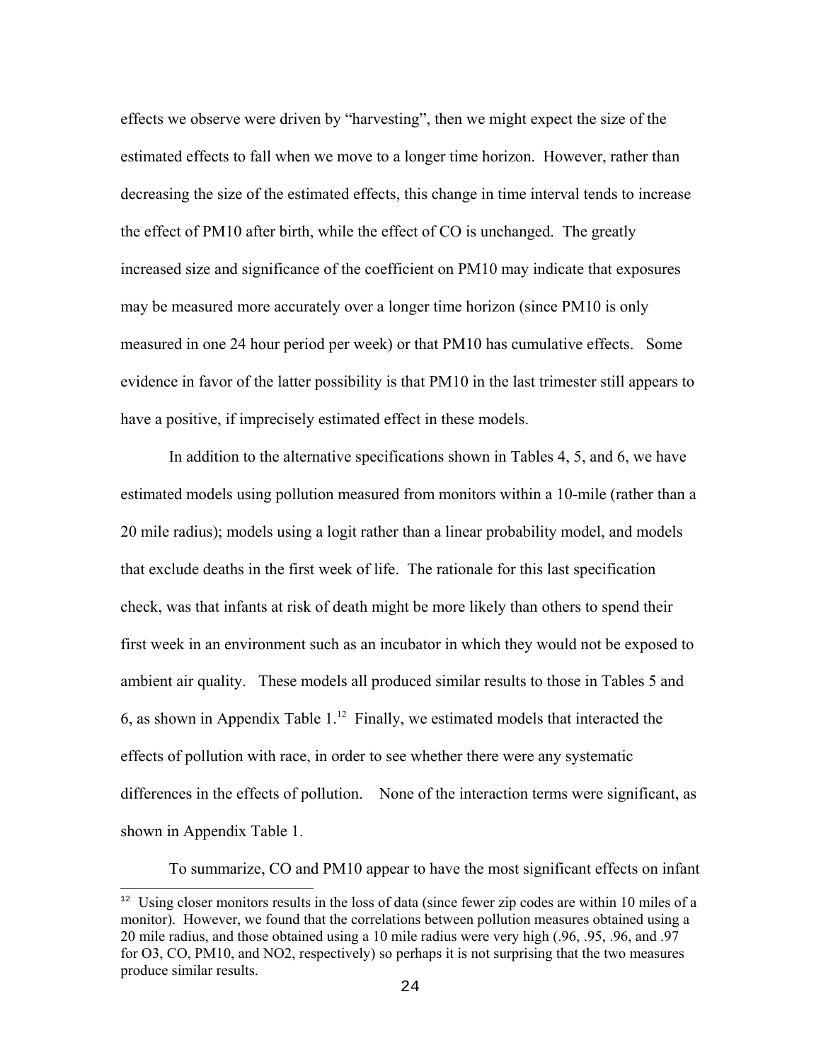effects we observe were driven by "harvesting", then we might expect the size of the estimated effects to fall when we move to a longer time horizon. However, rather than decreasing the size of the estimated effects, this change in time interval tends to increase the effect of PM10 after birth, while the effect of CO is unchanged. The greatly increased size and significance of the coefficient on PM10 may indicate that exposures may be measured more accurately over a longer time horizon (since PM10 is only measured in one 24 hour period per week) or that PM10 has cumulative effects. Some evidence in favor of the latter possibility is that PM10 in the last trimester still appears to have a positive, if imprecisely estimated effect in these models.

In addition to the alternative specifications shown in Tables 4, 5, and 6, we have estimated models using pollution measured from monitors within a 10-mile (rather than a 20 mile radius); models using a logit rather than a linear probability model, and models that exclude deaths in the first week of life. The rationale for this last specification check, was that infants at risk of death might be more likely than others to spend their first week in an environment such as an incubator in which they would not be exposed to ambient air quality. These models all produced similar results to those in Tables 5 and 6, as shown in Appendix Table 1.[12] Finally, we estimated models that interacted the effects of pollution with race, in order to see whether there were any systematic differences in the effects of pollution. None of the interaction terms were significant, as shown in Appendix Table 1.

To summarize, CO and PM10 appear to have the most significant effects on infant

[12] Using closer monitors results in the loss of data (since fewer zip codes are within 10 miles of a monitor). However, we found that the correlations between pollution measures obtained using a 20 mile radius, and those obtained using a 10 mile radius were very high (.96, .95, .96, and .97 for O3, CO, PM10, and NO2, respectively) so perhaps it is not surprising that the two measures produce similar results.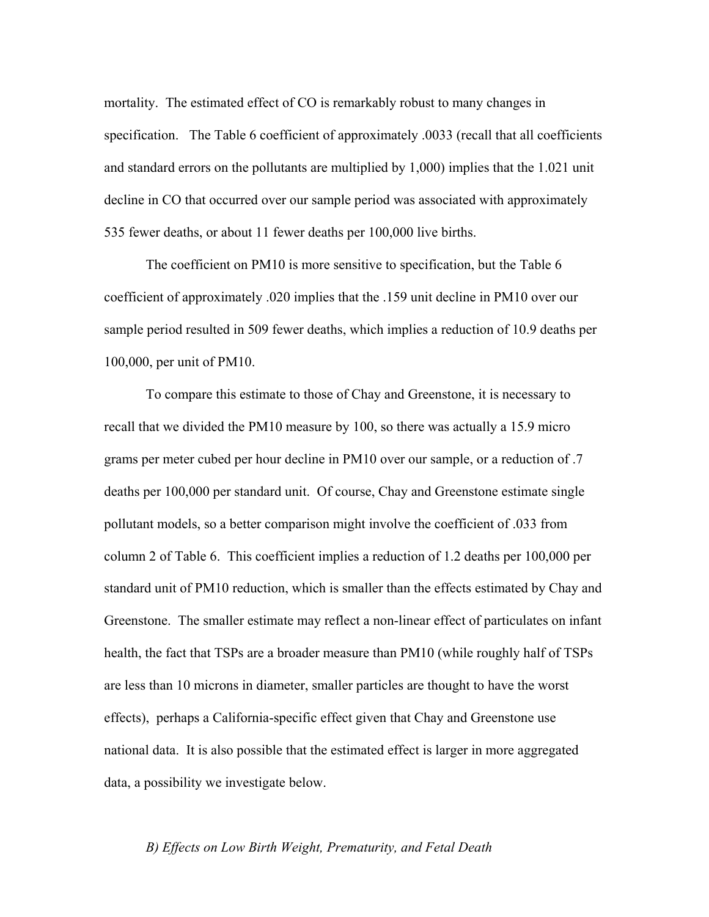mortality. The estimated effect of CO is remarkably robust to many changes in specification. The Table 6 coefficient of approximately .0033 (recall that all coefficients and standard errors on the pollutants are multiplied by 1,000) implies that the 1.021 unit decline in CO that occurred over our sample period was associated with approximately 535 fewer deaths, or about 11 fewer deaths per 100,000 live births.

The coefficient on PM10 is more sensitive to specification, but the Table 6 coefficient of approximately .020 implies that the .159 unit decline in PM10 over our sample period resulted in 509 fewer deaths, which implies a reduction of 10.9 deaths per 100,000, per unit of PM10.

To compare this estimate to those of Chay and Greenstone, it is necessary to recall that we divided the PM10 measure by 100, so there was actually a 15.9 micro grams per meter cubed per hour decline in PM10 over our sample, or a reduction of .7 deaths per 100,000 per standard unit. Of course, Chay and Greenstone estimate single pollutant models, so a better comparison might involve the coefficient of .033 from column 2 of Table 6. This coefficient implies a reduction of 1.2 deaths per 100,000 per standard unit of PM10 reduction, which is smaller than the effects estimated by Chay and Greenstone. The smaller estimate may reflect a non-linear effect of particulates on infant health, the fact that TSPs are a broader measure than PM10 (while roughly half of TSPs are less than 10 microns in diameter, smaller particles are thought to have the worst effects), perhaps a California-specific effect given that Chay and Greenstone use national data. It is also possible that the estimated effect is larger in more aggregated data, a possibility we investigate below.

### *B) Effects on Low Birth Weight, Prematurity, and Fetal Death*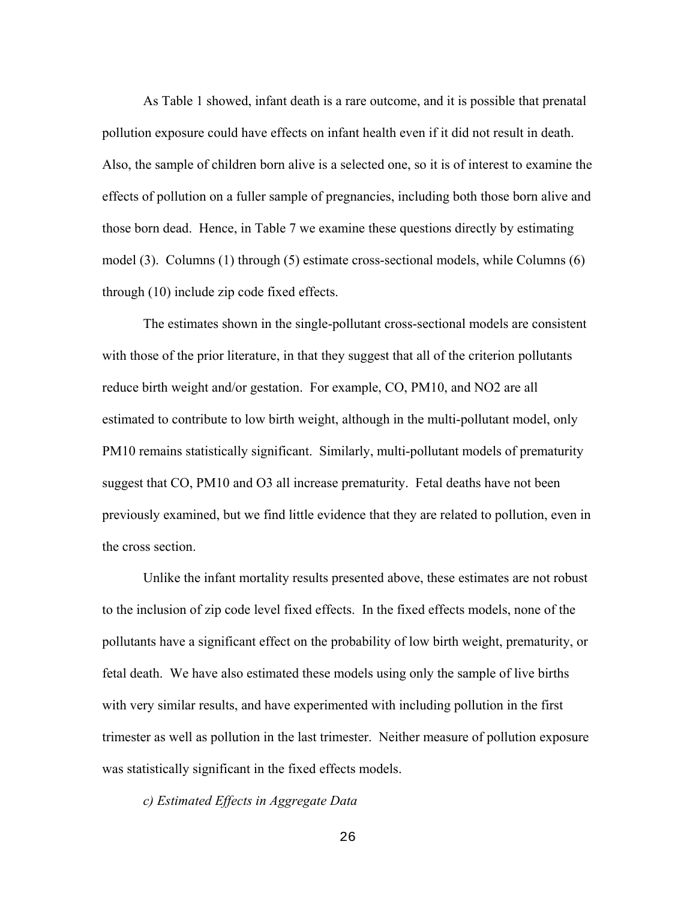As Table 1 showed, infant death is a rare outcome, and it is possible that prenatal pollution exposure could have effects on infant health even if it did not result in death. Also, the sample of children born alive is a selected one, so it is of interest to examine the effects of pollution on a fuller sample of pregnancies, including both those born alive and those born dead. Hence, in Table 7 we examine these questions directly by estimating model (3). Columns (1) through (5) estimate cross-sectional models, while Columns (6) through (10) include zip code fixed effects.

The estimates shown in the single-pollutant cross-sectional models are consistent with those of the prior literature, in that they suggest that all of the criterion pollutants reduce birth weight and/or gestation. For example, CO, PM10, and NO2 are all estimated to contribute to low birth weight, although in the multi-pollutant model, only PM10 remains statistically significant. Similarly, multi-pollutant models of prematurity suggest that CO, PM10 and O3 all increase prematurity. Fetal deaths have not been previously examined, but we find little evidence that they are related to pollution, even in the cross section.

Unlike the infant mortality results presented above, these estimates are not robust to the inclusion of zip code level fixed effects. In the fixed effects models, none of the pollutants have a significant effect on the probability of low birth weight, prematurity, or fetal death. We have also estimated these models using only the sample of live births with very similar results, and have experimented with including pollution in the first trimester as well as pollution in the last trimester. Neither measure of pollution exposure was statistically significant in the fixed effects models.

*c) Estimated Effects in Aggregate Data*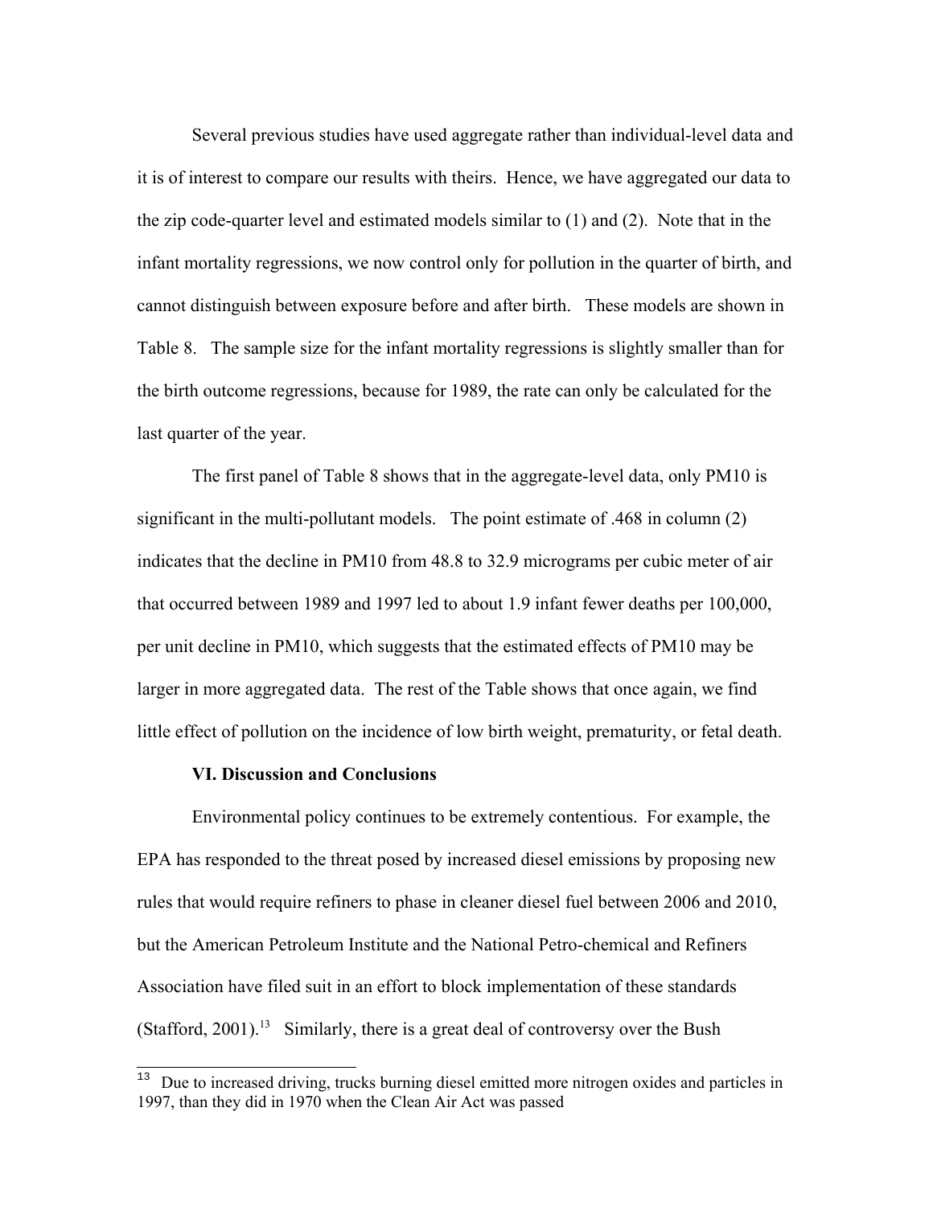Several previous studies have used aggregate rather than individual-level data and it is of interest to compare our results with theirs. Hence, we have aggregated our data to the zip code-quarter level and estimated models similar to (1) and (2). Note that in the infant mortality regressions, we now control only for pollution in the quarter of birth, and cannot distinguish between exposure before and after birth. These models are shown in Table 8. The sample size for the infant mortality regressions is slightly smaller than for the birth outcome regressions, because for 1989, the rate can only be calculated for the last quarter of the year.

The first panel of Table 8 shows that in the aggregate-level data, only PM10 is significant in the multi-pollutant models. The point estimate of .468 in column (2) indicates that the decline in PM10 from 48.8 to 32.9 micrograms per cubic meter of air that occurred between 1989 and 1997 led to about 1.9 infant fewer deaths per 100,000, per unit decline in PM10, which suggests that the estimated effects of PM10 may be larger in more aggregated data. The rest of the Table shows that once again, we find little effect of pollution on the incidence of low birth weight, prematurity, or fetal death.

### VI. Discussion and Conclusions

Environmental policy continues to be extremely contentious. For example, the EPA has responded to the threat posed by increased diesel emissions by proposing new rules that would require refiners to phase in cleaner diesel fuel between 2006 and 2010, but the American Petroleum Institute and the National Petro-chemical and Refiners Association have filed suit in an effort to block implementation of these standards (Stafford, 2001).[13] Similarly, there is a great deal of controversy over the Bush

[13] Due to increased driving, trucks burning diesel emitted more nitrogen oxides and particles in 1997, than they did in 1970 when the Clean Air Act was passed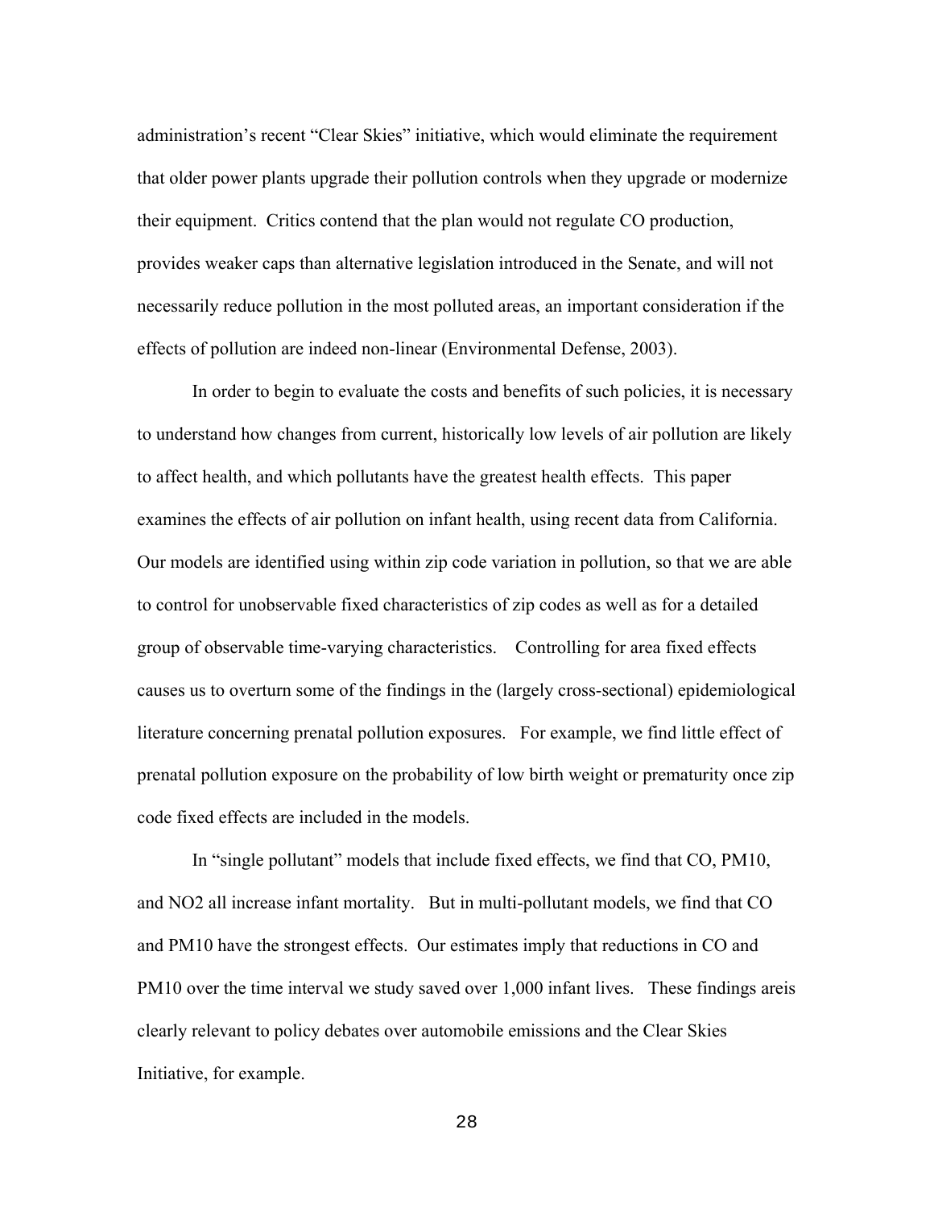administration's recent "Clear Skies" initiative, which would eliminate the requirement that older power plants upgrade their pollution controls when they upgrade or modernize their equipment. Critics contend that the plan would not regulate CO production, provides weaker caps than alternative legislation introduced in the Senate, and will not necessarily reduce pollution in the most polluted areas, an important consideration if the effects of pollution are indeed non-linear (Environmental Defense, 2003).

In order to begin to evaluate the costs and benefits of such policies, it is necessary to understand how changes from current, historically low levels of air pollution are likely to affect health, and which pollutants have the greatest health effects. This paper examines the effects of air pollution on infant health, using recent data from California. Our models are identified using within zip code variation in pollution, so that we are able to control for unobservable fixed characteristics of zip codes as well as for a detailed group of observable time-varying characteristics. Controlling for area fixed effects causes us to overturn some of the findings in the (largely cross-sectional) epidemiological literature concerning prenatal pollution exposures. For example, we find little effect of prenatal pollution exposure on the probability of low birth weight or prematurity once zip code fixed effects are included in the models.

In "single pollutant" models that include fixed effects, we find that CO, PM10, and NO2 all increase infant mortality. But in multi-pollutant models, we find that CO and PM10 have the strongest effects. Our estimates imply that reductions in CO and PM10 over the time interval we study saved over 1,000 infant lives. These findings areis clearly relevant to policy debates over automobile emissions and the Clear Skies Initiative, for example.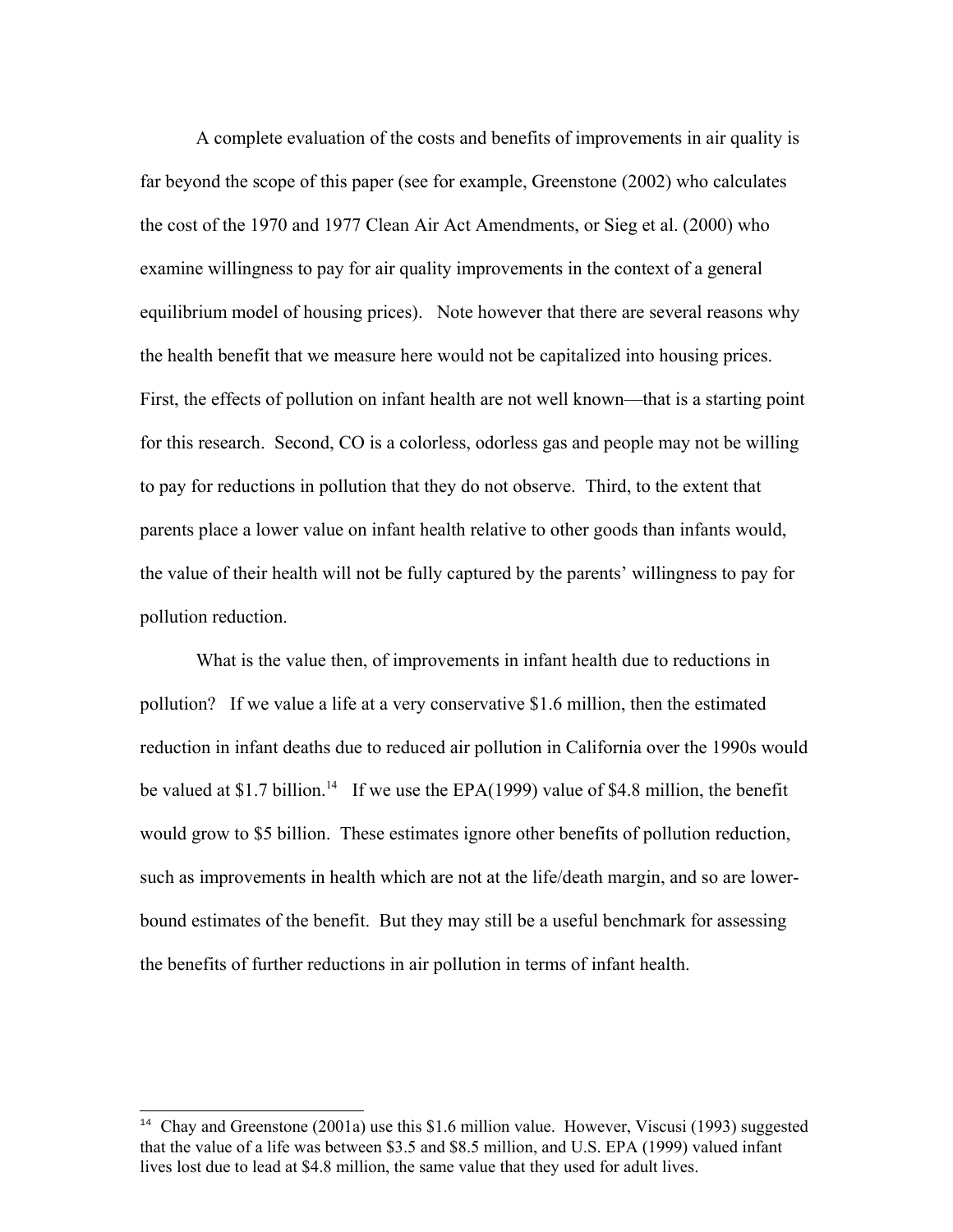A complete evaluation of the costs and benefits of improvements in air quality is far beyond the scope of this paper (see for example, Greenstone (2002) who calculates the cost of the 1970 and 1977 Clean Air Act Amendments, or Sieg et al. (2000) who examine willingness to pay for air quality improvements in the context of a general equilibrium model of housing prices). Note however that there are several reasons why the health benefit that we measure here would not be capitalized into housing prices. First, the effects of pollution on infant health are not well known—that is a starting point for this research. Second, CO is a colorless, odorless gas and people may not be willing to pay for reductions in pollution that they do not observe. Third, to the extent that parents place a lower value on infant health relative to other goods than infants would, the value of their health will not be fully captured by the parents' willingness to pay for pollution reduction.

What is the value then, of improvements in infant health due to reductions in pollution? If we value a life at a very conservative \$1.6 million, then the estimated reduction in infant deaths due to reduced air pollution in California over the 1990s would be valued at \$1.7 billion.[14] If we use the EPA(1999) value of \$4.8 million, the benefit would grow to \$5 billion. These estimates ignore other benefits of pollution reduction, such as improvements in health which are not at the life/death margin, and so are lower-bound estimates of the benefit. But they may still be a useful benchmark for assessing the benefits of further reductions in air pollution in terms of infant health.

---

[14] Chay and Greenstone (2001a) use this \$1.6 million value. However, Viscusi (1993) suggested that the value of a life was between \$3.5 and \$8.5 million, and U.S. EPA (1999) valued infant lives lost due to lead at \$4.8 million, the same value that they used for adult lives.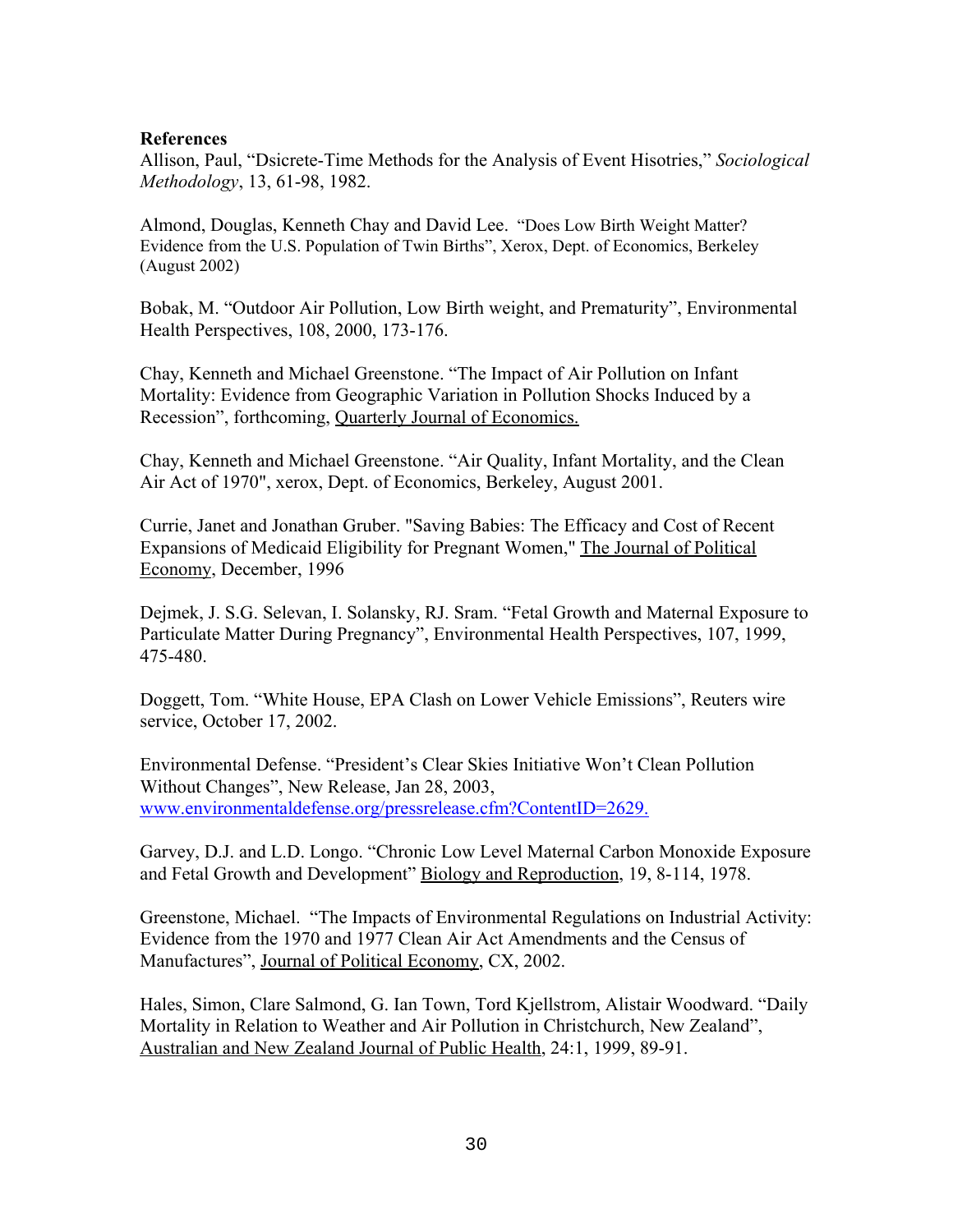**References**

Allison, Paul, "Dsicrete-Time Methods for the Analysis of Event Hisotries," *Sociological Methodology*, 13, 61-98, 1982.

Almond, Douglas, Kenneth Chay and David Lee. "Does Low Birth Weight Matter? Evidence from the U.S. Population of Twin Births", Xerox, Dept. of Economics, Berkeley (August 2002)

Bobak, M. "Outdoor Air Pollution, Low Birth weight, and Prematurity", Environmental Health Perspectives, 108, 2000, 173-176.

Chay, Kenneth and Michael Greenstone. "The Impact of Air Pollution on Infant Mortality: Evidence from Geographic Variation in Pollution Shocks Induced by a Recession", forthcoming, Quarterly Journal of Economics.

Chay, Kenneth and Michael Greenstone. "Air Quality, Infant Mortality, and the Clean Air Act of 1970", xerox, Dept. of Economics, Berkeley, August 2001.

Currie, Janet and Jonathan Gruber. "Saving Babies: The Efficacy and Cost of Recent Expansions of Medicaid Eligibility for Pregnant Women," The Journal of Political Economy, December, 1996

Dejmek, J. S.G. Selevan, I. Solansky, RJ. Sram. "Fetal Growth and Maternal Exposure to Particulate Matter During Pregnancy", Environmental Health Perspectives, 107, 1999, 475-480.

Doggett, Tom. "White House, EPA Clash on Lower Vehicle Emissions", Reuters wire service, October 17, 2002.

Environmental Defense. "President's Clear Skies Initiative Won't Clean Pollution Without Changes", New Release, Jan 28, 2003, www.environmentaldefense.org/pressrelease.cfm?ContentID=2629.

Garvey, D.J. and L.D. Longo. "Chronic Low Level Maternal Carbon Monoxide Exposure and Fetal Growth and Development" Biology and Reproduction, 19, 8-114, 1978.

Greenstone, Michael. "The Impacts of Environmental Regulations on Industrial Activity: Evidence from the 1970 and 1977 Clean Air Act Amendments and the Census of Manufactures", Journal of Political Economy, CX, 2002.

Hales, Simon, Clare Salmond, G. Ian Town, Tord Kjellstrom, Alistair Woodward. "Daily Mortality in Relation to Weather and Air Pollution in Christchurch, New Zealand", Australian and New Zealand Journal of Public Health, 24:1, 1999, 89-91.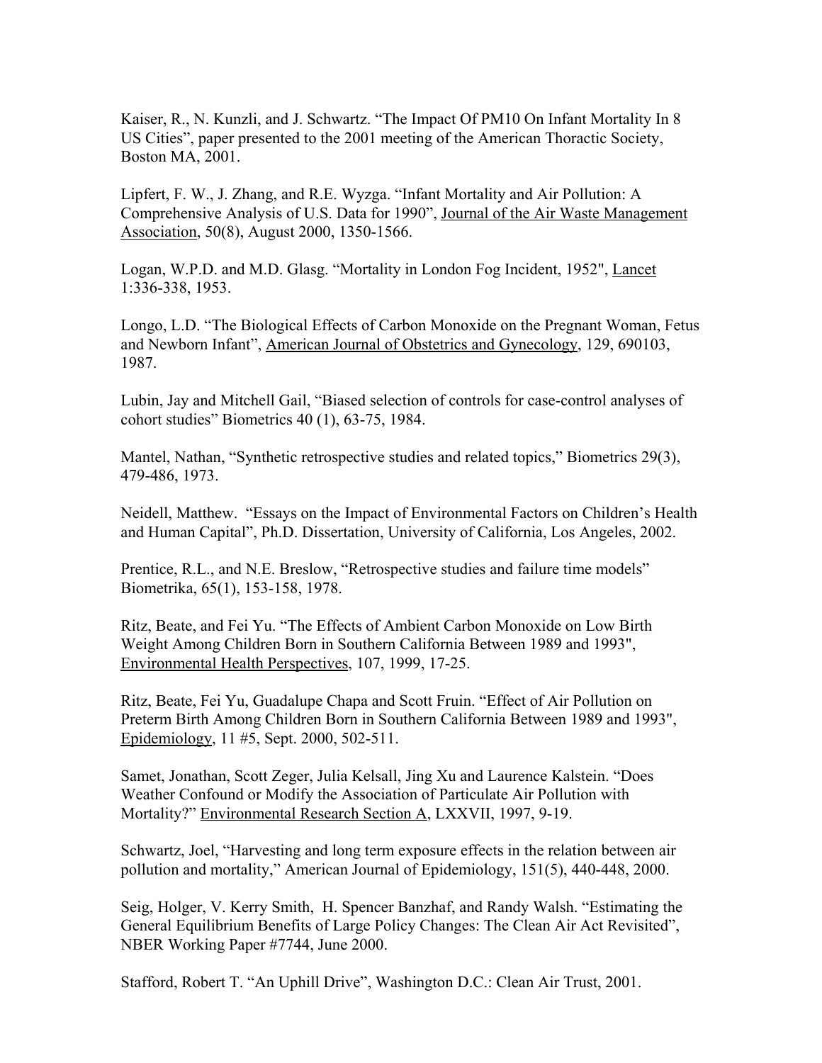Kaiser, R., N. Kunzli, and J. Schwartz. "The Impact Of PM10 On Infant Mortality In 8 US Cities", paper presented to the 2001 meeting of the American Thoractic Society, Boston MA, 2001.

Lipfert, F. W., J. Zhang, and R.E. Wyzga. "Infant Mortality and Air Pollution: A Comprehensive Analysis of U.S. Data for 1990", Journal of the Air Waste Management Association, 50(8), August 2000, 1350-1566.

Logan, W.P.D. and M.D. Glasg. "Mortality in London Fog Incident, 1952", Lancet 1:336-338, 1953.

Longo, L.D. "The Biological Effects of Carbon Monoxide on the Pregnant Woman, Fetus and Newborn Infant", American Journal of Obstetrics and Gynecology, 129, 690103, 1987.

Lubin, Jay and Mitchell Gail, "Biased selection of controls for case-control analyses of cohort studies" Biometrics 40 (1), 63-75, 1984.

Mantel, Nathan, "Synthetic retrospective studies and related topics," Biometrics 29(3), 479-486, 1973.

Neidell, Matthew. "Essays on the Impact of Environmental Factors on Children's Health and Human Capital", Ph.D. Dissertation, University of California, Los Angeles, 2002.

Prentice, R.L., and N.E. Breslow, "Retrospective studies and failure time models" Biometrika, 65(1), 153-158, 1978.

Ritz, Beate, and Fei Yu. "The Effects of Ambient Carbon Monoxide on Low Birth Weight Among Children Born in Southern California Between 1989 and 1993", Environmental Health Perspectives, 107, 1999, 17-25.

Ritz, Beate, Fei Yu, Guadalupe Chapa and Scott Fruin. "Effect of Air Pollution on Preterm Birth Among Children Born in Southern California Between 1989 and 1993", Epidemiology, 11 #5, Sept. 2000, 502-511.

Samet, Jonathan, Scott Zeger, Julia Kelsall, Jing Xu and Laurence Kalstein. "Does Weather Confound or Modify the Association of Particulate Air Pollution with Mortality?" Environmental Research Section A, LXXVII, 1997, 9-19.

Schwartz, Joel, "Harvesting and long term exposure effects in the relation between air pollution and mortality," American Journal of Epidemiology, 151(5), 440-448, 2000.

Seig, Holger, V. Kerry Smith, H. Spencer Banzhaf, and Randy Walsh. "Estimating the General Equilibrium Benefits of Large Policy Changes: The Clean Air Act Revisited", NBER Working Paper #7744, June 2000.

Stafford, Robert T. "An Uphill Drive", Washington D.C.: Clean Air Trust, 2001.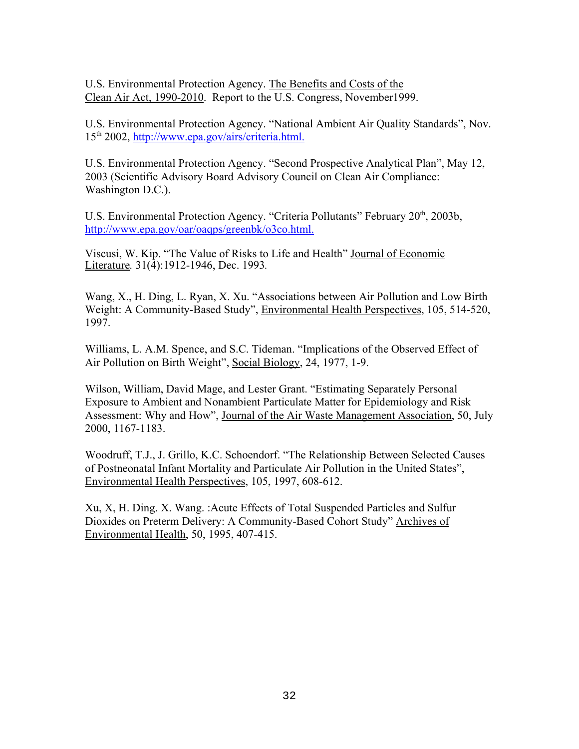U.S. Environmental Protection Agency. The Benefits and Costs of the Clean Air Act, 1990-2010. Report to the U.S. Congress, November1999.

U.S. Environmental Protection Agency. "National Ambient Air Quality Standards", Nov. 15th 2002, http://www.epa.gov/airs/criteria.html.

U.S. Environmental Protection Agency. "Second Prospective Analytical Plan", May 12, 2003 (Scientific Advisory Board Advisory Council on Clean Air Compliance: Washington D.C.).

U.S. Environmental Protection Agency. "Criteria Pollutants" February 20th, 2003b, http://www.epa.gov/oar/oaqps/greenbk/o3co.html.

Viscusi, W. Kip. "The Value of Risks to Life and Health" Journal of Economic Literature. 31(4):1912-1946, Dec. 1993.

Wang, X., H. Ding, L. Ryan, X. Xu. "Associations between Air Pollution and Low Birth Weight: A Community-Based Study", Environmental Health Perspectives, 105, 514-520, 1997.

Williams, L. A.M. Spence, and S.C. Tideman. "Implications of the Observed Effect of Air Pollution on Birth Weight", Social Biology, 24, 1977, 1-9.

Wilson, William, David Mage, and Lester Grant. "Estimating Separately Personal Exposure to Ambient and Nonambient Particulate Matter for Epidemiology and Risk Assessment: Why and How", Journal of the Air Waste Management Association, 50, July 2000, 1167-1183.

Woodruff, T.J., J. Grillo, K.C. Schoendorf. "The Relationship Between Selected Causes of Postneonatal Infant Mortality and Particulate Air Pollution in the United States", Environmental Health Perspectives, 105, 1997, 608-612.

Xu, X, H. Ding. X. Wang. :Acute Effects of Total Suspended Particles and Sulfur Dioxides on Preterm Delivery: A Community-Based Cohort Study" Archives of Environmental Health, 50, 1995, 407-415.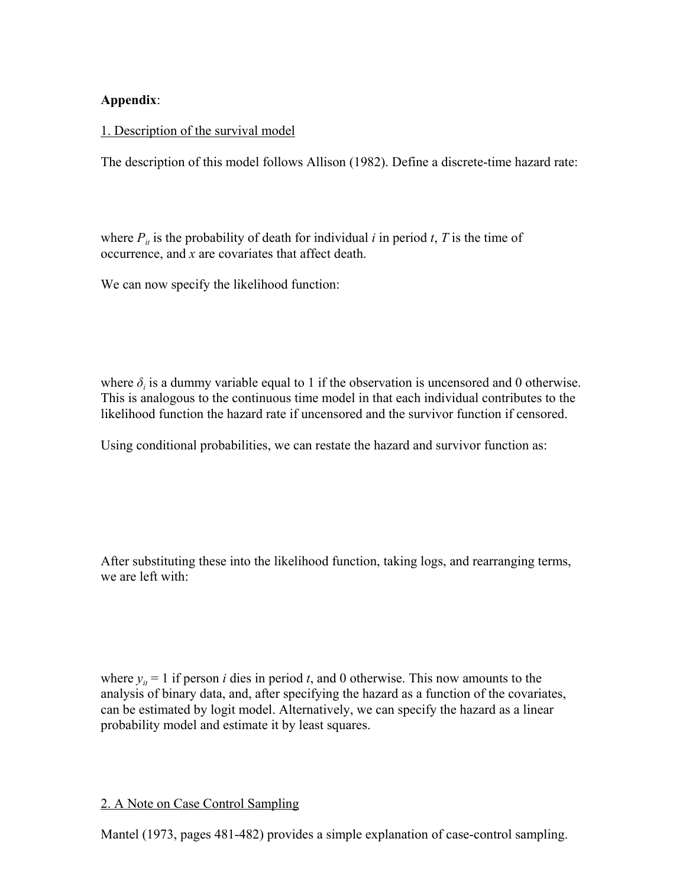**Appendix**:

1. Description of the survival model

The description of this model follows Allison (1982). Define a discrete-time hazard rate:

where $P_{it}$ is the probability of death for individual $i$ in period $t$, $T$ is the time of occurrence, and $x$ are covariates that affect death.

We can now specify the likelihood function:

where $\delta_i$ is a dummy variable equal to 1 if the observation is uncensored and 0 otherwise. This is analogous to the continuous time model in that each individual contributes to the likelihood function the hazard rate if uncensored and the survivor function if censored.

Using conditional probabilities, we can restate the hazard and survivor function as:

After substituting these into the likelihood function, taking logs, and rearranging terms, we are left with:

where $y_{it}$ = 1 if person $i$ dies in period $t$, and 0 otherwise. This now amounts to the analysis of binary data, and, after specifying the hazard as a function of the covariates, can be estimated by logit model. Alternatively, we can specify the hazard as a linear probability model and estimate it by least squares.

2. A Note on Case Control Sampling

Mantel (1973, pages 481-482) provides a simple explanation of case-control sampling.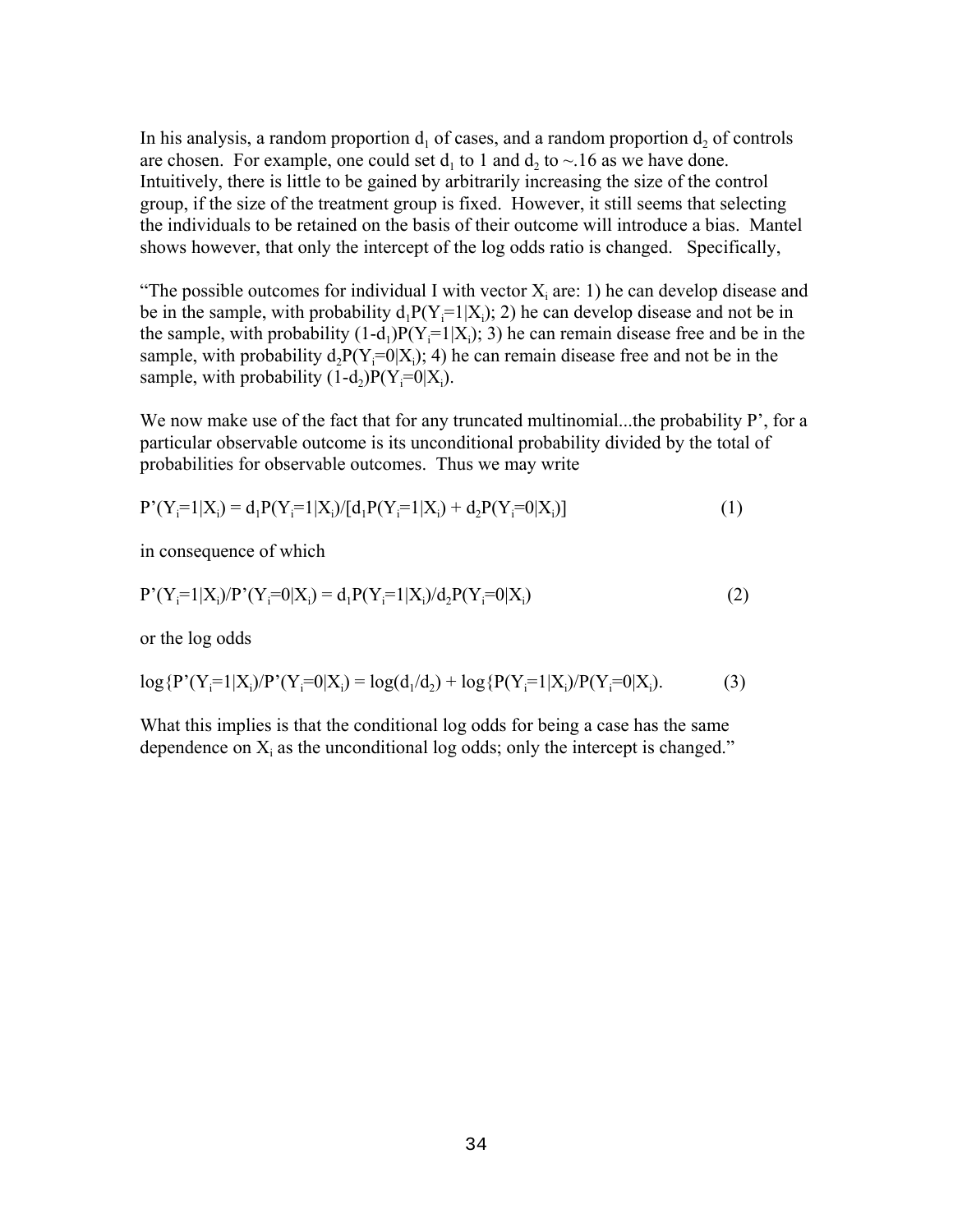In his analysis, a random proportion $d_1$ of cases, and a random proportion $d_2$ of controls are chosen. For example, one could set $d_1$ to 1 and $d_2$ to ~.16 as we have done. Intuitively, there is little to be gained by arbitrarily increasing the size of the control group, if the size of the treatment group is fixed. However, it still seems that selecting the individuals to be retained on the basis of their outcome will introduce a bias. Mantel shows however, that only the intercept of the log odds ratio is changed. Specifically,

"The possible outcomes for individual I with vector $X_i$ are: 1) he can develop disease and be in the sample, with probability $d_1P(Y_i=1|X_i)$; 2) he can develop disease and not be in the sample, with probability $(1-d_1)P(Y_i=1|X_i)$; 3) he can remain disease free and be in the sample, with probability $d_2P(Y_i=0|X_i)$; 4) he can remain disease free and not be in the sample, with probability $(1-d_2)P(Y_i=0|X_i)$.

We now make use of the fact that for any truncated multinomial...the probability P', for a particular observable outcome is its unconditional probability divided by the total of probabilities for observable outcomes. Thus we may write

$$P'(Y_i=1|X_i) = d_1P(Y_i=1|X_i)/[d_1P(Y_i=1|X_i) + d_2P(Y_i=0|X_i)] \qquad (1)$$

in consequence of which

$$P'(Y_i=1|X_i)/P'(Y_i=0|X_i) = d_1P(Y_i=1|X_i)/d_2P(Y_i=0|X_i) \qquad (2)$$

or the log odds

$$\log\{P'(Y_i=1|X_i)/P'(Y_i=0|X_i) = \log(d_1/d_2) + \log\{P(Y_i=1|X_i)/P(Y_i=0|X_i). \qquad (3)$$

What this implies is that the conditional log odds for being a case has the same dependence on $X_i$ as the unconditional log odds; only the intercept is changed."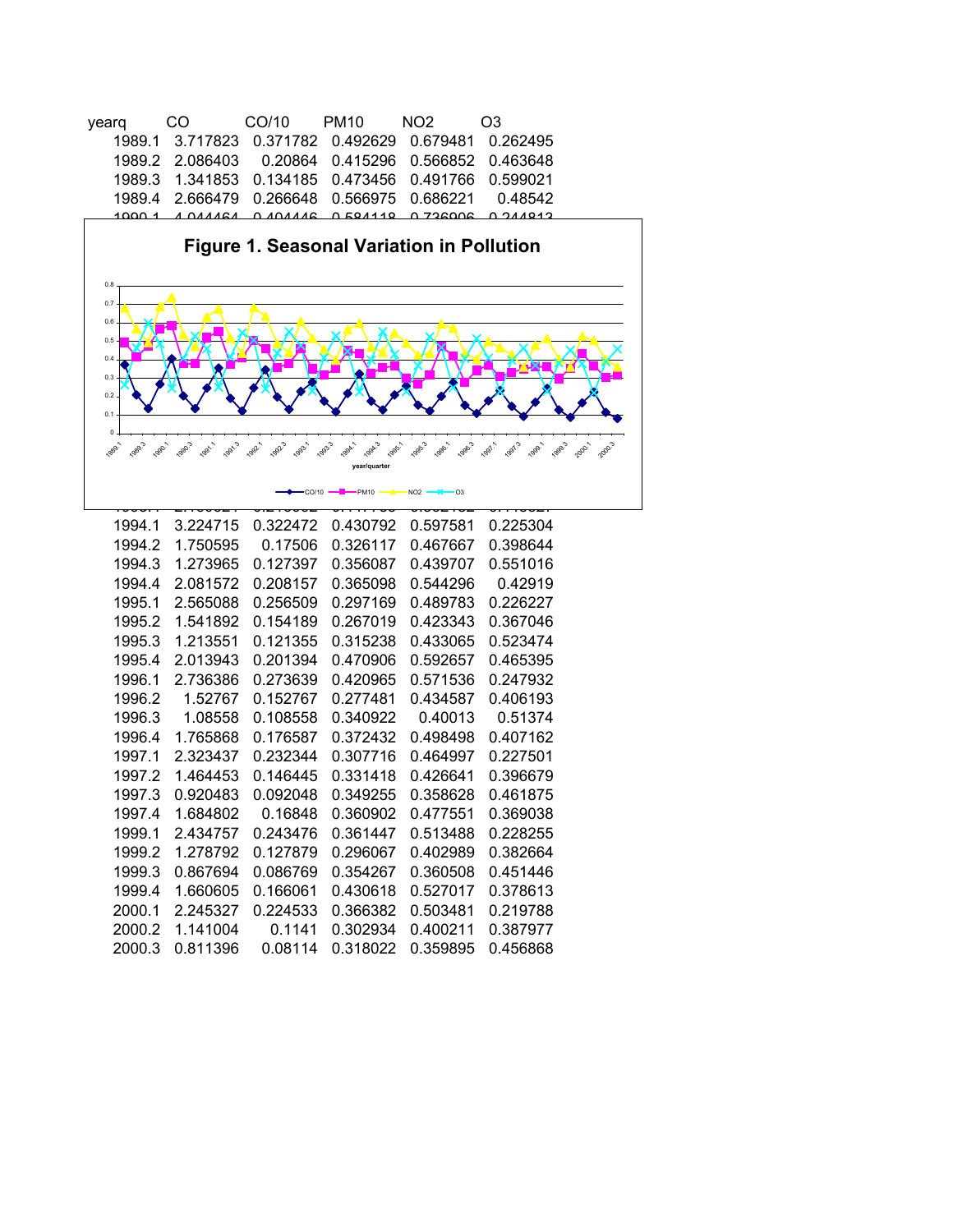| yearq | CO | CO/10 | PM10 | NO2 | O3 |
|---|---|---|---|---|---|
| 1989.1 | 3.717823 | 0.371782 | 0.492629 | 0.679481 | 0.262495 |
| 1989.2 | 2.086403 | 0.20864 | 0.415296 | 0.566852 | 0.463648 |
| 1989.3 | 1.341853 | 0.134185 | 0.473456 | 0.491766 | 0.599021 |
| 1989.4 | 2.666479 | 0.266648 | 0.566975 | 0.686221 | 0.48542 |
| 1990.1 | 4.044464 | 0.404446 | 0.584118 | 0.736906 | 0.244813 |
| 1994.1 | 3.224715 | 0.322472 | 0.430792 | 0.597581 | 0.225304 |
| 1994.2 | 1.750595 | 0.17506 | 0.326117 | 0.467667 | 0.398644 |
| 1994.3 | 1.273965 | 0.127397 | 0.356087 | 0.439707 | 0.551016 |
| 1994.4 | 2.081572 | 0.208157 | 0.365098 | 0.544296 | 0.42919 |
| 1995.1 | 2.565088 | 0.256509 | 0.297169 | 0.489783 | 0.226227 |
| 1995.2 | 1.541892 | 0.154189 | 0.267019 | 0.423343 | 0.367046 |
| 1995.3 | 1.213551 | 0.121355 | 0.315238 | 0.433065 | 0.523474 |
| 1995.4 | 2.013943 | 0.201394 | 0.470906 | 0.592657 | 0.465395 |
| 1996.1 | 2.736386 | 0.273639 | 0.420965 | 0.571536 | 0.247932 |
| 1996.2 | 1.52767 | 0.152767 | 0.277481 | 0.434587 | 0.406193 |
| 1996.3 | 1.08558 | 0.108558 | 0.340922 | 0.40013 | 0.51374 |
| 1996.4 | 1.765868 | 0.176587 | 0.372432 | 0.498498 | 0.407162 |
| 1997.1 | 2.323437 | 0.232344 | 0.307716 | 0.464997 | 0.227501 |
| 1997.2 | 1.464453 | 0.146445 | 0.331418 | 0.426641 | 0.396679 |
| 1997.3 | 0.920483 | 0.092048 | 0.349255 | 0.358628 | 0.461875 |
| 1997.4 | 1.684802 | 0.16848 | 0.360902 | 0.477551 | 0.369038 |
| 1999.1 | 2.434757 | 0.243476 | 0.361447 | 0.513488 | 0.228255 |
| 1999.2 | 1.278792 | 0.127879 | 0.296067 | 0.402989 | 0.382664 |
| 1999.3 | 0.867694 | 0.086769 | 0.354267 | 0.360508 | 0.451446 |
| 1999.4 | 1.660605 | 0.166061 | 0.430618 | 0.527017 | 0.378613 |
| 2000.1 | 2.245327 | 0.224533 | 0.366382 | 0.503481 | 0.219788 |
| 2000.2 | 1.141004 | 0.1141 | 0.302934 | 0.400211 | 0.387977 |
| 2000.3 | 0.811396 | 0.08114 | 0.318022 | 0.359895 | 0.456868 |

**Figure 1. Seasonal Variation in Pollution**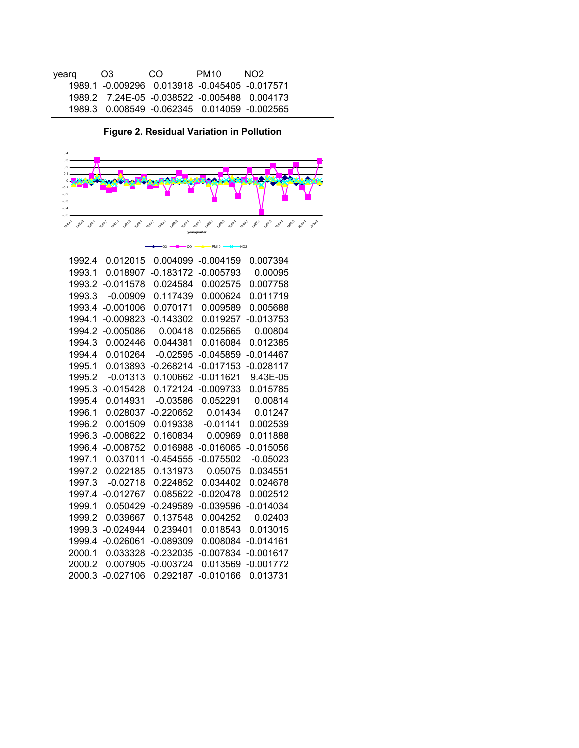| yearq | O3 | CO | PM10 | NO2 |
|---|---|---|---|---|
| 1989.1 | -0.009296 | 0.013918 | -0.045405 | -0.017571 |
| 1989.2 | 7.24E-05 | -0.038522 | -0.005488 | 0.004173 |
| 1989.3 | 0.008549 | -0.062345 | 0.014059 | -0.002565 |
| 1992.4 | 0.012015 | 0.004099 | -0.004159 | 0.007394 |
| 1993.1 | 0.018907 | -0.183172 | -0.005793 | 0.00095 |
| 1993.2 | -0.011578 | 0.024584 | 0.002575 | 0.007758 |
| 1993.3 | -0.00909 | 0.117439 | 0.000624 | 0.011719 |
| 1993.4 | -0.001006 | 0.070171 | 0.009589 | 0.005688 |
| 1994.1 | -0.009823 | -0.143302 | 0.019257 | -0.013753 |
| 1994.2 | -0.005086 | 0.00418 | 0.025665 | 0.00804 |
| 1994.3 | 0.002446 | 0.044381 | 0.016084 | 0.012385 |
| 1994.4 | 0.010264 | -0.02595 | -0.045859 | -0.014467 |
| 1995.1 | 0.013893 | -0.268214 | -0.017153 | -0.028117 |
| 1995.2 | -0.01313 | 0.100662 | -0.011621 | 9.43E-05 |
| 1995.3 | -0.015428 | 0.172124 | -0.009733 | 0.015785 |
| 1995.4 | 0.014931 | -0.03586 | 0.052291 | 0.00814 |
| 1996.1 | 0.028037 | -0.220652 | 0.01434 | 0.01247 |
| 1996.2 | 0.001509 | 0.019338 | -0.01141 | 0.002539 |
| 1996.3 | -0.008622 | 0.160834 | 0.00969 | 0.011888 |
| 1996.4 | -0.008752 | 0.016988 | -0.016065 | -0.015056 |
| 1997.1 | 0.037011 | -0.454555 | -0.075502 | -0.05023 |
| 1997.2 | 0.022185 | 0.131973 | 0.05075 | 0.034551 |
| 1997.3 | -0.02718 | 0.224852 | 0.034402 | 0.024678 |
| 1997.4 | -0.012767 | 0.085622 | -0.020478 | 0.002512 |
| 1999.1 | 0.050429 | -0.249589 | -0.039596 | -0.014034 |
| 1999.2 | 0.039667 | 0.137548 | 0.004252 | 0.02403 |
| 1999.3 | -0.024944 | 0.239401 | 0.018543 | 0.013015 |
| 1999.4 | -0.026061 | -0.089309 | 0.008084 | -0.014161 |
| 2000.1 | 0.033328 | -0.232035 | -0.007834 | -0.001617 |
| 2000.2 | 0.007905 | -0.003724 | 0.013569 | -0.001772 |
| 2000.3 | -0.027106 | 0.292187 | -0.010166 | 0.013731 |

**Figure 2. Residual Variation in Pollution**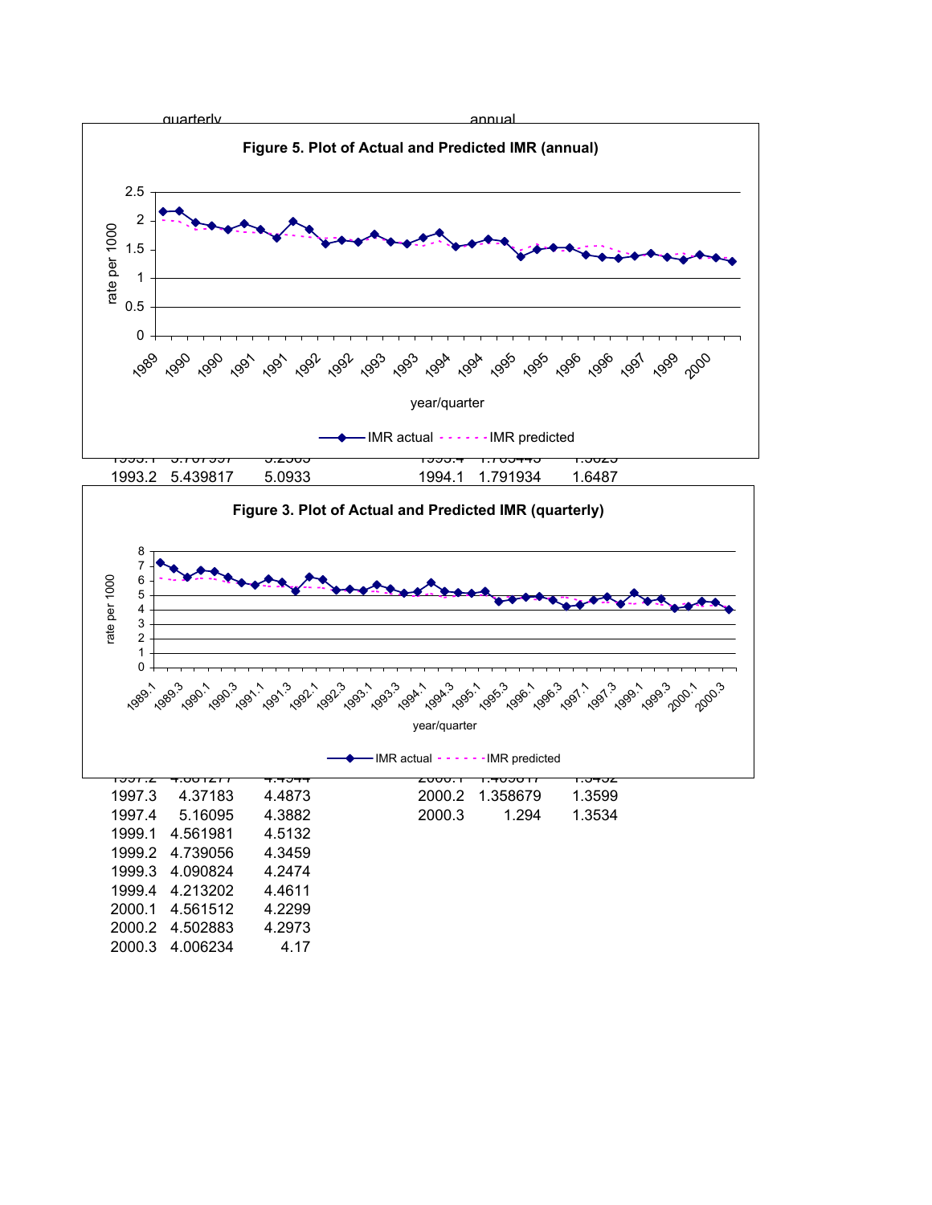quarterly annual

**Figure 5. Plot of Actual and Predicted IMR (annual)**

| 1993.2 | 5.439817 | 5.0933 | 1994.1 | 1.791934 | 1.6487 |
|---|---|---|---|---|---|

**Figure 3. Plot of Actual and Predicted IMR (quarterly)**

| | | | | | |
|---|---|---|---|---|---|
| 1997.3 | 4.37183 | 4.4873 | 2000.2 | 1.358679 | 1.3599 |
| 1997.4 | 5.16095 | 4.3882 | 2000.3 | 1.294 | 1.3534 |
| 1999.1 | 4.561981 | 4.5132 | | | |
| 1999.2 | 4.739056 | 4.3459 | | | |
| 1999.3 | 4.090824 | 4.2474 | | | |
| 1999.4 | 4.213202 | 4.4611 | | | |
| 2000.1 | 4.561512 | 4.2299 | | | |
| 2000.2 | 4.502883 | 4.2973 | | | |
| 2000.3 | 4.006234 | 4.17 | | | |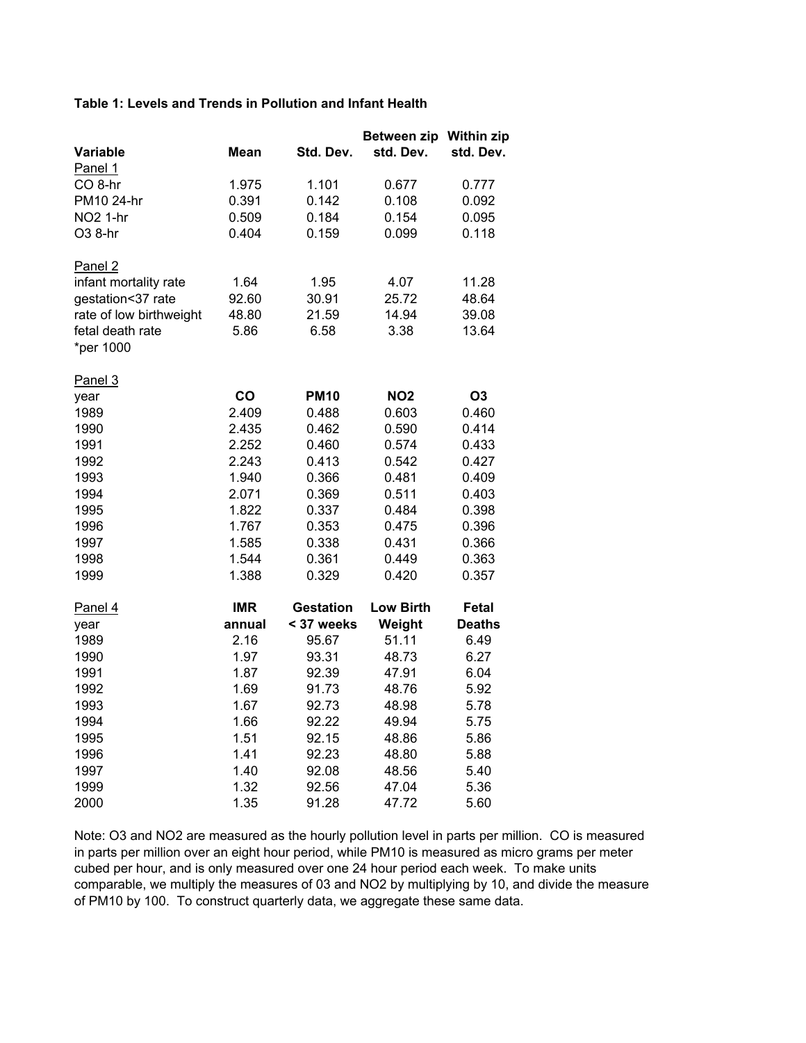**Table 1: Levels and Trends in Pollution and Infant Health**

| Variable | Mean | Std. Dev. | Between zip std. Dev. | Within zip std. Dev. |
|---|---|---|---|---|
| Panel 1 | | | | |
| CO 8-hr | 1.975 | 1.101 | 0.677 | 0.777 |
| PM10 24-hr | 0.391 | 0.142 | 0.108 | 0.092 |
| NO2 1-hr | 0.509 | 0.184 | 0.154 | 0.095 |
| O3 8-hr | 0.404 | 0.159 | 0.099 | 0.118 |
| | | | | |
| Panel 2 | | | | |
| infant mortality rate | 1.64 | 1.95 | 4.07 | 11.28 |
| gestation<37 rate | 92.60 | 30.91 | 25.72 | 48.64 |
| rate of low birthweight | 48.80 | 21.59 | 14.94 | 39.08 |
| fetal death rate | 5.86 | 6.58 | 3.38 | 13.64 |
| *per 1000 | | | | |
| | | | | |
| Panel 3 | | | | |
| year | **CO** | **PM10** | **NO2** | **O3** |
| 1989 | 2.409 | 0.488 | 0.603 | 0.460 |
| 1990 | 2.435 | 0.462 | 0.590 | 0.414 |
| 1991 | 2.252 | 0.460 | 0.574 | 0.433 |
| 1992 | 2.243 | 0.413 | 0.542 | 0.427 |
| 1993 | 1.940 | 0.366 | 0.481 | 0.409 |
| 1994 | 2.071 | 0.369 | 0.511 | 0.403 |
| 1995 | 1.822 | 0.337 | 0.484 | 0.398 |
| 1996 | 1.767 | 0.353 | 0.475 | 0.396 |
| 1997 | 1.585 | 0.338 | 0.431 | 0.366 |
| 1998 | 1.544 | 0.361 | 0.449 | 0.363 |
| 1999 | 1.388 | 0.329 | 0.420 | 0.357 |
| | | | | |
| Panel 4 | **IMR** | **Gestation** | **Low Birth** | **Fetal** |
| year | **annual** | **< 37 weeks** | **Weight** | **Deaths** |
| 1989 | 2.16 | 95.67 | 51.11 | 6.49 |
| 1990 | 1.97 | 93.31 | 48.73 | 6.27 |
| 1991 | 1.87 | 92.39 | 47.91 | 6.04 |
| 1992 | 1.69 | 91.73 | 48.76 | 5.92 |
| 1993 | 1.67 | 92.73 | 48.98 | 5.78 |
| 1994 | 1.66 | 92.22 | 49.94 | 5.75 |
| 1995 | 1.51 | 92.15 | 48.86 | 5.86 |
| 1996 | 1.41 | 92.23 | 48.80 | 5.88 |
| 1997 | 1.40 | 92.08 | 48.56 | 5.40 |
| 1999 | 1.32 | 92.56 | 47.04 | 5.36 |
| 2000 | 1.35 | 91.28 | 47.72 | 5.60 |

Note: O3 and NO2 are measured as the hourly pollution level in parts per million. CO is measured in parts per million over an eight hour period, while PM10 is measured as micro grams per meter cubed per hour, and is only measured over one 24 hour period each week. To make units comparable, we multiply the measures of 03 and NO2 by multiplying by 10, and divide the measure of PM10 by 100. To construct quarterly data, we aggregate these same data.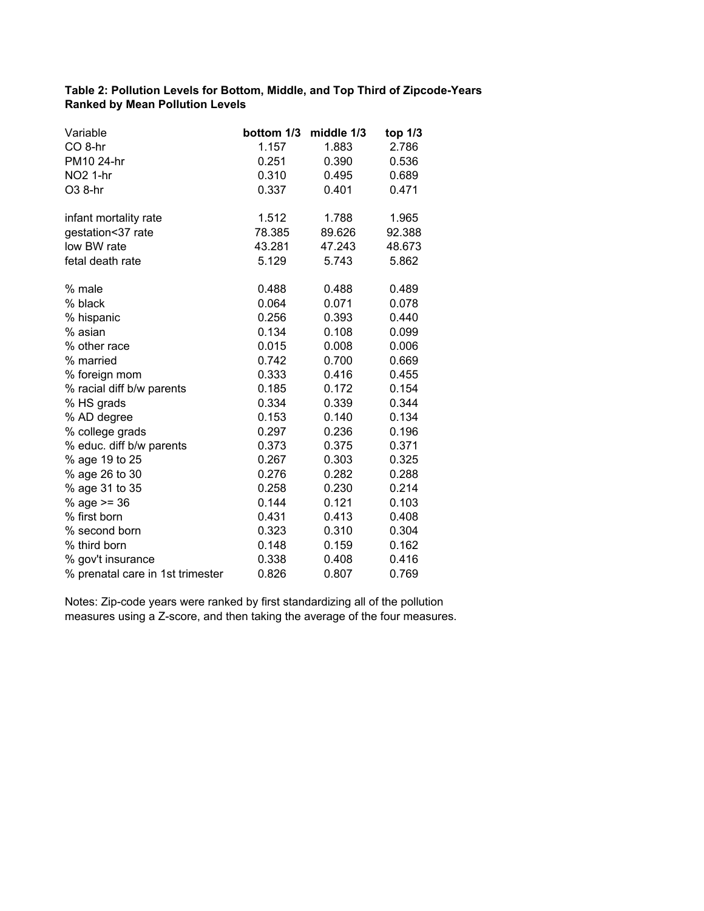**Table 2: Pollution Levels for Bottom, Middle, and Top Third of Zipcode-Years Ranked by Mean Pollution Levels**

| Variable | **bottom 1/3** | **middle 1/3** | **top 1/3** |
|---|---|---|---|
| CO 8-hr | 1.157 | 1.883 | 2.786 |
| PM10 24-hr | 0.251 | 0.390 | 0.536 |
| NO2 1-hr | 0.310 | 0.495 | 0.689 |
| O3 8-hr | 0.337 | 0.401 | 0.471 |
| | | | |
| infant mortality rate | 1.512 | 1.788 | 1.965 |
| gestation<37 rate | 78.385 | 89.626 | 92.388 |
| low BW rate | 43.281 | 47.243 | 48.673 |
| fetal death rate | 5.129 | 5.743 | 5.862 |
| | | | |
| % male | 0.488 | 0.488 | 0.489 |
| % black | 0.064 | 0.071 | 0.078 |
| % hispanic | 0.256 | 0.393 | 0.440 |
| % asian | 0.134 | 0.108 | 0.099 |
| % other race | 0.015 | 0.008 | 0.006 |
| % married | 0.742 | 0.700 | 0.669 |
| % foreign mom | 0.333 | 0.416 | 0.455 |
| % racial diff b/w parents | 0.185 | 0.172 | 0.154 |
| % HS grads | 0.334 | 0.339 | 0.344 |
| % AD degree | 0.153 | 0.140 | 0.134 |
| % college grads | 0.297 | 0.236 | 0.196 |
| % educ. diff b/w parents | 0.373 | 0.375 | 0.371 |
| % age 19 to 25 | 0.267 | 0.303 | 0.325 |
| % age 26 to 30 | 0.276 | 0.282 | 0.288 |
| % age 31 to 35 | 0.258 | 0.230 | 0.214 |
| % age >= 36 | 0.144 | 0.121 | 0.103 |
| % first born | 0.431 | 0.413 | 0.408 |
| % second born | 0.323 | 0.310 | 0.304 |
| % third born | 0.148 | 0.159 | 0.162 |
| % gov't insurance | 0.338 | 0.408 | 0.416 |
| % prenatal care in 1st trimester | 0.826 | 0.807 | 0.769 |

Notes: Zip-code years were ranked by first standardizing all of the pollution measures using a Z-score, and then taking the average of the four measures.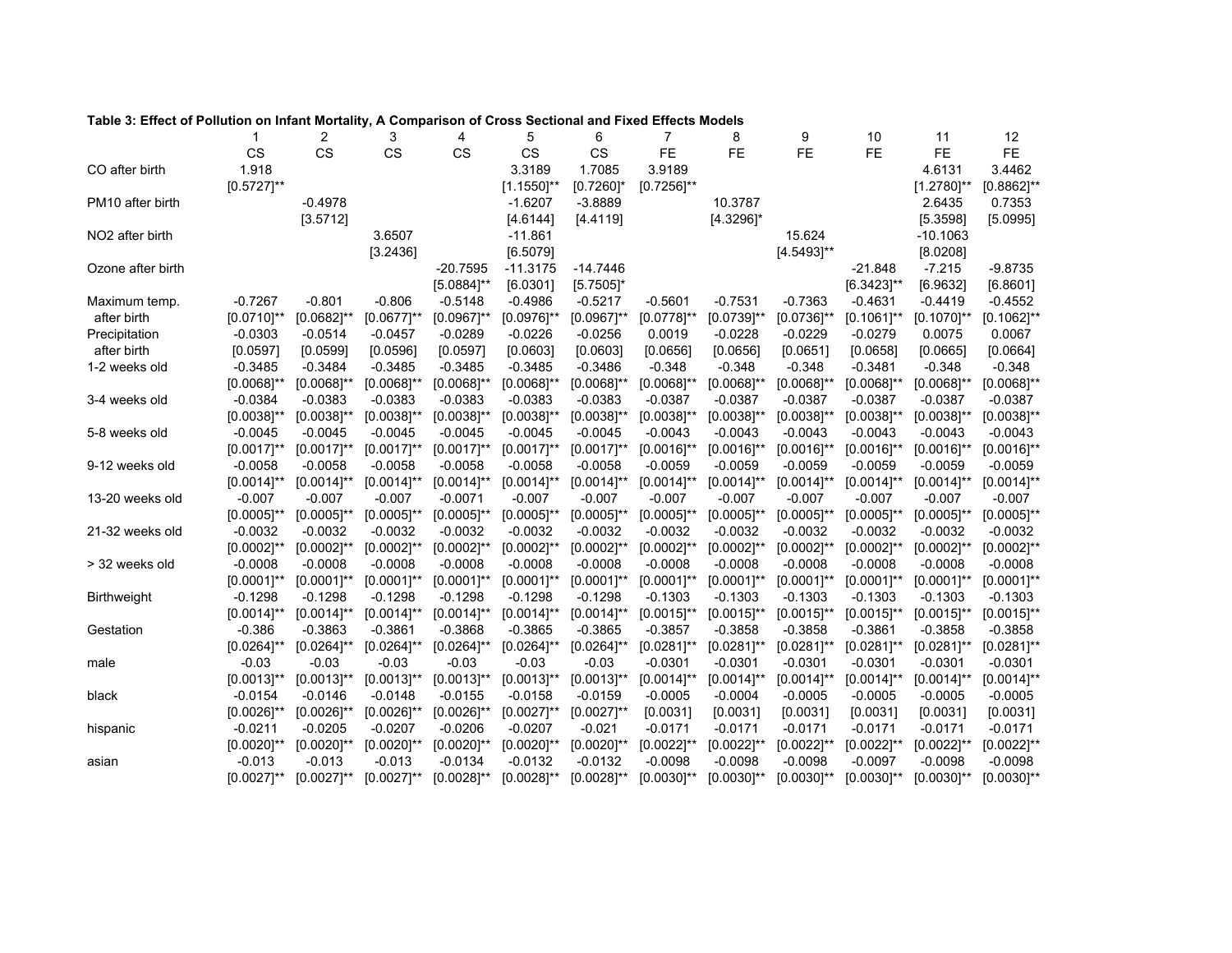**Table 3: Effect of Pollution on Infant Mortality, A Comparison of Cross Sectional and Fixed Effects Models**

| | 1 | 2 | 3 | 4 | 5 | 6 | 7 | 8 | 9 | 10 | 11 | 12 |
|---|---|---|---|---|---|---|---|---|---|---|---|---|
| | CS | CS | CS | CS | CS | CS | FE | FE | FE | FE | FE | FE |
| CO after birth | 1.918 | | | | 3.3189 | 1.7085 | 3.9189 | | | | 4.6131 | 3.4462 |
| | [0.5727]** | | | | [1.1550]** | [0.7260]* | [0.7256]** | | | | [1.2780]** | [0.8862]** |
| PM10 after birth | | -0.4978 | | | -1.6207 | -3.8889 | | 10.3787 | | | 2.6435 | 0.7353 |
| | | [3.5712] | | | [4.6144] | [4.4119] | | [4.3296]* | | | [5.3598] | [5.0995] |
| NO2 after birth | | | 3.6507 | | -11.861 | | | | 15.624 | | -10.1063 | |
| | | | [3.2436] | | [6.5079] | | | | [4.5493]** | | [8.0208] | |
| Ozone after birth | | | | -20.7595 | -11.3175 | -14.7446 | | | | -21.848 | -7.215 | -9.8735 |
| | | | | [5.0884]** | [6.0301] | [5.7505]* | | | | [6.3423]** | [6.9632] | [6.8601] |
| Maximum temp. after birth | -0.7267 | -0.801 | -0.806 | -0.5148 | -0.4986 | -0.5217 | -0.5601 | -0.7531 | -0.7363 | -0.4631 | -0.4419 | -0.4552 |
| | [0.0710]** | [0.0682]** | [0.0677]** | [0.0967]** | [0.0976]** | [0.0967]** | [0.0778]** | [0.0739]** | [0.0736]** | [0.1061]** | [0.1070]** | [0.1062]** |
| Precipitation after birth | -0.0303 | -0.0514 | -0.0457 | -0.0289 | -0.0226 | -0.0256 | 0.0019 | -0.0228 | -0.0229 | -0.0279 | 0.0075 | 0.0067 |
| | [0.0597] | [0.0599] | [0.0596] | [0.0597] | [0.0603] | [0.0603] | [0.0656] | [0.0656] | [0.0651] | [0.0658] | [0.0665] | [0.0664] |
| 1-2 weeks old | -0.3485 | -0.3484 | -0.3485 | -0.3485 | -0.3485 | -0.3486 | -0.348 | -0.348 | -0.348 | -0.3481 | -0.348 | -0.348 |
| | [0.0068]** | [0.0068]** | [0.0068]** | [0.0068]** | [0.0068]** | [0.0068]** | [0.0068]** | [0.0068]** | [0.0068]** | [0.0068]** | [0.0068]** | [0.0068]** |
| 3-4 weeks old | -0.0384 | -0.0383 | -0.0383 | -0.0383 | -0.0383 | -0.0383 | -0.0387 | -0.0387 | -0.0387 | -0.0387 | -0.0387 | -0.0387 |
| | [0.0038]** | [0.0038]** | [0.0038]** | [0.0038]** | [0.0038]** | [0.0038]** | [0.0038]** | [0.0038]** | [0.0038]** | [0.0038]** | [0.0038]** | [0.0038]** |
| 5-8 weeks old | -0.0045 | -0.0045 | -0.0045 | -0.0045 | -0.0045 | -0.0045 | -0.0043 | -0.0043 | -0.0043 | -0.0043 | -0.0043 | -0.0043 |
| | [0.0017]** | [0.0017]** | [0.0017]** | [0.0017]** | [0.0017]** | [0.0017]** | [0.0016]** | [0.0016]** | [0.0016]** | [0.0016]** | [0.0016]** | [0.0016]** |
| 9-12 weeks old | -0.0058 | -0.0058 | -0.0058 | -0.0058 | -0.0058 | -0.0058 | -0.0059 | -0.0059 | -0.0059 | -0.0059 | -0.0059 | -0.0059 |
| | [0.0014]** | [0.0014]** | [0.0014]** | [0.0014]** | [0.0014]** | [0.0014]** | [0.0014]** | [0.0014]** | [0.0014]** | [0.0014]** | [0.0014]** | [0.0014]** |
| 13-20 weeks old | -0.007 | -0.007 | -0.007 | -0.0071 | -0.007 | -0.007 | -0.007 | -0.007 | -0.007 | -0.007 | -0.007 | -0.007 |
| | [0.0005]** | [0.0005]** | [0.0005]** | [0.0005]** | [0.0005]** | [0.0005]** | [0.0005]** | [0.0005]** | [0.0005]** | [0.0005]** | [0.0005]** | [0.0005]** |
| 21-32 weeks old | -0.0032 | -0.0032 | -0.0032 | -0.0032 | -0.0032 | -0.0032 | -0.0032 | -0.0032 | -0.0032 | -0.0032 | -0.0032 | -0.0032 |
| | [0.0002]** | [0.0002]** | [0.0002]** | [0.0002]** | [0.0002]** | [0.0002]** | [0.0002]** | [0.0002]** | [0.0002]** | [0.0002]** | [0.0002]** | [0.0002]** |
| > 32 weeks old | -0.0008 | -0.0008 | -0.0008 | -0.0008 | -0.0008 | -0.0008 | -0.0008 | -0.0008 | -0.0008 | -0.0008 | -0.0008 | -0.0008 |
| | [0.0001]** | [0.0001]** | [0.0001]** | [0.0001]** | [0.0001]** | [0.0001]** | [0.0001]** | [0.0001]** | [0.0001]** | [0.0001]** | [0.0001]** | [0.0001]** |
| Birthweight | -0.1298 | -0.1298 | -0.1298 | -0.1298 | -0.1298 | -0.1298 | -0.1303 | -0.1303 | -0.1303 | -0.1303 | -0.1303 | -0.1303 |
| | [0.0014]** | [0.0014]** | [0.0014]** | [0.0014]** | [0.0014]** | [0.0014]** | [0.0015]** | [0.0015]** | [0.0015]** | [0.0015]** | [0.0015]** | [0.0015]** |
| Gestation | -0.386 | -0.3863 | -0.3861 | -0.3868 | -0.3865 | -0.3865 | -0.3857 | -0.3858 | -0.3858 | -0.3861 | -0.3858 | -0.3858 |
| | [0.0264]** | [0.0264]** | [0.0264]** | [0.0264]** | [0.0264]** | [0.0264]** | [0.0281]** | [0.0281]** | [0.0281]** | [0.0281]** | [0.0281]** | [0.0281]** |
| male | -0.03 | -0.03 | -0.03 | -0.03 | -0.03 | -0.03 | -0.0301 | -0.0301 | -0.0301 | -0.0301 | -0.0301 | -0.0301 |
| | [0.0013]** | [0.0013]** | [0.0013]** | [0.0013]** | [0.0013]** | [0.0013]** | [0.0014]** | [0.0014]** | [0.0014]** | [0.0014]** | [0.0014]** | [0.0014]** |
| black | -0.0154 | -0.0146 | -0.0148 | -0.0155 | -0.0158 | -0.0159 | -0.0005 | -0.0004 | -0.0005 | -0.0005 | -0.0005 | -0.0005 |
| | [0.0026]** | [0.0026]** | [0.0026]** | [0.0026]** | [0.0027]** | [0.0027]** | [0.0031] | [0.0031] | [0.0031] | [0.0031] | [0.0031] | [0.0031] |
| hispanic | -0.0211 | -0.0205 | -0.0207 | -0.0206 | -0.0207 | -0.021 | -0.0171 | -0.0171 | -0.0171 | -0.0171 | -0.0171 | -0.0171 |
| | [0.0020]** | [0.0020]** | [0.0020]** | [0.0020]** | [0.0020]** | [0.0020]** | [0.0022]** | [0.0022]** | [0.0022]** | [0.0022]** | [0.0022]** | [0.0022]** |
| asian | -0.013 | -0.013 | -0.013 | -0.0134 | -0.0132 | -0.0132 | -0.0098 | -0.0098 | -0.0098 | -0.0097 | -0.0098 | -0.0098 |
| | [0.0027]** | [0.0027]** | [0.0027]** | [0.0028]** | [0.0028]** | [0.0028]** | [0.0030]** | [0.0030]** | [0.0030]** | [0.0030]** | [0.0030]** | [0.0030]** |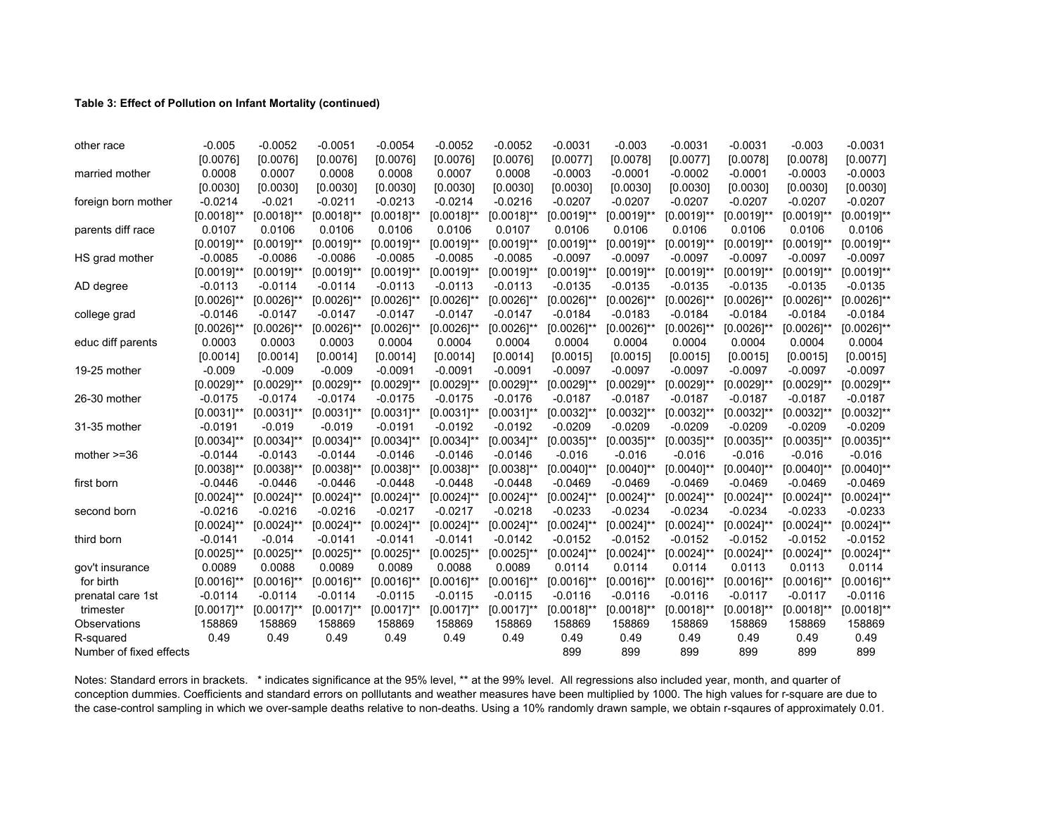**Table 3: Effect of Pollution on Infant Mortality (continued)**

| | | | | | | | | | | | | |
|---|---|---|---|---|---|---|---|---|---|---|---|---|
| other race | -0.005 | -0.0052 | -0.0051 | -0.0054 | -0.0052 | -0.0052 | -0.0031 | -0.003 | -0.0031 | -0.0031 | -0.003 | -0.0031 |
| | [0.0076] | [0.0076] | [0.0076] | [0.0076] | [0.0076] | [0.0076] | [0.0077] | [0.0078] | [0.0077] | [0.0078] | [0.0078] | [0.0077] |
| married mother | 0.0008 | 0.0007 | 0.0008 | 0.0008 | 0.0007 | 0.0008 | -0.0003 | -0.0001 | -0.0002 | -0.0001 | -0.0003 | -0.0003 |
| | [0.0030] | [0.0030] | [0.0030] | [0.0030] | [0.0030] | [0.0030] | [0.0030] | [0.0030] | [0.0030] | [0.0030] | [0.0030] | [0.0030] |
| foreign born mother | -0.0214 | -0.021 | -0.0211 | -0.0213 | -0.0214 | -0.0216 | -0.0207 | -0.0207 | -0.0207 | -0.0207 | -0.0207 | -0.0207 |
| | [0.0018]** | [0.0018]** | [0.0018]** | [0.0018]** | [0.0018]** | [0.0018]** | [0.0019]** | [0.0019]** | [0.0019]** | [0.0019]** | [0.0019]** | [0.0019]** |
| parents diff race | 0.0107 | 0.0106 | 0.0106 | 0.0106 | 0.0106 | 0.0107 | 0.0106 | 0.0106 | 0.0106 | 0.0106 | 0.0106 | 0.0106 |
| | [0.0019]** | [0.0019]** | [0.0019]** | [0.0019]** | [0.0019]** | [0.0019]** | [0.0019]** | [0.0019]** | [0.0019]** | [0.0019]** | [0.0019]** | [0.0019]** |
| HS grad mother | -0.0085 | -0.0086 | -0.0086 | -0.0085 | -0.0085 | -0.0085 | -0.0097 | -0.0097 | -0.0097 | -0.0097 | -0.0097 | -0.0097 |
| | [0.0019]** | [0.0019]** | [0.0019]** | [0.0019]** | [0.0019]** | [0.0019]** | [0.0019]** | [0.0019]** | [0.0019]** | [0.0019]** | [0.0019]** | [0.0019]** |
| AD degree | -0.0113 | -0.0114 | -0.0114 | -0.0113 | -0.0113 | -0.0113 | -0.0135 | -0.0135 | -0.0135 | -0.0135 | -0.0135 | -0.0135 |
| | [0.0026]** | [0.0026]** | [0.0026]** | [0.0026]** | [0.0026]** | [0.0026]** | [0.0026]** | [0.0026]** | [0.0026]** | [0.0026]** | [0.0026]** | [0.0026]** |
| college grad | -0.0146 | -0.0147 | -0.0147 | -0.0147 | -0.0147 | -0.0147 | -0.0184 | -0.0183 | -0.0184 | -0.0184 | -0.0184 | -0.0184 |
| | [0.0026]** | [0.0026]** | [0.0026]** | [0.0026]** | [0.0026]** | [0.0026]** | [0.0026]** | [0.0026]** | [0.0026]** | [0.0026]** | [0.0026]** | [0.0026]** |
| educ diff parents | 0.0003 | 0.0003 | 0.0003 | 0.0004 | 0.0004 | 0.0004 | 0.0004 | 0.0004 | 0.0004 | 0.0004 | 0.0004 | 0.0004 |
| | [0.0014] | [0.0014] | [0.0014] | [0.0014] | [0.0014] | [0.0014] | [0.0015] | [0.0015] | [0.0015] | [0.0015] | [0.0015] | [0.0015] |
| 19-25 mother | -0.009 | -0.009 | -0.009 | -0.0091 | -0.0091 | -0.0091 | -0.0097 | -0.0097 | -0.0097 | -0.0097 | -0.0097 | -0.0097 |
| | [0.0029]** | [0.0029]** | [0.0029]** | [0.0029]** | [0.0029]** | [0.0029]** | [0.0029]** | [0.0029]** | [0.0029]** | [0.0029]** | [0.0029]** | [0.0029]** |
| 26-30 mother | -0.0175 | -0.0174 | -0.0174 | -0.0175 | -0.0175 | -0.0176 | -0.0187 | -0.0187 | -0.0187 | -0.0187 | -0.0187 | -0.0187 |
| | [0.0031]** | [0.0031]** | [0.0031]** | [0.0031]** | [0.0031]** | [0.0031]** | [0.0032]** | [0.0032]** | [0.0032]** | [0.0032]** | [0.0032]** | [0.0032]** |
| 31-35 mother | -0.0191 | -0.019 | -0.019 | -0.0191 | -0.0192 | -0.0192 | -0.0209 | -0.0209 | -0.0209 | -0.0209 | -0.0209 | -0.0209 |
| | [0.0034]** | [0.0034]** | [0.0034]** | [0.0034]** | [0.0034]** | [0.0034]** | [0.0035]** | [0.0035]** | [0.0035]** | [0.0035]** | [0.0035]** | [0.0035]** |
| mother >=36 | -0.0144 | -0.0143 | -0.0144 | -0.0146 | -0.0146 | -0.0146 | -0.016 | -0.016 | -0.016 | -0.016 | -0.016 | -0.016 |
| | [0.0038]** | [0.0038]** | [0.0038]** | [0.0038]** | [0.0038]** | [0.0038]** | [0.0040]** | [0.0040]** | [0.0040]** | [0.0040]** | [0.0040]** | [0.0040]** |
| first born | -0.0446 | -0.0446 | -0.0446 | -0.0448 | -0.0448 | -0.0448 | -0.0469 | -0.0469 | -0.0469 | -0.0469 | -0.0469 | -0.0469 |
| | [0.0024]** | [0.0024]** | [0.0024]** | [0.0024]** | [0.0024]** | [0.0024]** | [0.0024]** | [0.0024]** | [0.0024]** | [0.0024]** | [0.0024]** | [0.0024]** |
| second born | -0.0216 | -0.0216 | -0.0216 | -0.0217 | -0.0217 | -0.0218 | -0.0233 | -0.0234 | -0.0234 | -0.0234 | -0.0233 | -0.0233 |
| | [0.0024]** | [0.0024]** | [0.0024]** | [0.0024]** | [0.0024]** | [0.0024]** | [0.0024]** | [0.0024]** | [0.0024]** | [0.0024]** | [0.0024]** | [0.0024]** |
| third born | -0.0141 | -0.014 | -0.0141 | -0.0141 | -0.0141 | -0.0142 | -0.0152 | -0.0152 | -0.0152 | -0.0152 | -0.0152 | -0.0152 |
| | [0.0025]** | [0.0025]** | [0.0025]** | [0.0025]** | [0.0025]** | [0.0025]** | [0.0024]** | [0.0024]** | [0.0024]** | [0.0024]** | [0.0024]** | [0.0024]** |
| gov't insurance | 0.0089 | 0.0088 | 0.0089 | 0.0089 | 0.0088 | 0.0089 | 0.0114 | 0.0114 | 0.0114 | 0.0113 | 0.0113 | 0.0114 |
| for birth | [0.0016]** | [0.0016]** | [0.0016]** | [0.0016]** | [0.0016]** | [0.0016]** | [0.0016]** | [0.0016]** | [0.0016]** | [0.0016]** | [0.0016]** | [0.0016]** |
| prenatal care 1st | -0.0114 | -0.0114 | -0.0114 | -0.0115 | -0.0115 | -0.0115 | -0.0116 | -0.0116 | -0.0116 | -0.0117 | -0.0117 | -0.0116 |
| trimester | [0.0017]** | [0.0017]** | [0.0017]** | [0.0017]** | [0.0017]** | [0.0017]** | [0.0018]** | [0.0018]** | [0.0018]** | [0.0018]** | [0.0018]** | [0.0018]** |
| Observations | 158869 | 158869 | 158869 | 158869 | 158869 | 158869 | 158869 | 158869 | 158869 | 158869 | 158869 | 158869 |
| R-squared | 0.49 | 0.49 | 0.49 | 0.49 | 0.49 | 0.49 | 0.49 | 0.49 | 0.49 | 0.49 | 0.49 | 0.49 |
| Number of fixed effects | | | | | | | 899 | 899 | 899 | 899 | 899 | 899 |

Notes: Standard errors in brackets. * indicates significance at the 95% level, ** at the 99% level. All regressions also included year, month, and quarter of conception dummies. Coefficients and standard errors on polllutants and weather measures have been multiplied by 1000. The high values for r-square are due to the case-control sampling in which we over-sample deaths relative to non-deaths. Using a 10% randomly drawn sample, we obtain r-sqaures of approximately 0.01.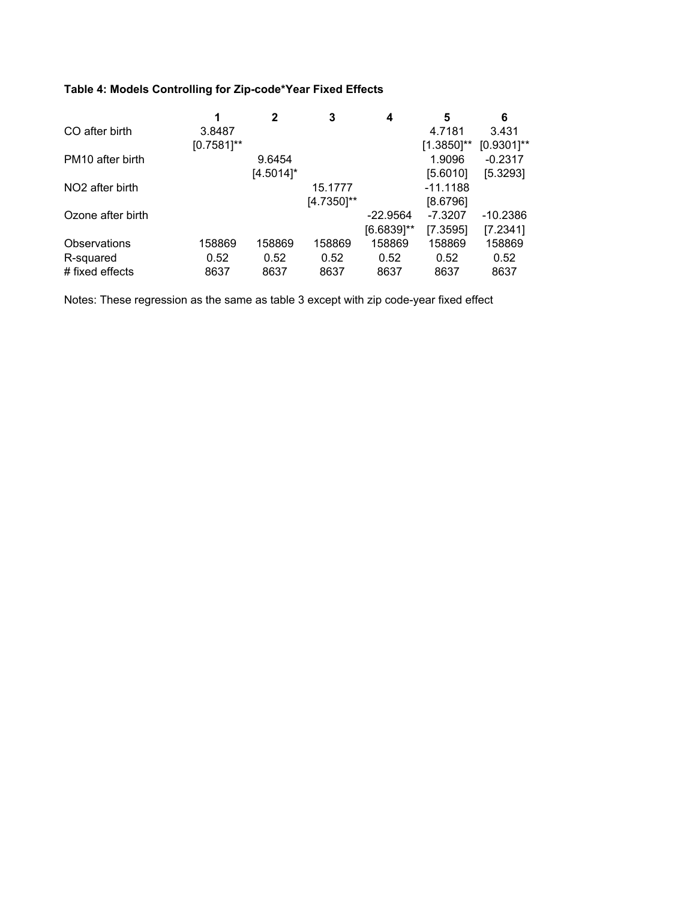**Table 4: Models Controlling for Zip-code*Year Fixed Effects**

| | 1 | 2 | 3 | 4 | 5 | 6 |
|---|---|---|---|---|---|---|
| CO after birth | 3.8487 | | | | 4.7181 | 3.431 |
| | [0.7581]** | | | | [1.3850]** | [0.9301]** |
| PM10 after birth | | 9.6454 | | | 1.9096 | -0.2317 |
| | | [4.5014]* | | | [5.6010] | [5.3293] |
| NO2 after birth | | | 15.1777 | | -11.1188 | |
| | | | [4.7350]** | | [8.6796] | |
| Ozone after birth | | | | -22.9564 | -7.3207 | -10.2386 |
| | | | | [6.6839]** | [7.3595] | [7.2341] |
| Observations | 158869 | 158869 | 158869 | 158869 | 158869 | 158869 |
| R-squared | 0.52 | 0.52 | 0.52 | 0.52 | 0.52 | 0.52 |
| # fixed effects | 8637 | 8637 | 8637 | 8637 | 8637 | 8637 |

Notes: These regression as the same as table 3 except with zip code-year fixed effect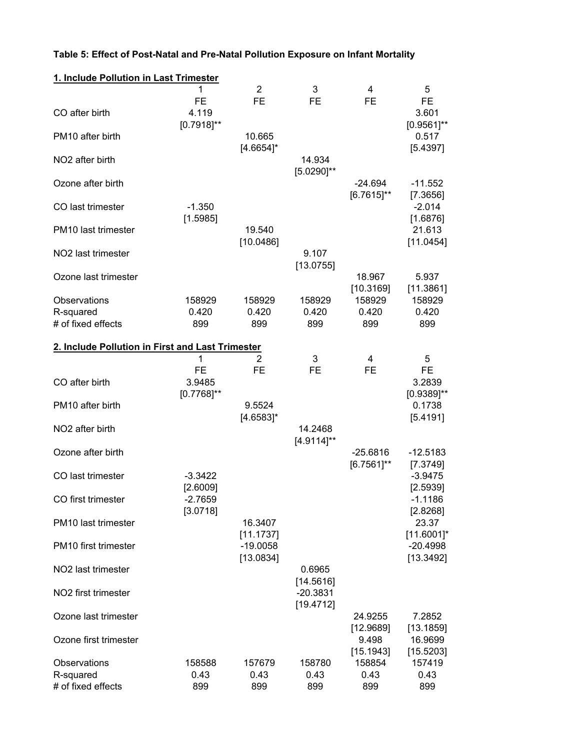**Table 5: Effect of Post-Natal and Pre-Natal Pollution Exposure on Infant Mortality**

**1. Include Pollution in Last Trimester**

| | 1 | 2 | 3 | 4 | 5 |
|---|---|---|---|---|---|
| | FE | FE | FE | FE | FE |
| CO after birth | 4.119 | | | | 3.601 |
| | [0.7918]** | | | | [0.9561]** |
| PM10 after birth | | 10.665 | | | 0.517 |
| | | [4.6654]* | | | [5.4397] |
| NO2 after birth | | | 14.934 | | |
| | | | [5.0290]** | | |
| Ozone after birth | | | | -24.694 | -11.552 |
| | | | | [6.7615]** | [7.3656] |
| CO last trimester | -1.350 | | | | -2.014 |
| | [1.5985] | | | | [1.6876] |
| PM10 last trimester | | 19.540 | | | 21.613 |
| | | [10.0486] | | | [11.0454] |
| NO2 last trimester | | | 9.107 | | |
| | | | [13.0755] | | |
| Ozone last trimester | | | | 18.967 | 5.937 |
| | | | | [10.3169] | [11.3861] |
| Observations | 158929 | 158929 | 158929 | 158929 | 158929 |
| R-squared | 0.420 | 0.420 | 0.420 | 0.420 | 0.420 |
| # of fixed effects | 899 | 899 | 899 | 899 | 899 |

**2. Include Pollution in First and Last Trimester**

| | 1 | 2 | 3 | 4 | 5 |
|---|---|---|---|---|---|
| | FE | FE | FE | FE | FE |
| CO after birth | 3.9485 | | | | 3.2839 |
| | [0.7768]** | | | | [0.9389]** |
| PM10 after birth | | 9.5524 | | | 0.1738 |
| | | [4.6583]* | | | [5.4191] |
| NO2 after birth | | | 14.2468 | | |
| | | | [4.9114]** | | |
| Ozone after birth | | | | -25.6816 | -12.5183 |
| | | | | [6.7561]** | [7.3749] |
| CO last trimester | -3.3422 | | | | -3.9475 |
| | [2.6009] | | | | [2.5939] |
| CO first trimester | -2.7659 | | | | -1.1186 |
| | [3.0718] | | | | [2.8268] |
| PM10 last trimester | | 16.3407 | | | 23.37 |
| | | [11.1737] | | | [11.6001]* |
| PM10 first trimester | | -19.0058 | | | -20.4998 |
| | | [13.0834] | | | [13.3492] |
| NO2 last trimester | | | 0.6965 | | |
| | | | [14.5616] | | |
| NO2 first trimester | | | -20.3831 | | |
| | | | [19.4712] | | |
| Ozone last trimester | | | | 24.9255 | 7.2852 |
| | | | | [12.9689] | [13.1859] |
| Ozone first trimester | | | | 9.498 | 16.9699 |
| | | | | [15.1943] | [15.5203] |
| Observations | 158588 | 157679 | 158780 | 158854 | 157419 |
| R-squared | 0.43 | 0.43 | 0.43 | 0.43 | 0.43 |
| # of fixed effects | 899 | 899 | 899 | 899 | 899 |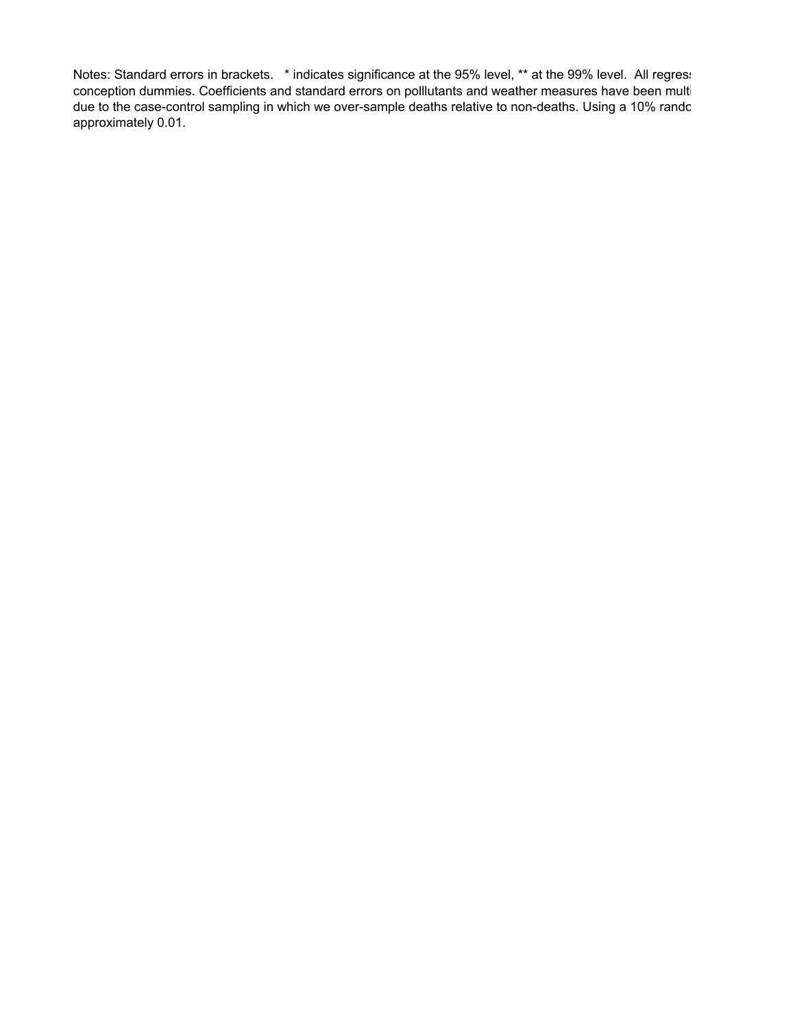Notes: Standard errors in brackets. * indicates significance at the 95% level, ** at the 99% level. All regress conception dummies. Coefficients and standard errors on polllutants and weather measures have been multi due to the case-control sampling in which we over-sample deaths relative to non-deaths. Using a 10% rando approximately 0.01.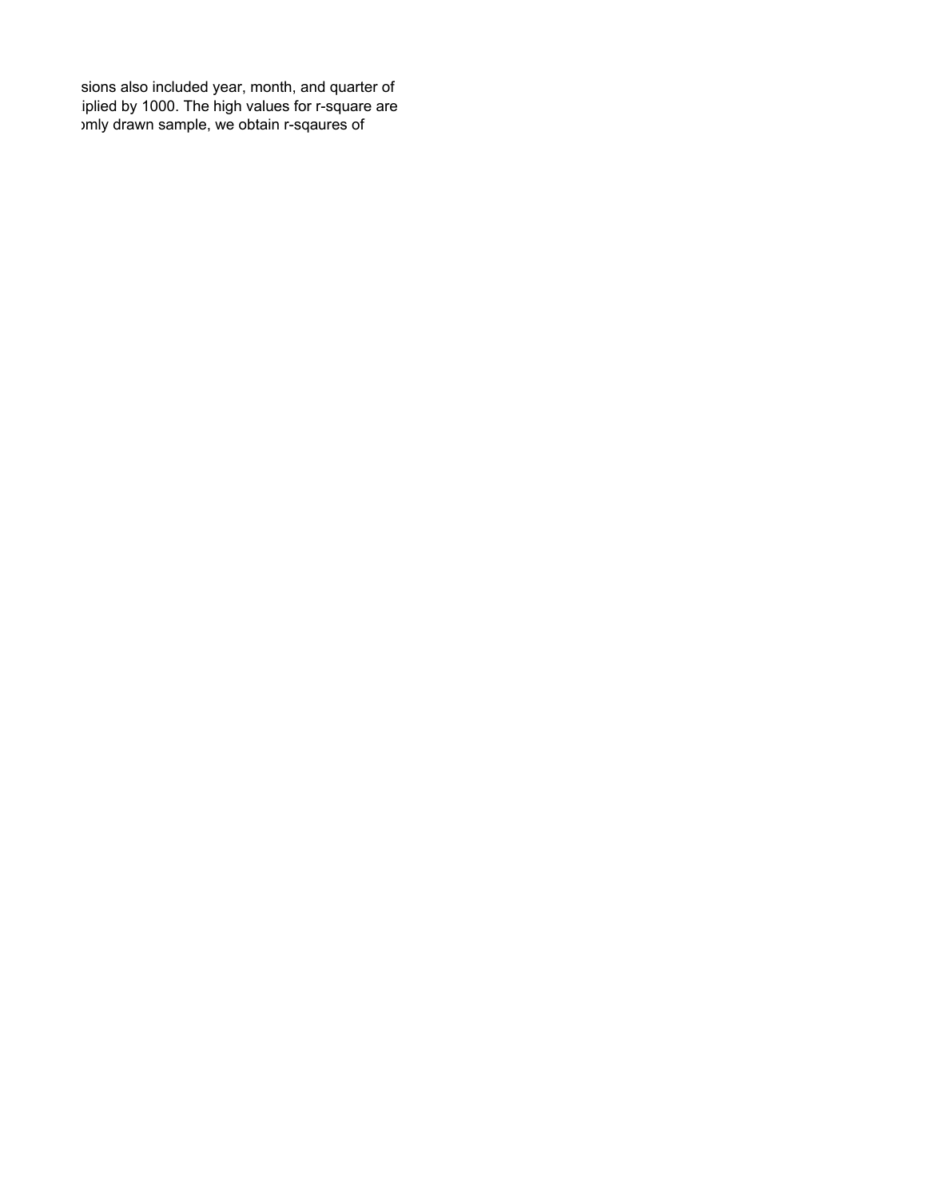sions also included year, month, and quarter of
iplied by 1000. The high values for r-square are
omly drawn sample, we obtain r-sqaures of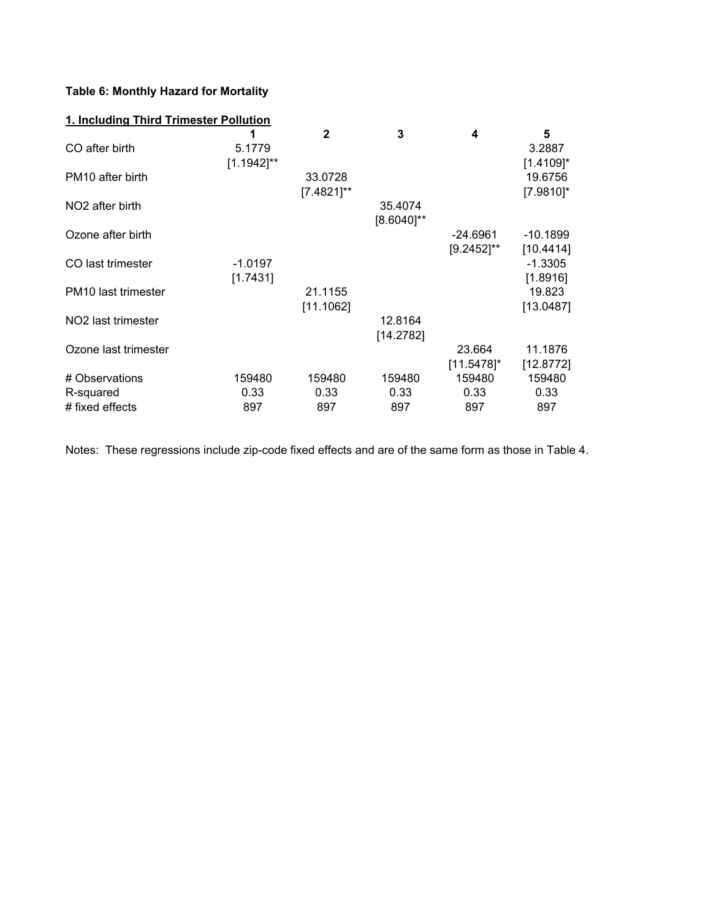**Table 6: Monthly Hazard for Mortality**

**1. Including Third Trimester Pollution**

| | 1 | 2 | 3 | 4 | 5 |
|---|---|---|---|---|---|
| CO after birth | 5.1779 | | | | 3.2887 |
| | [1.1942]** | | | | [1.4109]* |
| PM10 after birth | | 33.0728 | | | 19.6756 |
| | | [7.4821]** | | | [7.9810]* |
| NO2 after birth | | | 35.4074 | | |
| | | | [8.6040]** | | |
| Ozone after birth | | | | -24.6961 | -10.1899 |
| | | | | [9.2452]** | [10.4414] |
| CO last trimester | -1.0197 | | | | -1.3305 |
| | [1.7431] | | | | [1.8916] |
| PM10 last trimester | | 21.1155 | | | 19.823 |
| | | [11.1062] | | | [13.0487] |
| NO2 last trimester | | | 12.8164 | | |
| | | | [14.2782] | | |
| Ozone last trimester | | | | 23.664 | 11.1876 |
| | | | | [11.5478]* | [12.8772] |
| # Observations | 159480 | 159480 | 159480 | 159480 | 159480 |
| R-squared | 0.33 | 0.33 | 0.33 | 0.33 | 0.33 |
| # fixed effects | 897 | 897 | 897 | 897 | 897 |

Notes: These regressions include zip-code fixed effects and are of the same form as those in Table 4.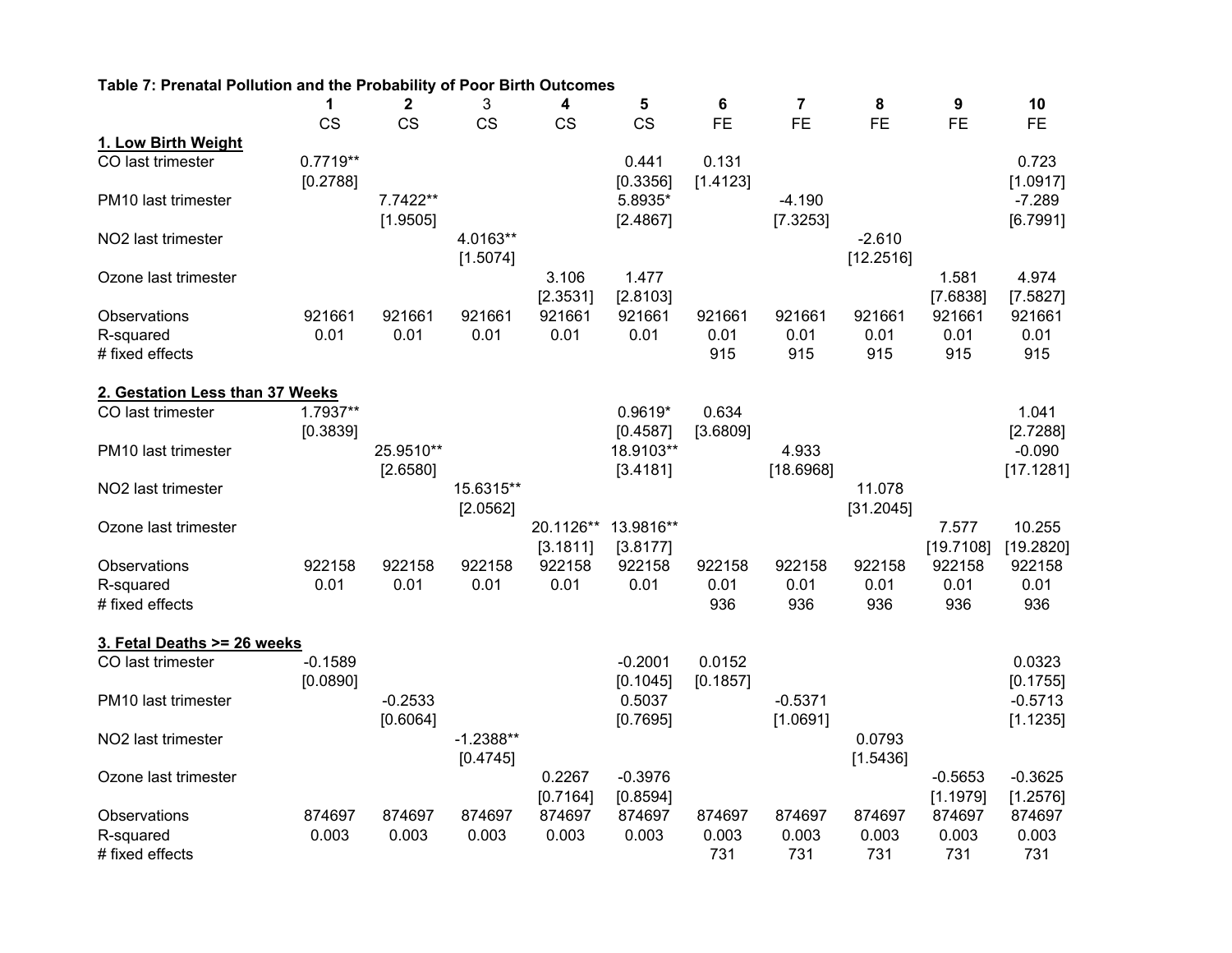**Table 7: Prenatal Pollution and the Probability of Poor Birth Outcomes**

| | 1 | 2 | 3 | 4 | 5 | 6 | 7 | 8 | 9 | 10 |
|---|---|---|---|---|---|---|---|---|---|---|
| | CS | CS | CS | CS | CS | FE | FE | FE | FE | FE |
| **1. Low Birth Weight** | | | | | | | | | | |
| CO last trimester | 0.7719** | | | | 0.441 | 0.131 | | | | 0.723 |
| | [0.2788] | | | | [0.3356] | [1.4123] | | | | [1.0917] |
| PM10 last trimester | | 7.7422** | | | 5.8935* | | -4.190 | | | -7.289 |
| | | [1.9505] | | | [2.4867] | | [7.3253] | | | [6.7991] |
| NO2 last trimester | | | 4.0163** | | | | | -2.610 | | |
| | | | [1.5074] | | | | | [12.2516] | | |
| Ozone last trimester | | | | 3.106 | 1.477 | | | | 1.581 | 4.974 |
| | | | | [2.3531] | [2.8103] | | | | [7.6838] | [7.5827] |
| Observations | 921661 | 921661 | 921661 | 921661 | 921661 | 921661 | 921661 | 921661 | 921661 | 921661 |
| R-squared | 0.01 | 0.01 | 0.01 | 0.01 | 0.01 | 0.01 | 0.01 | 0.01 | 0.01 | 0.01 |
| # fixed effects | | | | | | 915 | 915 | 915 | 915 | 915 |
| **2. Gestation Less than 37 Weeks** | | | | | | | | | | |
| CO last trimester | 1.7937** | | | | 0.9619* | 0.634 | | | | 1.041 |
| | [0.3839] | | | | [0.4587] | [3.6809] | | | | [2.7288] |
| PM10 last trimester | | 25.9510** | | | 18.9103** | | 4.933 | | | -0.090 |
| | | [2.6580] | | | [3.4181] | | [18.6968] | | | [17.1281] |
| NO2 last trimester | | | 15.6315** | | | | | 11.078 | | |
| | | | [2.0562] | | | | | [31.2045] | | |
| Ozone last trimester | | | | 20.1126** | 13.9816** | | | | 7.577 | 10.255 |
| | | | | [3.1811] | [3.8177] | | | | [19.7108] | [19.2820] |
| Observations | 922158 | 922158 | 922158 | 922158 | 922158 | 922158 | 922158 | 922158 | 922158 | 922158 |
| R-squared | 0.01 | 0.01 | 0.01 | 0.01 | 0.01 | 0.01 | 0.01 | 0.01 | 0.01 | 0.01 |
| # fixed effects | | | | | | 936 | 936 | 936 | 936 | 936 |
| **3. Fetal Deaths >= 26 weeks** | | | | | | | | | | |
| CO last trimester | -0.1589 | | | | -0.2001 | 0.0152 | | | | 0.0323 |
| | [0.0890] | | | | [0.1045] | [0.1857] | | | | [0.1755] |
| PM10 last trimester | | -0.2533 | | | 0.5037 | | -0.5371 | | | -0.5713 |
| | | [0.6064] | | | [0.7695] | | [1.0691] | | | [1.1235] |
| NO2 last trimester | | | -1.2388** | | | | | 0.0793 | | |
| | | | [0.4745] | | | | | [1.5436] | | |
| Ozone last trimester | | | | 0.2267 | -0.3976 | | | | -0.5653 | -0.3625 |
| | | | | [0.7164] | [0.8594] | | | | [1.1979] | [1.2576] |
| Observations | 874697 | 874697 | 874697 | 874697 | 874697 | 874697 | 874697 | 874697 | 874697 | 874697 |
| R-squared | 0.003 | 0.003 | 0.003 | 0.003 | 0.003 | 0.003 | 0.003 | 0.003 | 0.003 | 0.003 |
| # fixed effects | | | | | | 731 | 731 | 731 | 731 | 731 |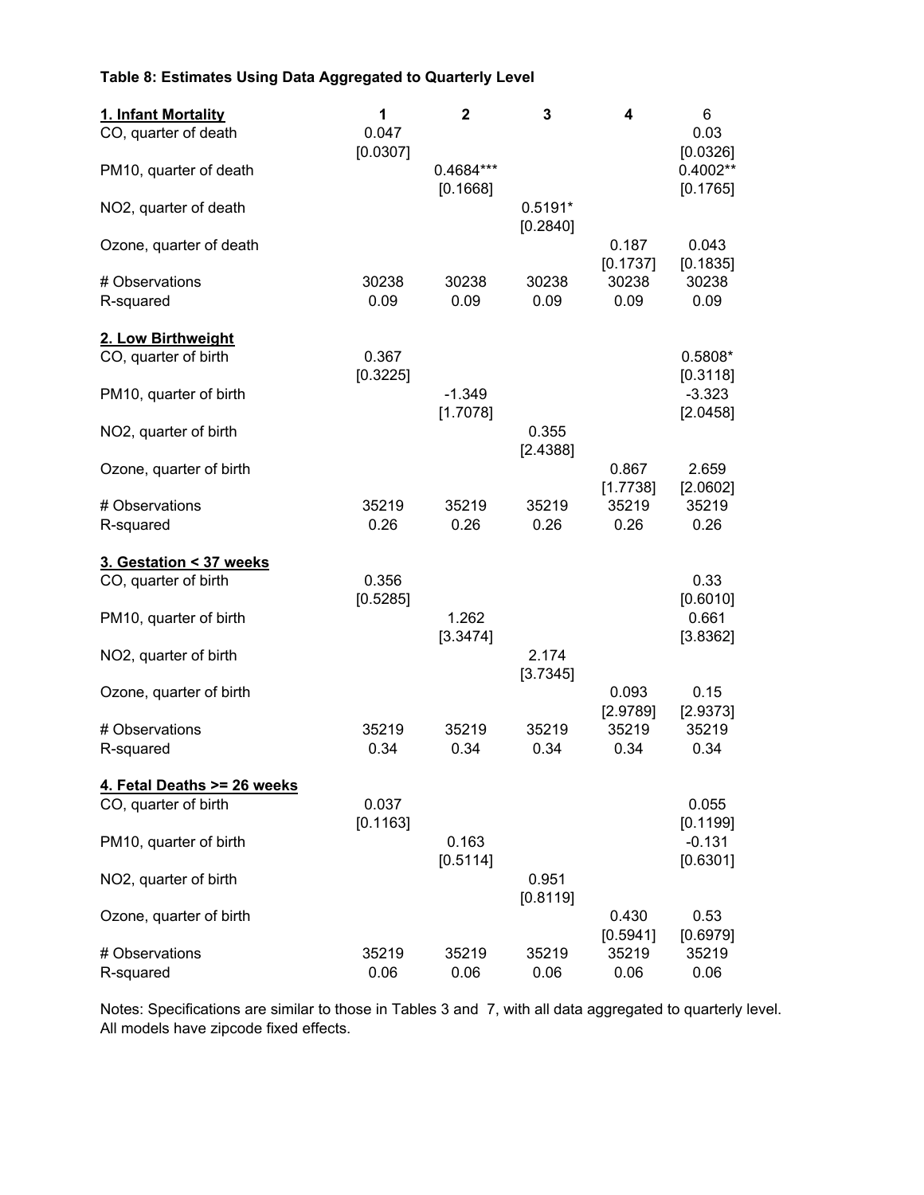**Table 8: Estimates Using Data Aggregated to Quarterly Level**

| **1. Infant Mortality** | **1** | **2** | **3** | **4** | 6 |
|---|---|---|---|---|---|
| CO, quarter of death | 0.047 | | | | 0.03 |
| | [0.0307] | | | | [0.0326] |
| PM10, quarter of death | | 0.4684*** | | | 0.4002** |
| | | [0.1668] | | | [0.1765] |
| NO2, quarter of death | | | 0.5191* | | |
| | | | [0.2840] | | |
| Ozone, quarter of death | | | | 0.187 | 0.043 |
| | | | | [0.1737] | [0.1835] |
| # Observations | 30238 | 30238 | 30238 | 30238 | 30238 |
| R-squared | 0.09 | 0.09 | 0.09 | 0.09 | 0.09 |
| | | | | | |
| **2. Low Birthweight** | | | | | |
| CO, quarter of birth | 0.367 | | | | 0.5808* |
| | [0.3225] | | | | [0.3118] |
| PM10, quarter of birth | | -1.349 | | | -3.323 |
| | | [1.7078] | | | [2.0458] |
| NO2, quarter of birth | | | 0.355 | | |
| | | | [2.4388] | | |
| Ozone, quarter of birth | | | | 0.867 | 2.659 |
| | | | | [1.7738] | [2.0602] |
| # Observations | 35219 | 35219 | 35219 | 35219 | 35219 |
| R-squared | 0.26 | 0.26 | 0.26 | 0.26 | 0.26 |
| | | | | | |
| **3. Gestation < 37 weeks** | | | | | |
| CO, quarter of birth | 0.356 | | | | 0.33 |
| | [0.5285] | | | | [0.6010] |
| PM10, quarter of birth | | 1.262 | | | 0.661 |
| | | [3.3474] | | | [3.8362] |
| NO2, quarter of birth | | | 2.174 | | |
| | | | [3.7345] | | |
| Ozone, quarter of birth | | | | 0.093 | 0.15 |
| | | | | [2.9789] | [2.9373] |
| # Observations | 35219 | 35219 | 35219 | 35219 | 35219 |
| R-squared | 0.34 | 0.34 | 0.34 | 0.34 | 0.34 |
| | | | | | |
| **4. Fetal Deaths >= 26 weeks** | | | | | |
| CO, quarter of birth | 0.037 | | | | 0.055 |
| | [0.1163] | | | | [0.1199] |
| PM10, quarter of birth | | 0.163 | | | -0.131 |
| | | [0.5114] | | | [0.6301] |
| NO2, quarter of birth | | | 0.951 | | |
| | | | [0.8119] | | |
| Ozone, quarter of birth | | | | 0.430 | 0.53 |
| | | | | [0.5941] | [0.6979] |
| # Observations | 35219 | 35219 | 35219 | 35219 | 35219 |
| R-squared | 0.06 | 0.06 | 0.06 | 0.06 | 0.06 |

Notes: Specifications are similar to those in Tables 3 and 7, with all data aggregated to quarterly level. All models have zipcode fixed effects.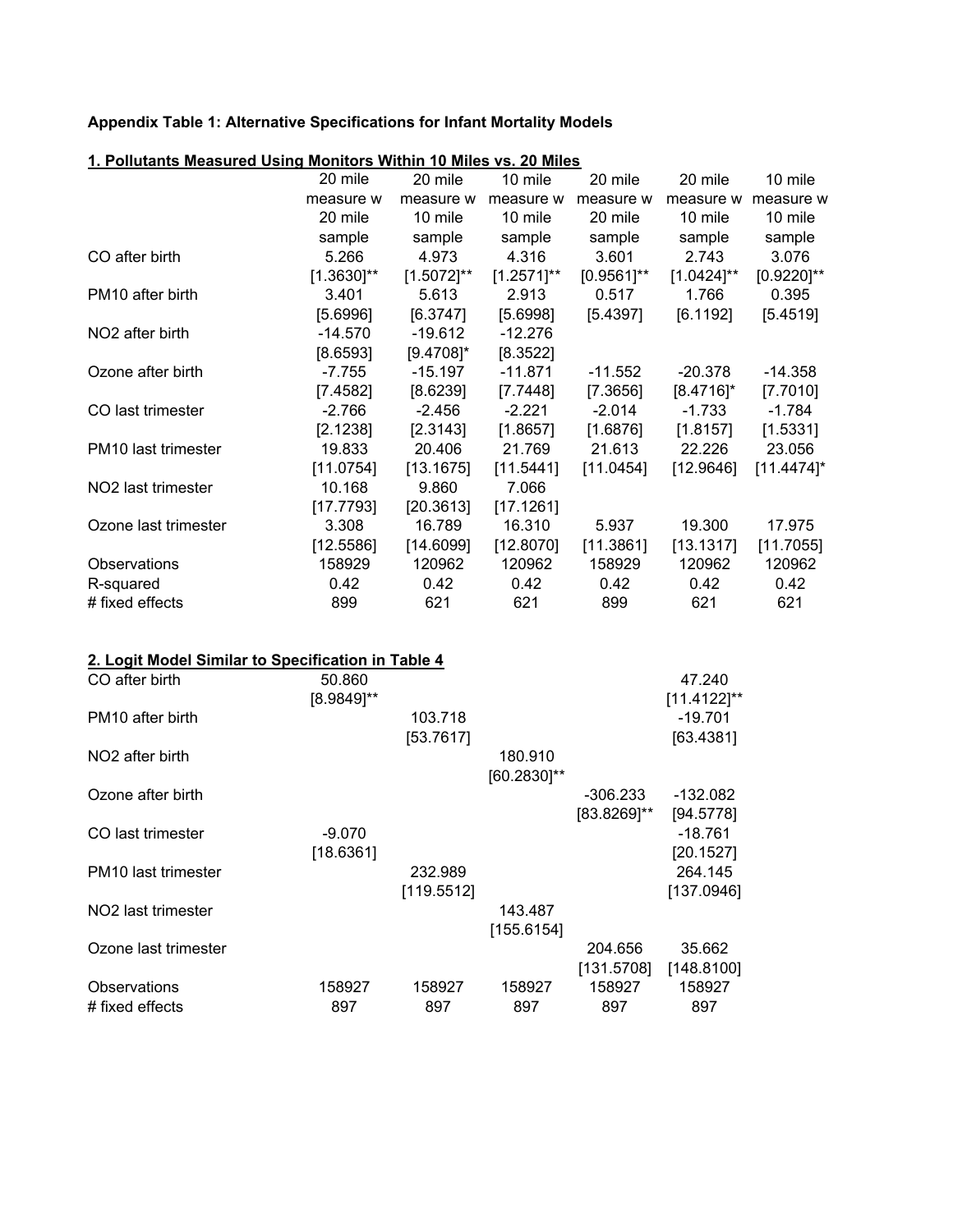**Appendix Table 1: Alternative Specifications for Infant Mortality Models**

**1. Pollutants Measured Using Monitors Within 10 Miles vs. 20 Miles**

| | 20 mile measure w 20 mile sample | 20 mile measure w 10 mile sample | 10 mile measure w 10 mile sample | 20 mile measure w 20 mile sample | 20 mile measure w 10 mile sample | 10 mile measure w 10 mile sample |
|---|---|---|---|---|---|---|
| CO after birth | 5.266 | 4.973 | 4.316 | 3.601 | 2.743 | 3.076 |
| | [1.3630]** | [1.5072]** | [1.2571]** | [0.9561]** | [1.0424]** | [0.9220]** |
| PM10 after birth | 3.401 | 5.613 | 2.913 | 0.517 | 1.766 | 0.395 |
| | [5.6996] | [6.3747] | [5.6998] | [5.4397] | [6.1192] | [5.4519] |
| NO2 after birth | -14.570 | -19.612 | -12.276 | | | |
| | [8.6593] | [9.4708]* | [8.3522] | | | |
| Ozone after birth | -7.755 | -15.197 | -11.871 | -11.552 | -20.378 | -14.358 |
| | [7.4582] | [8.6239] | [7.7448] | [7.3656] | [8.4716]* | [7.7010] |
| CO last trimester | -2.766 | -2.456 | -2.221 | -2.014 | -1.733 | -1.784 |
| | [2.1238] | [2.3143] | [1.8657] | [1.6876] | [1.8157] | [1.5331] |
| PM10 last trimester | 19.833 | 20.406 | 21.769 | 21.613 | 22.226 | 23.056 |
| | [11.0754] | [13.1675] | [11.5441] | [11.0454] | [12.9646] | [11.4474]* |
| NO2 last trimester | 10.168 | 9.860 | 7.066 | | | |
| | [17.7793] | [20.3613] | [17.1261] | | | |
| Ozone last trimester | 3.308 | 16.789 | 16.310 | 5.937 | 19.300 | 17.975 |
| | [12.5586] | [14.6099] | [12.8070] | [11.3861] | [13.1317] | [11.7055] |
| Observations | 158929 | 120962 | 120962 | 158929 | 120962 | 120962 |
| R-squared | 0.42 | 0.42 | 0.42 | 0.42 | 0.42 | 0.42 |
| # fixed effects | 899 | 621 | 621 | 899 | 621 | 621 |

**2. Logit Model Similar to Specification in Table 4**

| | (1) | (2) | (3) | (4) | (5) |
|---|---|---|---|---|---|
| CO after birth | 50.860 | | | | 47.240 |
| | [8.9849]** | | | | [11.4122]** |
| PM10 after birth | | 103.718 | | | -19.701 |
| | | [53.7617] | | | [63.4381] |
| NO2 after birth | | | 180.910 | | |
| | | | [60.2830]** | | |
| Ozone after birth | | | | -306.233 | -132.082 |
| | | | | [83.8269]** | [94.5778] |
| CO last trimester | -9.070 | | | | -18.761 |
| | [18.6361] | | | | [20.1527] |
| PM10 last trimester | | 232.989 | | | 264.145 |
| | | [119.5512] | | | [137.0946] |
| NO2 last trimester | | | 143.487 | | |
| | | | [155.6154] | | |
| Ozone last trimester | | | | 204.656 | 35.662 |
| | | | | [131.5708] | [148.8100] |
| Observations | 158927 | 158927 | 158927 | 158927 | 158927 |
| # fixed effects | 897 | 897 | 897 | 897 | 897 |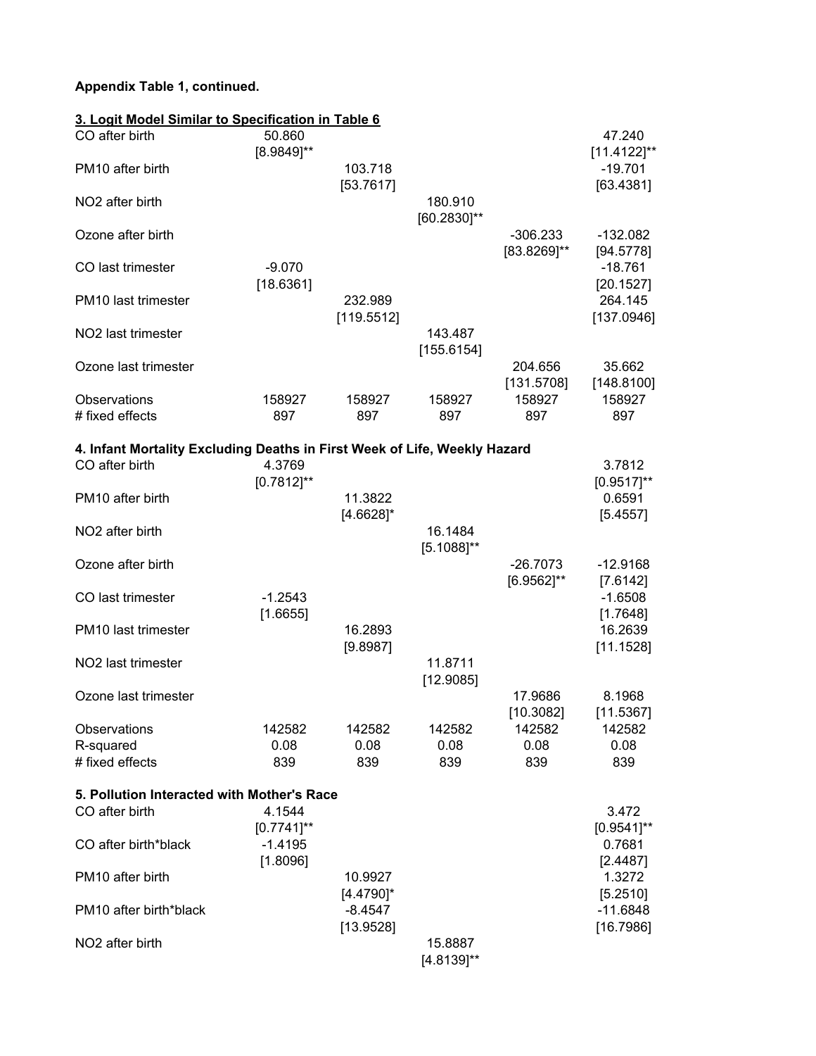**Appendix Table 1, continued.**

| | (1) | (2) | (3) | (4) | (5) |
|---|---|---|---|---|---|
| **3. Logit Model Similar to Specification in Table 6** | | | | | |
| CO after birth | 50.860 | | | | 47.240 |
| | [8.9849]** | | | | [11.4122]** |
| PM10 after birth | | 103.718 | | | -19.701 |
| | | [53.7617] | | | [63.4381] |
| NO2 after birth | | | 180.910 | | |
| | | | [60.2830]** | | |
| Ozone after birth | | | | -306.233 | -132.082 |
| | | | | [83.8269]** | [94.5778] |
| CO last trimester | -9.070 | | | | -18.761 |
| | [18.6361] | | | | [20.1527] |
| PM10 last trimester | | 232.989 | | | 264.145 |
| | | [119.5512] | | | [137.0946] |
| NO2 last trimester | | | 143.487 | | |
| | | | [155.6154] | | |
| Ozone last trimester | | | | 204.656 | 35.662 |
| | | | | [131.5708] | [148.8100] |
| Observations | 158927 | 158927 | 158927 | 158927 | 158927 |
| # fixed effects | 897 | 897 | 897 | 897 | 897 |
| **4. Infant Mortality Excluding Deaths in First Week of Life, Weekly Hazard** | | | | | |
| CO after birth | 4.3769 | | | | 3.7812 |
| | [0.7812]** | | | | [0.9517]** |
| PM10 after birth | | 11.3822 | | | 0.6591 |
| | | [4.6628]* | | | [5.4557] |
| NO2 after birth | | | 16.1484 | | |
| | | | [5.1088]** | | |
| Ozone after birth | | | | -26.7073 | -12.9168 |
| | | | | [6.9562]** | [7.6142] |
| CO last trimester | -1.2543 | | | | -1.6508 |
| | [1.6655] | | | | [1.7648] |
| PM10 last trimester | | 16.2893 | | | 16.2639 |
| | | [9.8987] | | | [11.1528] |
| NO2 last trimester | | | 11.8711 | | |
| | | | [12.9085] | | |
| Ozone last trimester | | | | 17.9686 | 8.1968 |
| | | | | [10.3082] | [11.5367] |
| Observations | 142582 | 142582 | 142582 | 142582 | 142582 |
| R-squared | 0.08 | 0.08 | 0.08 | 0.08 | 0.08 |
| # fixed effects | 839 | 839 | 839 | 839 | 839 |
| **5. Pollution Interacted with Mother's Race** | | | | | |
| CO after birth | 4.1544 | | | | 3.472 |
| | [0.7741]** | | | | [0.9541]** |
| CO after birth*black | -1.4195 | | | | 0.7681 |
| | [1.8096] | | | | [2.4487] |
| PM10 after birth | | 10.9927 | | | 1.3272 |
| | | [4.4790]* | | | [5.2510] |
| PM10 after birth*black | | -8.4547 | | | -11.6848 |
| | | [13.9528] | | | [16.7986] |
| NO2 after birth | | | 15.8887 | | |
| | | | [4.8139]** | | |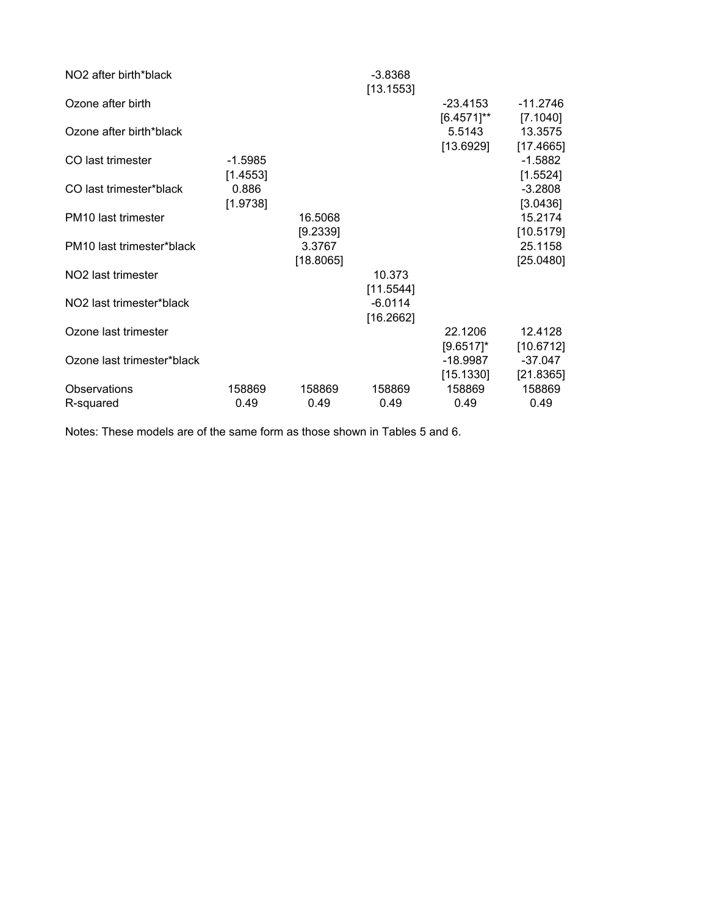| | | | | | |
|---|---|---|---|---|---|
| NO2 after birth*black | | | -3.8368 | | |
| | | | [13.1553] | | |
| Ozone after birth | | | | -23.4153 | -11.2746 |
| | | | | [6.4571]** | [7.1040] |
| Ozone after birth*black | | | | 5.5143 | 13.3575 |
| | | | | [13.6929] | [17.4665] |
| CO last trimester | -1.5985 | | | | -1.5882 |
| | [1.4553] | | | | [1.5524] |
| CO last trimester*black | 0.886 | | | | -3.2808 |
| | [1.9738] | | | | [3.0436] |
| PM10 last trimester | | 16.5068 | | | 15.2174 |
| | | [9.2339] | | | [10.5179] |
| PM10 last trimester*black | | 3.3767 | | | 25.1158 |
| | | [18.8065] | | | [25.0480] |
| NO2 last trimester | | | 10.373 | | |
| | | | [11.5544] | | |
| NO2 last trimester*black | | | -6.0114 | | |
| | | | [16.2662] | | |
| Ozone last trimester | | | | 22.1206 | 12.4128 |
| | | | | [9.6517]* | [10.6712] |
| Ozone last trimester*black | | | | -18.9987 | -37.047 |
| | | | | [15.1330] | [21.8365] |
| Observations | 158869 | 158869 | 158869 | 158869 | 158869 |
| R-squared | 0.49 | 0.49 | 0.49 | 0.49 | 0.49 |

Notes: These models are of the same form as those shown in Tables 5 and 6.